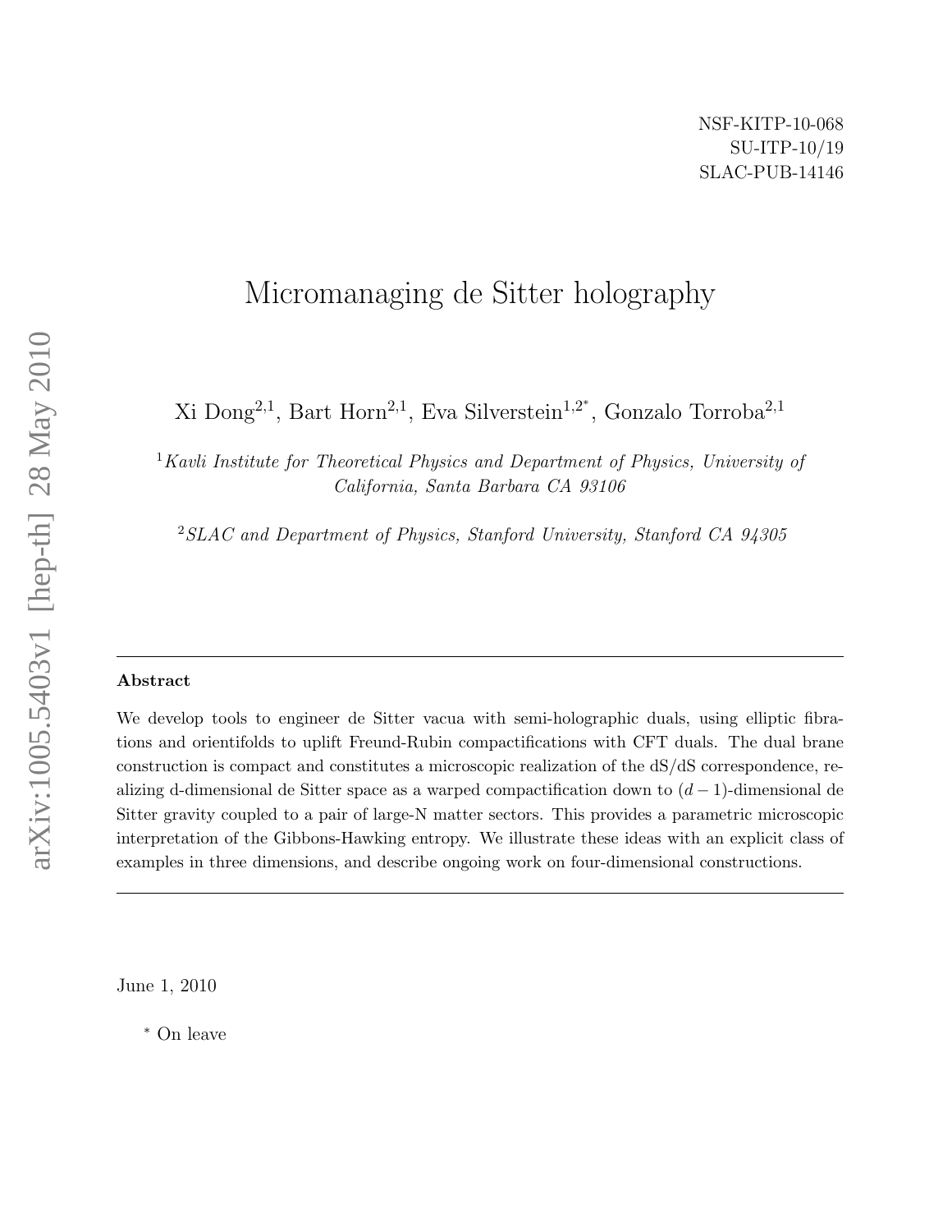NSF-KITP-10-068
SU-ITP-10/19
SLAC-PUB-14146

# Micromanaging de Sitter holography

Xi Dong[2,1], Bart Horn[2,1], Eva Silverstein[1,2*], Gonzalo Torroba[2,1]

[1] *Kavli Institute for Theoretical Physics and Department of Physics, University of California, Santa Barbara CA 93106*

[2] *SLAC and Department of Physics, Stanford University, Stanford CA 94305*

### Abstract

We develop tools to engineer de Sitter vacua with semi-holographic duals, using elliptic fibrations and orientifolds to uplift Freund-Rubin compactifications with CFT duals. The dual brane construction is compact and constitutes a microscopic realization of the dS/dS correspondence, realizing d-dimensional de Sitter space as a warped compactification down to $(d-1)$-dimensional de Sitter gravity coupled to a pair of large-N matter sectors. This provides a parametric microscopic interpretation of the Gibbons-Hawking entropy. We illustrate these ideas with an explicit class of examples in three dimensions, and describe ongoing work on four-dimensional constructions.

June 1, 2010

[*] On leave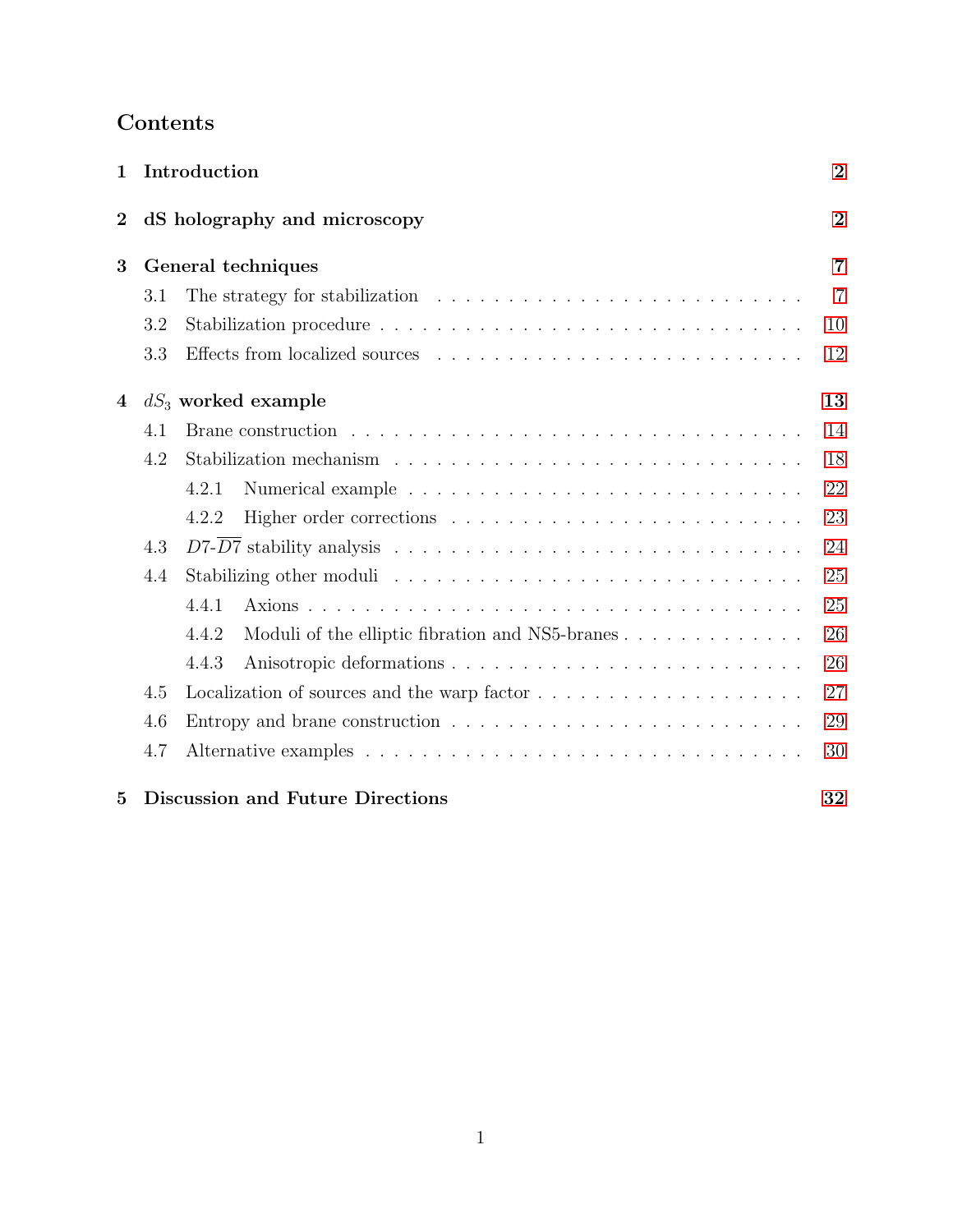# Contents

1 Introduction 2

2 dS holography and microscopy 2

3 General techniques 7
- 3.1 The strategy for stabilization 7
- 3.2 Stabilization procedure 10
- 3.3 Effects from localized sources 12

4 $dS_3$ worked example 13
- 4.1 Brane construction 14
- 4.2 Stabilization mechanism 18
  - 4.2.1 Numerical example 22
  - 4.2.2 Higher order corrections 23
- 4.3 $D7$-$\overline{D7}$ stability analysis 24
- 4.4 Stabilizing other moduli 25
  - 4.4.1 Axions 25
  - 4.4.2 Moduli of the elliptic fibration and NS5-branes 26
  - 4.4.3 Anisotropic deformations 26
- 4.5 Localization of sources and the warp factor 27
- 4.6 Entropy and brane construction 29
- 4.7 Alternative examples 30

5 Discussion and Future Directions 32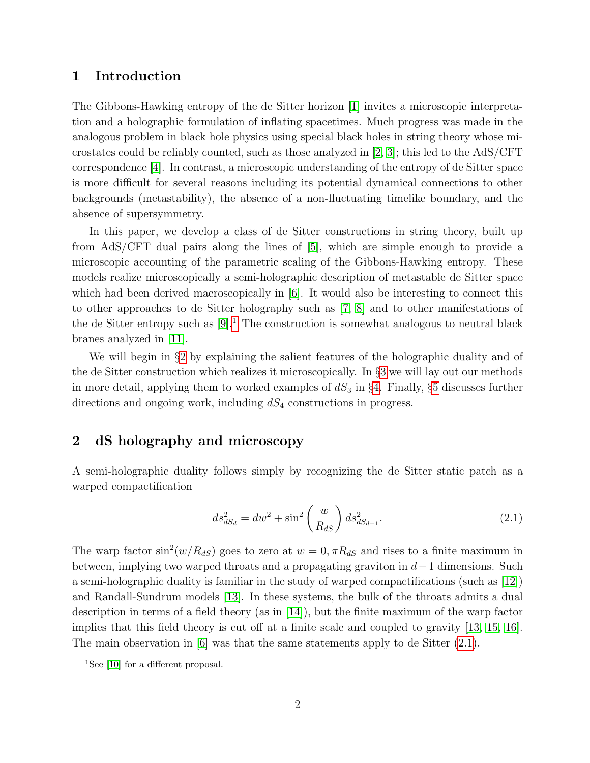## 1 Introduction

The Gibbons-Hawking entropy of the de Sitter horizon [1] invites a microscopic interpretation and a holographic formulation of inflating spacetimes. Much progress was made in the analogous problem in black hole physics using special black holes in string theory whose microstates could be reliably counted, such as those analyzed in [2, 3]; this led to the AdS/CFT correspondence [4]. In contrast, a microscopic understanding of the entropy of de Sitter space is more difficult for several reasons including its potential dynamical connections to other backgrounds (metastability), the absence of a non-fluctuating timelike boundary, and the absence of supersymmetry.

In this paper, we develop a class of de Sitter constructions in string theory, built up from AdS/CFT dual pairs along the lines of [5], which are simple enough to provide a microscopic accounting of the parametric scaling of the Gibbons-Hawking entropy. These models realize microscopically a semi-holographic description of metastable de Sitter space which had been derived macroscopically in [6]. It would also be interesting to connect this to other approaches to de Sitter holography such as [7, 8] and to other manifestations of the de Sitter entropy such as [9].[1] The construction is somewhat analogous to neutral black branes analyzed in [11].

We will begin in §2 by explaining the salient features of the holographic duality and of the de Sitter construction which realizes it microscopically. In §3 we will lay out our methods in more detail, applying them to worked examples of $dS_3$ in §4. Finally, §5 discusses further directions and ongoing work, including $dS_4$ constructions in progress.

## 2 dS holography and microscopy

A semi-holographic duality follows simply by recognizing the de Sitter static patch as a warped compactification

$$ds^2_{dS_d} = dw^2 + \sin^2\left(\frac{w}{R_{dS}}\right) ds^2_{dS_{d-1}}. \tag{2.1}$$

The warp factor $\sin^2(w/R_{dS})$ goes to zero at $w = 0, \pi R_{dS}$ and rises to a finite maximum in between, implying two warped throats and a propagating graviton in $d-1$ dimensions. Such a semi-holographic duality is familiar in the study of warped compactifications (such as [12]) and Randall-Sundrum models [13]. In these systems, the bulk of the throats admits a dual description in terms of a field theory (as in [14]), but the finite maximum of the warp factor implies that this field theory is cut off at a finite scale and coupled to gravity [13, 15, 16]. The main observation in [6] was that the same statements apply to de Sitter (2.1).

[1] See [10] for a different proposal.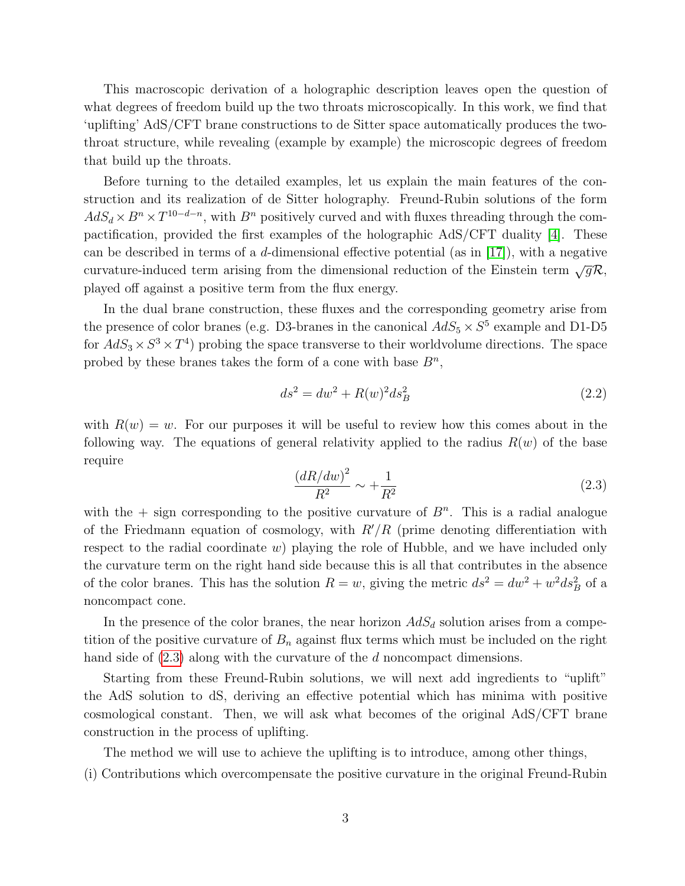This macroscopic derivation of a holographic description leaves open the question of what degrees of freedom build up the two throats microscopically. In this work, we find that 'uplifting' AdS/CFT brane constructions to de Sitter space automatically produces the two-throat structure, while revealing (example by example) the microscopic degrees of freedom that build up the throats.

Before turning to the detailed examples, let us explain the main features of the construction and its realization of de Sitter holography. Freund-Rubin solutions of the form $AdS_d \times B^n \times T^{10-d-n}$, with $B^n$ positively curved and with fluxes threading through the compactification, provided the first examples of the holographic AdS/CFT duality [4]. These can be described in terms of a $d$-dimensional effective potential (as in [17]), with a negative curvature-induced term arising from the dimensional reduction of the Einstein term $\sqrt{g}\mathcal{R}$, played off against a positive term from the flux energy.

In the dual brane construction, these fluxes and the corresponding geometry arise from the presence of color branes (e.g. D3-branes in the canonical $AdS_5 \times S^5$ example and D1-D5 for $AdS_3 \times S^3 \times T^4$) probing the space transverse to their worldvolume directions. The space probed by these branes takes the form of a cone with base $B^n$,

$$ds^2 = dw^2 + R(w)^2 ds_B^2 \tag{2.2}$$

with $R(w) = w$. For our purposes it will be useful to review how this comes about in the following way. The equations of general relativity applied to the radius $R(w)$ of the base require

$$\frac{(dR/dw)^2}{R^2} \sim +\frac{1}{R^2} \tag{2.3}$$

with the + sign corresponding to the positive curvature of $B^n$. This is a radial analogue of the Friedmann equation of cosmology, with $R'/R$ (prime denoting differentiation with respect to the radial coordinate $w$) playing the role of Hubble, and we have included only the curvature term on the right hand side because this is all that contributes in the absence of the color branes. This has the solution $R = w$, giving the metric $ds^2 = dw^2 + w^2 ds_B^2$ of a noncompact cone.

In the presence of the color branes, the near horizon $AdS_d$ solution arises from a competition of the positive curvature of $B_n$ against flux terms which must be included on the right hand side of (2.3) along with the curvature of the $d$ noncompact dimensions.

Starting from these Freund-Rubin solutions, we will next add ingredients to "uplift" the AdS solution to dS, deriving an effective potential which has minima with positive cosmological constant. Then, we will ask what becomes of the original AdS/CFT brane construction in the process of uplifting.

The method we will use to achieve the uplifting is to introduce, among other things,

(i) Contributions which overcompensate the positive curvature in the original Freund-Rubin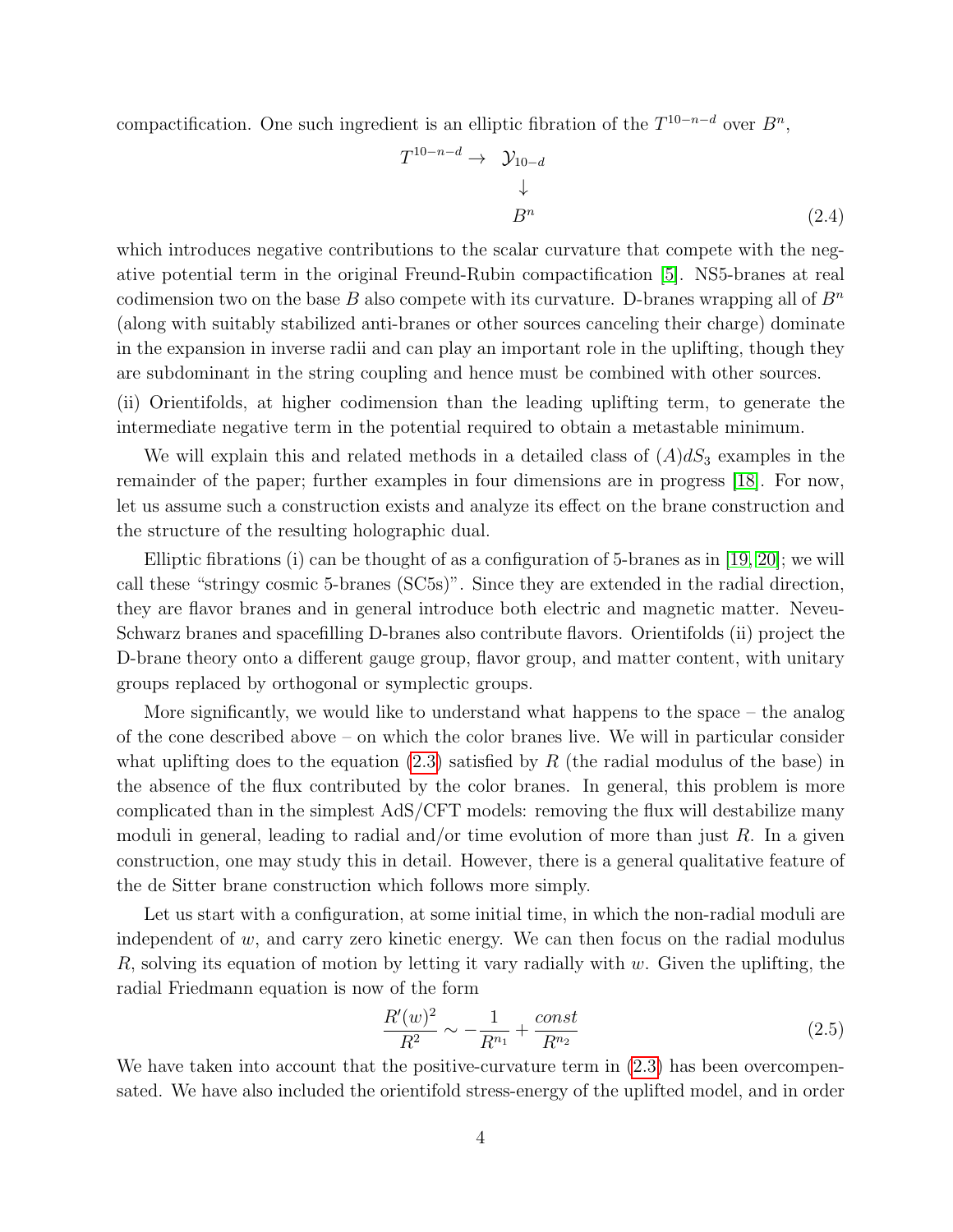compactification. One such ingredient is an elliptic fibration of the $T^{10-n-d}$ over $B^n$,

$$
\begin{array}{ccc}
T^{10-n-d} \rightarrow & \mathcal{Y}_{10-d} \\
& \downarrow \\
& B^n
\end{array}
\tag{2.4}
$$

which introduces negative contributions to the scalar curvature that compete with the negative potential term in the original Freund-Rubin compactification [5]. NS5-branes at real codimension two on the base $B$ also compete with its curvature. D-branes wrapping all of $B^n$ (along with suitably stabilized anti-branes or other sources canceling their charge) dominate in the expansion in inverse radii and can play an important role in the uplifting, though they are subdominant in the string coupling and hence must be combined with other sources.

(ii) Orientifolds, at higher codimension than the leading uplifting term, to generate the intermediate negative term in the potential required to obtain a metastable minimum.

We will explain this and related methods in a detailed class of $(A)dS_3$ examples in the remainder of the paper; further examples in four dimensions are in progress [18]. For now, let us assume such a construction exists and analyze its effect on the brane construction and the structure of the resulting holographic dual.

Elliptic fibrations (i) can be thought of as a configuration of 5-branes as in [19, 20]; we will call these "stringy cosmic 5-branes (SC5s)". Since they are extended in the radial direction, they are flavor branes and in general introduce both electric and magnetic matter. Neveu-Schwarz branes and spacefilling D-branes also contribute flavors. Orientifolds (ii) project the D-brane theory onto a different gauge group, flavor group, and matter content, with unitary groups replaced by orthogonal or symplectic groups.

More significantly, we would like to understand what happens to the space – the analog of the cone described above – on which the color branes live. We will in particular consider what uplifting does to the equation (2.3) satisfied by $R$ (the radial modulus of the base) in the absence of the flux contributed by the color branes. In general, this problem is more complicated than in the simplest AdS/CFT models: removing the flux will destabilize many moduli in general, leading to radial and/or time evolution of more than just $R$. In a given construction, one may study this in detail. However, there is a general qualitative feature of the de Sitter brane construction which follows more simply.

Let us start with a configuration, at some initial time, in which the non-radial moduli are independent of $w$, and carry zero kinetic energy. We can then focus on the radial modulus $R$, solving its equation of motion by letting it vary radially with $w$. Given the uplifting, the radial Friedmann equation is now of the form

$$
\frac{R'(w)^2}{R^2} \sim -\frac{1}{R^{n_1}} + \frac{const}{R^{n_2}} \tag{2.5}
$$

We have taken into account that the positive-curvature term in (2.3) has been overcompensated. We have also included the orientifold stress-energy of the uplifted model, and in order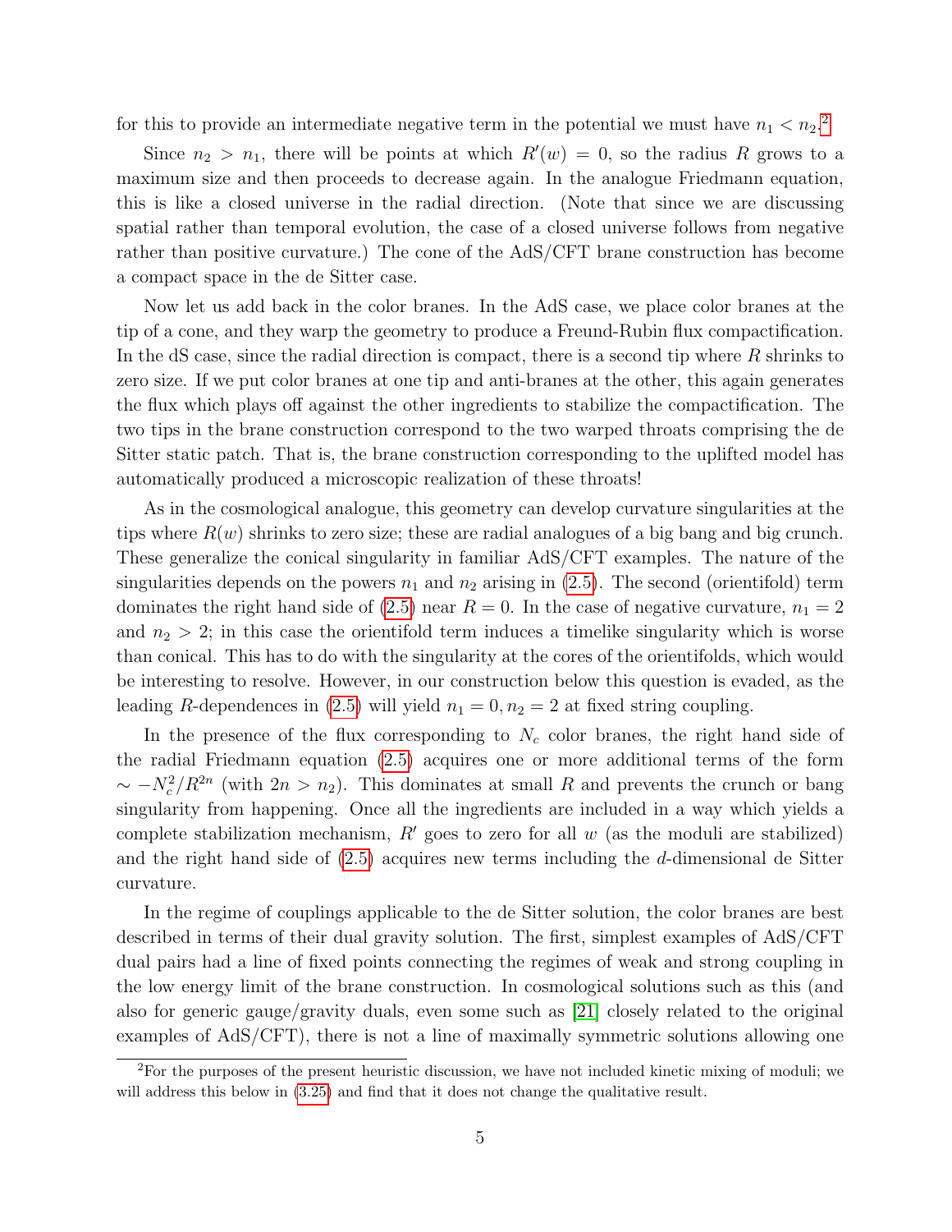for this to provide an intermediate negative term in the potential we must have $n_1 < n_2$.[2]

Since $n_2 > n_1$, there will be points at which $R'(w) = 0$, so the radius $R$ grows to a maximum size and then proceeds to decrease again. In the analogue Friedmann equation, this is like a closed universe in the radial direction. (Note that since we are discussing spatial rather than temporal evolution, the case of a closed universe follows from negative rather than positive curvature.) The cone of the AdS/CFT brane construction has become a compact space in the de Sitter case.

Now let us add back in the color branes. In the AdS case, we place color branes at the tip of a cone, and they warp the geometry to produce a Freund-Rubin flux compactification. In the dS case, since the radial direction is compact, there is a second tip where $R$ shrinks to zero size. If we put color branes at one tip and anti-branes at the other, this again generates the flux which plays off against the other ingredients to stabilize the compactification. The two tips in the brane construction correspond to the two warped throats comprising the de Sitter static patch. That is, the brane construction corresponding to the uplifted model has automatically produced a microscopic realization of these throats!

As in the cosmological analogue, this geometry can develop curvature singularities at the tips where $R(w)$ shrinks to zero size; these are radial analogues of a big bang and big crunch. These generalize the conical singularity in familiar AdS/CFT examples. The nature of the singularities depends on the powers $n_1$ and $n_2$ arising in (2.5). The second (orientifold) term dominates the right hand side of (2.5) near $R = 0$. In the case of negative curvature, $n_1 = 2$ and $n_2 > 2$; in this case the orientifold term induces a timelike singularity which is worse than conical. This has to do with the singularity at the cores of the orientifolds, which would be interesting to resolve. However, in our construction below this question is evaded, as the leading $R$-dependences in (2.5) will yield $n_1 = 0, n_2 = 2$ at fixed string coupling.

In the presence of the flux corresponding to $N_c$ color branes, the right hand side of the radial Friedmann equation (2.5) acquires one or more additional terms of the form $\sim -N_c^2/R^{2n}$ (with $2n > n_2$). This dominates at small $R$ and prevents the crunch or bang singularity from happening. Once all the ingredients are included in a way which yields a complete stabilization mechanism, $R'$ goes to zero for all $w$ (as the moduli are stabilized) and the right hand side of (2.5) acquires new terms including the $d$-dimensional de Sitter curvature.

In the regime of couplings applicable to the de Sitter solution, the color branes are best described in terms of their dual gravity solution. The first, simplest examples of AdS/CFT dual pairs had a line of fixed points connecting the regimes of weak and strong coupling in the low energy limit of the brane construction. In cosmological solutions such as this (and also for generic gauge/gravity duals, even some such as [21] closely related to the original examples of AdS/CFT), there is not a line of maximally symmetric solutions allowing one

[2] For the purposes of the present heuristic discussion, we have not included kinetic mixing of moduli; we will address this below in (3.25) and find that it does not change the qualitative result.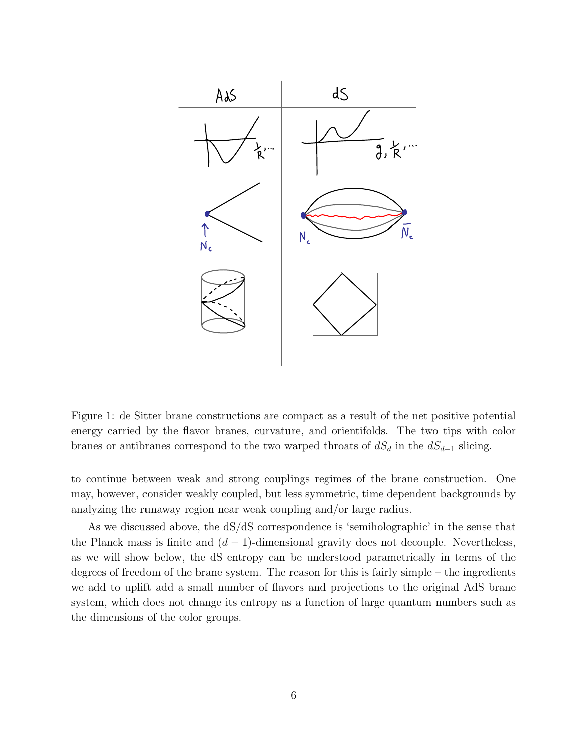Figure 1: de Sitter brane constructions are compact as a result of the net positive potential energy carried by the flavor branes, curvature, and orientifolds. The two tips with color branes or antibranes correspond to the two warped throats of $dS_d$ in the $dS_{d-1}$ slicing.

to continue between weak and strong couplings regimes of the brane construction. One may, however, consider weakly coupled, but less symmetric, time dependent backgrounds by analyzing the runaway region near weak coupling and/or large radius.

As we discussed above, the dS/dS correspondence is 'semiholographic' in the sense that the Planck mass is finite and $(d-1)$-dimensional gravity does not decouple. Nevertheless, as we will show below, the dS entropy can be understood parametrically in terms of the degrees of freedom of the brane system. The reason for this is fairly simple – the ingredients we add to uplift add a small number of flavors and projections to the original AdS brane system, which does not change its entropy as a function of large quantum numbers such as the dimensions of the color groups.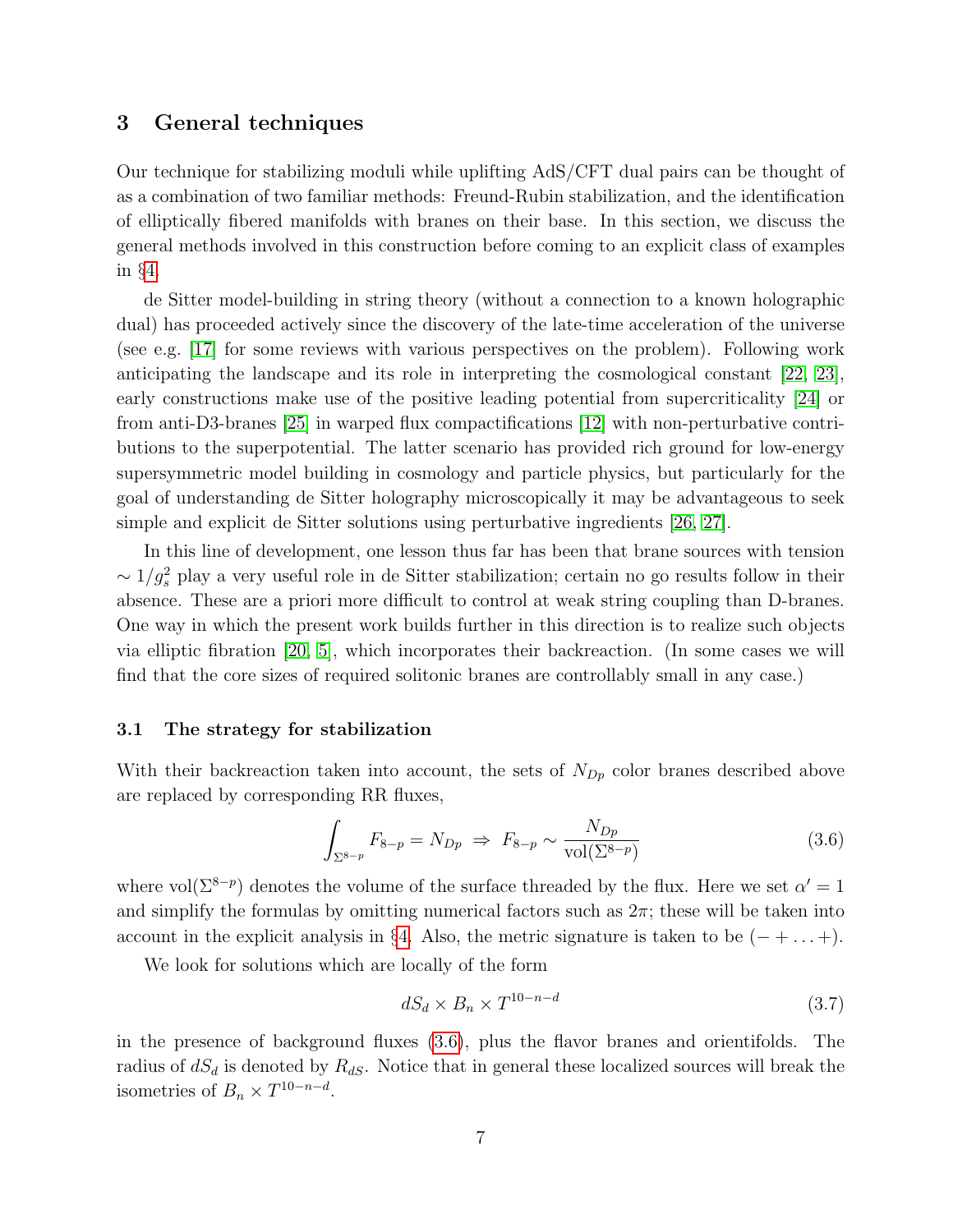## 3 General techniques

Our technique for stabilizing moduli while uplifting AdS/CFT dual pairs can be thought of as a combination of two familiar methods: Freund-Rubin stabilization, and the identification of elliptically fibered manifolds with branes on their base. In this section, we discuss the general methods involved in this construction before coming to an explicit class of examples in §4.

de Sitter model-building in string theory (without a connection to a known holographic dual) has proceeded actively since the discovery of the late-time acceleration of the universe (see e.g. [17] for some reviews with various perspectives on the problem). Following work anticipating the landscape and its role in interpreting the cosmological constant [22, 23], early constructions make use of the positive leading potential from supercriticality [24] or from anti-D3-branes [25] in warped flux compactifications [12] with non-perturbative contributions to the superpotential. The latter scenario has provided rich ground for low-energy supersymmetric model building in cosmology and particle physics, but particularly for the goal of understanding de Sitter holography microscopically it may be advantageous to seek simple and explicit de Sitter solutions using perturbative ingredients [26, 27].

In this line of development, one lesson thus far has been that brane sources with tension $\sim 1/g_s^2$ play a very useful role in de Sitter stabilization; certain no go results follow in their absence. These are a priori more difficult to control at weak string coupling than D-branes. One way in which the present work builds further in this direction is to realize such objects via elliptic fibration [20, 5], which incorporates their backreaction. (In some cases we will find that the core sizes of required solitonic branes are controllably small in any case.)

### 3.1 The strategy for stabilization

With their backreaction taken into account, the sets of $N_{Dp}$ color branes described above are replaced by corresponding RR fluxes,

$$\int_{\Sigma^{8-p}} F_{8-p} = N_{Dp} \;\Rightarrow\; F_{8-p} \sim \frac{N_{Dp}}{\mathrm{vol}(\Sigma^{8-p})} \tag{3.6}$$

where $\mathrm{vol}(\Sigma^{8-p})$ denotes the volume of the surface threaded by the flux. Here we set $\alpha' = 1$ and simplify the formulas by omitting numerical factors such as $2\pi$; these will be taken into account in the explicit analysis in §4. Also, the metric signature is taken to be $(- + \ldots +)$.

We look for solutions which are locally of the form

$$dS_d \times B_n \times T^{10-n-d} \tag{3.7}$$

in the presence of background fluxes (3.6), plus the flavor branes and orientifolds. The radius of $dS_d$ is denoted by $R_{dS}$. Notice that in general these localized sources will break the isometries of $B_n \times T^{10-n-d}$.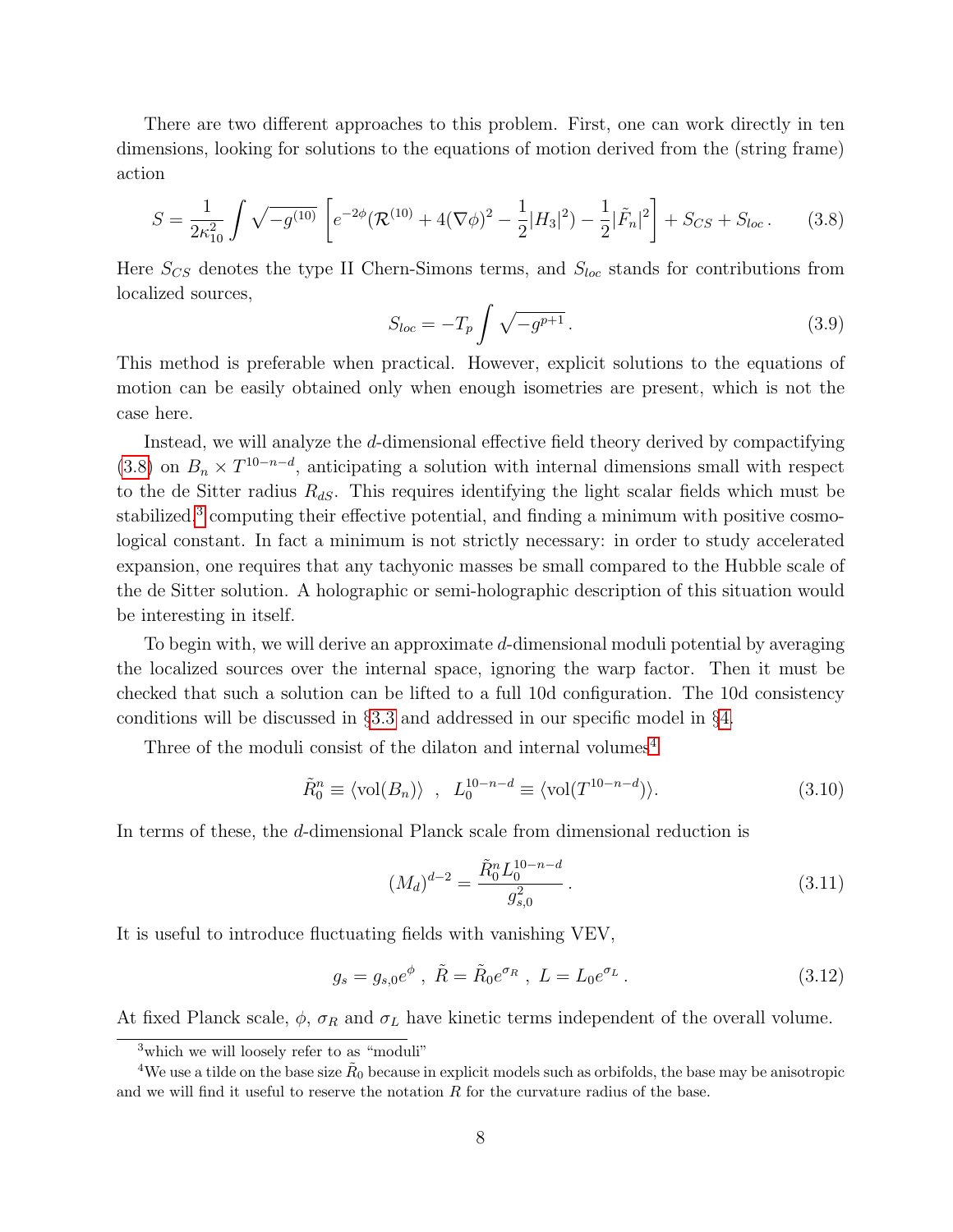There are two different approaches to this problem. First, one can work directly in ten dimensions, looking for solutions to the equations of motion derived from the (string frame) action

$$S = \frac{1}{2\kappa_{10}^2} \int \sqrt{-g^{(10)}} \left[ e^{-2\phi} (\mathcal{R}^{(10)} + 4(\nabla\phi)^2 - \frac{1}{2}|H_3|^2) - \frac{1}{2}|\tilde{F}_n|^2 \right] + S_{CS} + S_{loc} . \tag{3.8}$$

Here $S_{CS}$ denotes the type II Chern-Simons terms, and $S_{loc}$ stands for contributions from localized sources,

$$S_{loc} = -T_p \int \sqrt{-g^{p+1}} . \tag{3.9}$$

This method is preferable when practical. However, explicit solutions to the equations of motion can be easily obtained only when enough isometries are present, which is not the case here.

Instead, we will analyze the $d$-dimensional effective field theory derived by compactifying (3.8) on $B_n \times T^{10-n-d}$, anticipating a solution with internal dimensions small with respect to the de Sitter radius $R_{dS}$. This requires identifying the light scalar fields which must be stabilized,[3] computing their effective potential, and finding a minimum with positive cosmological constant. In fact a minimum is not strictly necessary: in order to study accelerated expansion, one requires that any tachyonic masses be small compared to the Hubble scale of the de Sitter solution. A holographic or semi-holographic description of this situation would be interesting in itself.

To begin with, we will derive an approximate $d$-dimensional moduli potential by averaging the localized sources over the internal space, ignoring the warp factor. Then it must be checked that such a solution can be lifted to a full 10d configuration. The 10d consistency conditions will be discussed in §3.3 and addressed in our specific model in §4.

Three of the moduli consist of the dilaton and internal volumes[4]

$$\tilde{R}_0^n \equiv \langle \mathrm{vol}(B_n) \rangle \quad , \quad L_0^{10-n-d} \equiv \langle \mathrm{vol}(T^{10-n-d}) \rangle. \tag{3.10}$$

In terms of these, the $d$-dimensional Planck scale from dimensional reduction is

$$(M_d)^{d-2} = \frac{\tilde{R}_0^n L_0^{10-n-d}}{g_{s,0}^2} . \tag{3.11}$$

It is useful to introduce fluctuating fields with vanishing VEV,

$$g_s = g_{s,0} e^{\phi} \ , \ \tilde{R} = \tilde{R}_0 e^{\sigma_R} \ , \ L = L_0 e^{\sigma_L} . \tag{3.12}$$

At fixed Planck scale, $\phi$, $\sigma_R$ and $\sigma_L$ have kinetic terms independent of the overall volume.

---

[3] which we will loosely refer to as "moduli"

[4] We use a tilde on the base size $\tilde{R}_0$ because in explicit models such as orbifolds, the base may be anisotropic and we will find it useful to reserve the notation $R$ for the curvature radius of the base.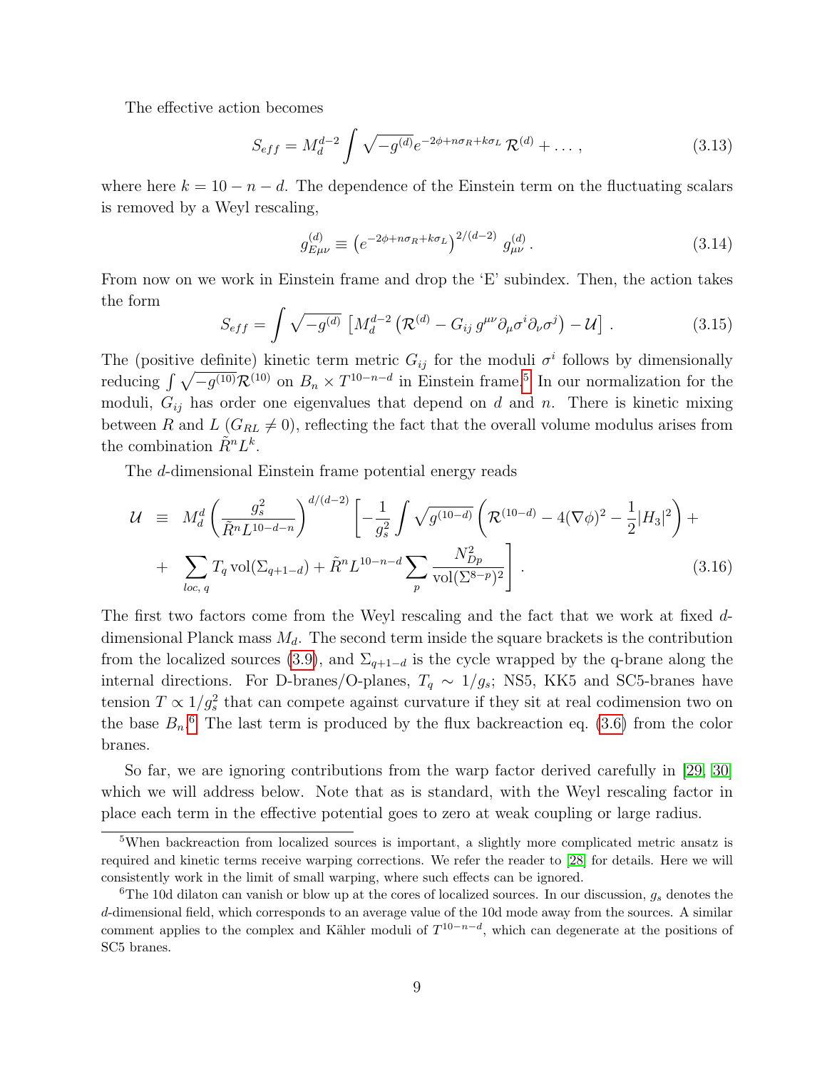The effective action becomes

$$S_{eff} = M_d^{d-2} \int \sqrt{-g^{(d)}} e^{-2\phi + n\sigma_R + k\sigma_L} \, \mathcal{R}^{(d)} + \dots \,, \tag{3.13}$$

where here $k = 10 - n - d$. The dependence of the Einstein term on the fluctuating scalars is removed by a Weyl rescaling,

$$g^{(d)}_{E\mu\nu} \equiv \left(e^{-2\phi + n\sigma_R + k\sigma_L}\right)^{2/(d-2)} g^{(d)}_{\mu\nu} \,. \tag{3.14}$$

From now on we work in Einstein frame and drop the 'E' subindex. Then, the action takes the form

$$S_{eff} = \int \sqrt{-g^{(d)}} \, \left[ M_d^{d-2} \left( \mathcal{R}^{(d)} - G_{ij} \, g^{\mu\nu} \partial_\mu \sigma^i \partial_\nu \sigma^j \right) - \mathcal{U} \right] \,. \tag{3.15}$$

The (positive definite) kinetic term metric $G_{ij}$ for the moduli $\sigma^i$ follows by dimensionally reducing $\int \sqrt{-g^{(10)}} \mathcal{R}^{(10)}$ on $B_n \times T^{10-n-d}$ in Einstein frame.[5] In our normalization for the moduli, $G_{ij}$ has order one eigenvalues that depend on $d$ and $n$. There is kinetic mixing between $R$ and $L$ ($G_{RL} \neq 0$), reflecting the fact that the overall volume modulus arises from the combination $\tilde{R}^n L^k$.

The $d$-dimensional Einstein frame potential energy reads

$$\begin{aligned} \mathcal{U} \;\; \equiv \;\; & M_d^d \left( \frac{g_s^2}{\tilde{R}^n L^{10-d-n}} \right)^{d/(d-2)} \left[ -\frac{1}{g_s^2} \int \sqrt{g^{(10-d)}} \left( \mathcal{R}^{(10-d)} - 4(\nabla\phi)^2 - \frac{1}{2}|H_3|^2 \right) + \right. \\ + \;\; & \left. \sum_{loc,\, q} T_q \, \mathrm{vol}(\Sigma_{q+1-d}) + \tilde{R}^n L^{10-n-d} \sum_p \frac{N_{Dp}^2}{\mathrm{vol}(\Sigma^{8-p})^2} \right] . \end{aligned} \tag{3.16}$$

The first two factors come from the Weyl rescaling and the fact that we work at fixed $d$-dimensional Planck mass $M_d$. The second term inside the square brackets is the contribution from the localized sources (3.9), and $\Sigma_{q+1-d}$ is the cycle wrapped by the q-brane along the internal directions. For D-branes/O-planes, $T_q \sim 1/g_s$; NS5, KK5 and SC5-branes have tension $T \propto 1/g_s^2$ that can compete against curvature if they sit at real codimension two on the base $B_n$.[6] The last term is produced by the flux backreaction eq. (3.6) from the color branes.

So far, we are ignoring contributions from the warp factor derived carefully in [29, 30] which we will address below. Note that as is standard, with the Weyl rescaling factor in place each term in the effective potential goes to zero at weak coupling or large radius.

[5] When backreaction from localized sources is important, a slightly more complicated metric ansatz is required and kinetic terms receive warping corrections. We refer the reader to [28] for details. Here we will consistently work in the limit of small warping, where such effects can be ignored.

[6] The 10d dilaton can vanish or blow up at the cores of localized sources. In our discussion, $g_s$ denotes the $d$-dimensional field, which corresponds to an average value of the 10d mode away from the sources. A similar comment applies to the complex and Kähler moduli of $T^{10-n-d}$, which can degenerate at the positions of SC5 branes.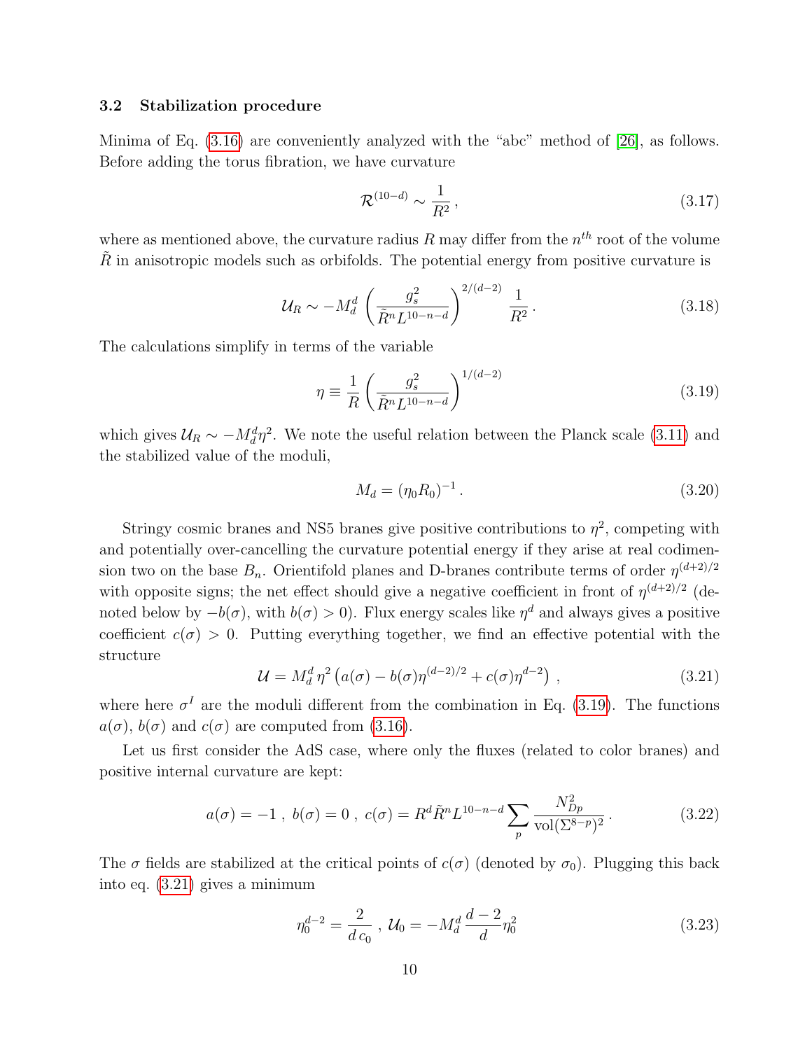### 3.2 Stabilization procedure

Minima of Eq. (3.16) are conveniently analyzed with the "abc" method of [26], as follows. Before adding the torus fibration, we have curvature

$$\mathcal{R}^{(10-d)} \sim \frac{1}{R^2}\,, \tag{3.17}$$

where as mentioned above, the curvature radius $R$ may differ from the $n^{th}$ root of the volume $\tilde{R}$ in anisotropic models such as orbifolds. The potential energy from positive curvature is

$$\mathcal{U}_R \sim -M_d^d \left(\frac{g_s^2}{\tilde{R}^n L^{10-n-d}}\right)^{2/(d-2)} \frac{1}{R^2}\,. \tag{3.18}$$

The calculations simplify in terms of the variable

$$\eta \equiv \frac{1}{R}\left(\frac{g_s^2}{\tilde{R}^n L^{10-n-d}}\right)^{1/(d-2)} \tag{3.19}$$

which gives $\mathcal{U}_R \sim -M_d^d \eta^2$. We note the useful relation between the Planck scale (3.11) and the stabilized value of the moduli,

$$M_d = (\eta_0 R_0)^{-1}\,. \tag{3.20}$$

Stringy cosmic branes and NS5 branes give positive contributions to $\eta^2$, competing with and potentially over-cancelling the curvature potential energy if they arise at real codimension two on the base $B_n$. Orientifold planes and D-branes contribute terms of order $\eta^{(d+2)/2}$ with opposite signs; the net effect should give a negative coefficient in front of $\eta^{(d+2)/2}$ (denoted below by $-b(\sigma)$, with $b(\sigma) > 0$). Flux energy scales like $\eta^d$ and always gives a positive coefficient $c(\sigma) > 0$. Putting everything together, we find an effective potential with the structure

$$\mathcal{U} = M_d^d\, \eta^2 \left(a(\sigma) - b(\sigma)\eta^{(d-2)/2} + c(\sigma)\eta^{d-2}\right)\,, \tag{3.21}$$

where here $\sigma^I$ are the moduli different from the combination in Eq. (3.19). The functions $a(\sigma)$, $b(\sigma)$ and $c(\sigma)$ are computed from (3.16).

Let us first consider the AdS case, where only the fluxes (related to color branes) and positive internal curvature are kept:

$$a(\sigma) = -1\,,\; b(\sigma) = 0\,,\; c(\sigma) = R^d \tilde{R}^n L^{10-n-d} \sum_p \frac{N_{Dp}^2}{\text{vol}(\Sigma^{8-p})^2}\,. \tag{3.22}$$

The $\sigma$ fields are stabilized at the critical points of $c(\sigma)$ (denoted by $\sigma_0$). Plugging this back into eq. (3.21) gives a minimum

$$\eta_0^{d-2} = \frac{2}{d\, c_0}\;,\; \mathcal{U}_0 = -M_d^d\, \frac{d-2}{d} \eta_0^2 \tag{3.23}$$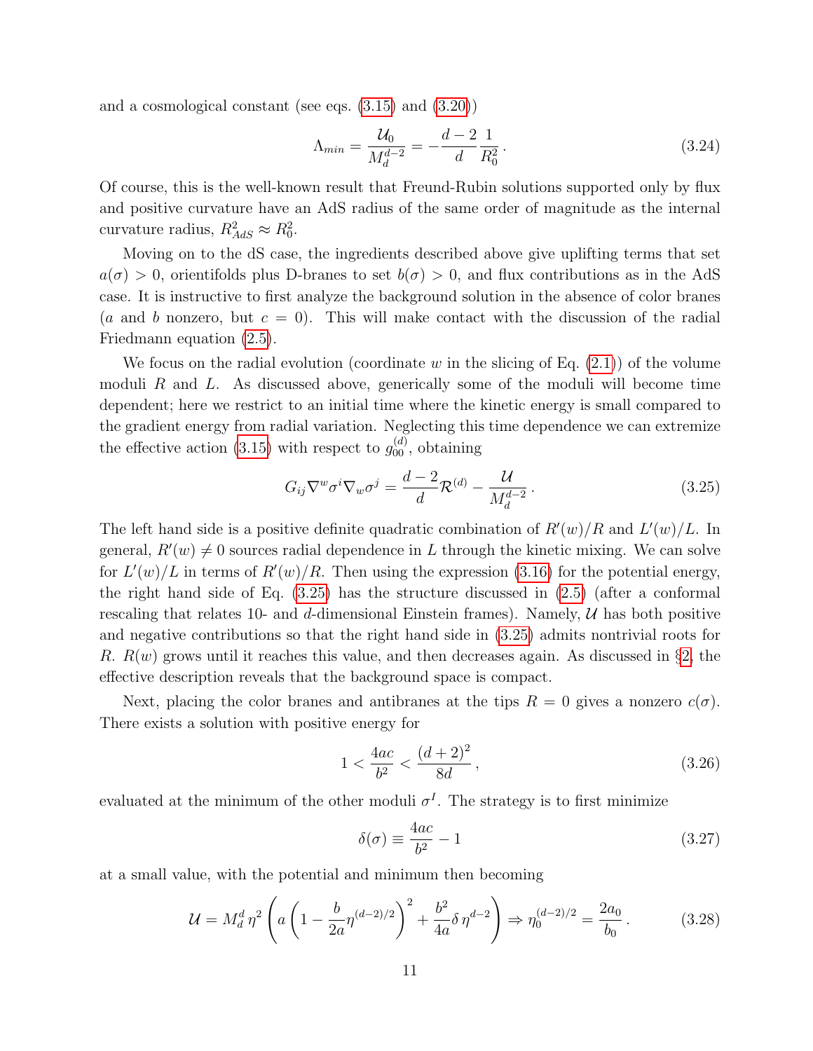and a cosmological constant (see eqs. (3.15) and (3.20))

$$\Lambda_{min} = \frac{\mathcal{U}_0}{M_d^{d-2}} = -\frac{d-2}{d}\frac{1}{R_0^2}\,. \tag{3.24}$$

Of course, this is the well-known result that Freund-Rubin solutions supported only by flux and positive curvature have an AdS radius of the same order of magnitude as the internal curvature radius, $R_{AdS}^2 \approx R_0^2$.

Moving on to the dS case, the ingredients described above give uplifting terms that set $a(\sigma) > 0$, orientifolds plus D-branes to set $b(\sigma) > 0$, and flux contributions as in the AdS case. It is instructive to first analyze the background solution in the absence of color branes ($a$ and $b$ nonzero, but $c = 0$). This will make contact with the discussion of the radial Friedmann equation (2.5).

We focus on the radial evolution (coordinate $w$ in the slicing of Eq. (2.1)) of the volume moduli $R$ and $L$. As discussed above, generically some of the moduli will become time dependent; here we restrict to an initial time where the kinetic energy is small compared to the gradient energy from radial variation. Neglecting this time dependence we can extremize the effective action (3.15) with respect to $g_{00}^{(d)}$, obtaining

$$G_{ij}\nabla^w\sigma^i\nabla_w\sigma^j = \frac{d-2}{d}\mathcal{R}^{(d)} - \frac{\mathcal{U}}{M_d^{d-2}}\,. \tag{3.25}$$

The left hand side is a positive definite quadratic combination of $R'(w)/R$ and $L'(w)/L$. In general, $R'(w) \neq 0$ sources radial dependence in $L$ through the kinetic mixing. We can solve for $L'(w)/L$ in terms of $R'(w)/R$. Then using the expression (3.16) for the potential energy, the right hand side of Eq. (3.25) has the structure discussed in (2.5) (after a conformal rescaling that relates 10- and $d$-dimensional Einstein frames). Namely, $\mathcal{U}$ has both positive and negative contributions so that the right hand side in (3.25) admits nontrivial roots for $R$. $R(w)$ grows until it reaches this value, and then decreases again. As discussed in §2, the effective description reveals that the background space is compact.

Next, placing the color branes and antibranes at the tips $R = 0$ gives a nonzero $c(\sigma)$. There exists a solution with positive energy for

$$1 < \frac{4ac}{b^2} < \frac{(d+2)^2}{8d}\,, \tag{3.26}$$

evaluated at the minimum of the other moduli $\sigma^I$. The strategy is to first minimize

$$\delta(\sigma) \equiv \frac{4ac}{b^2} - 1 \tag{3.27}$$

at a small value, with the potential and minimum then becoming

$$\mathcal{U} = M_d^d\,\eta^2\left(a\left(1 - \frac{b}{2a}\eta^{(d-2)/2}\right)^2 + \frac{b^2}{4a}\delta\,\eta^{d-2}\right) \Rightarrow \eta_0^{(d-2)/2} = \frac{2a_0}{b_0}\,. \tag{3.28}$$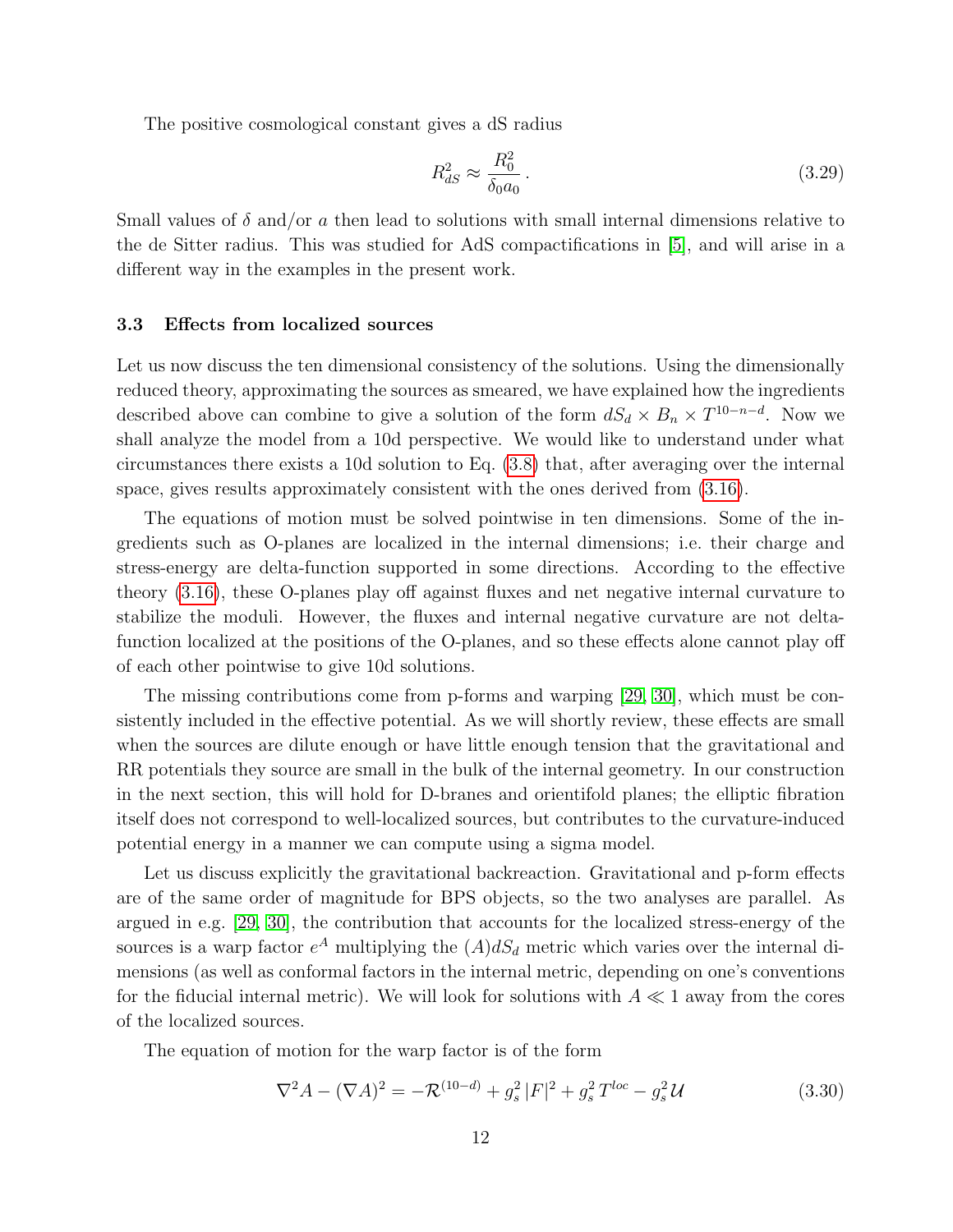The positive cosmological constant gives a dS radius

$$R_{dS}^2 \approx \frac{R_0^2}{\delta_0 a_0} \,. \tag{3.29}$$

Small values of $\delta$ and/or $a$ then lead to solutions with small internal dimensions relative to the de Sitter radius. This was studied for AdS compactifications in [5], and will arise in a different way in the examples in the present work.

### 3.3 Effects from localized sources

Let us now discuss the ten dimensional consistency of the solutions. Using the dimensionally reduced theory, approximating the sources as smeared, we have explained how the ingredients described above can combine to give a solution of the form $dS_d \times B_n \times T^{10-n-d}$. Now we shall analyze the model from a 10d perspective. We would like to understand under what circumstances there exists a 10d solution to Eq. (3.8) that, after averaging over the internal space, gives results approximately consistent with the ones derived from (3.16).

The equations of motion must be solved pointwise in ten dimensions. Some of the ingredients such as O-planes are localized in the internal dimensions; i.e. their charge and stress-energy are delta-function supported in some directions. According to the effective theory (3.16), these O-planes play off against fluxes and net negative internal curvature to stabilize the moduli. However, the fluxes and internal negative curvature are not delta-function localized at the positions of the O-planes, and so these effects alone cannot play off of each other pointwise to give 10d solutions.

The missing contributions come from p-forms and warping [29, 30], which must be consistently included in the effective potential. As we will shortly review, these effects are small when the sources are dilute enough or have little enough tension that the gravitational and RR potentials they source are small in the bulk of the internal geometry. In our construction in the next section, this will hold for D-branes and orientifold planes; the elliptic fibration itself does not correspond to well-localized sources, but contributes to the curvature-induced potential energy in a manner we can compute using a sigma model.

Let us discuss explicitly the gravitational backreaction. Gravitational and p-form effects are of the same order of magnitude for BPS objects, so the two analyses are parallel. As argued in e.g. [29, 30], the contribution that accounts for the localized stress-energy of the sources is a warp factor $e^A$ multiplying the $(A)dS_d$ metric which varies over the internal dimensions (as well as conformal factors in the internal metric, depending on one's conventions for the fiducial internal metric). We will look for solutions with $A \ll 1$ away from the cores of the localized sources.

The equation of motion for the warp factor is of the form

$$\nabla^2 A - (\nabla A)^2 = -\mathcal{R}^{(10-d)} + g_s^2 \, |F|^2 + g_s^2 \, T^{loc} - g_s^2 \, \mathcal{U} \tag{3.30}$$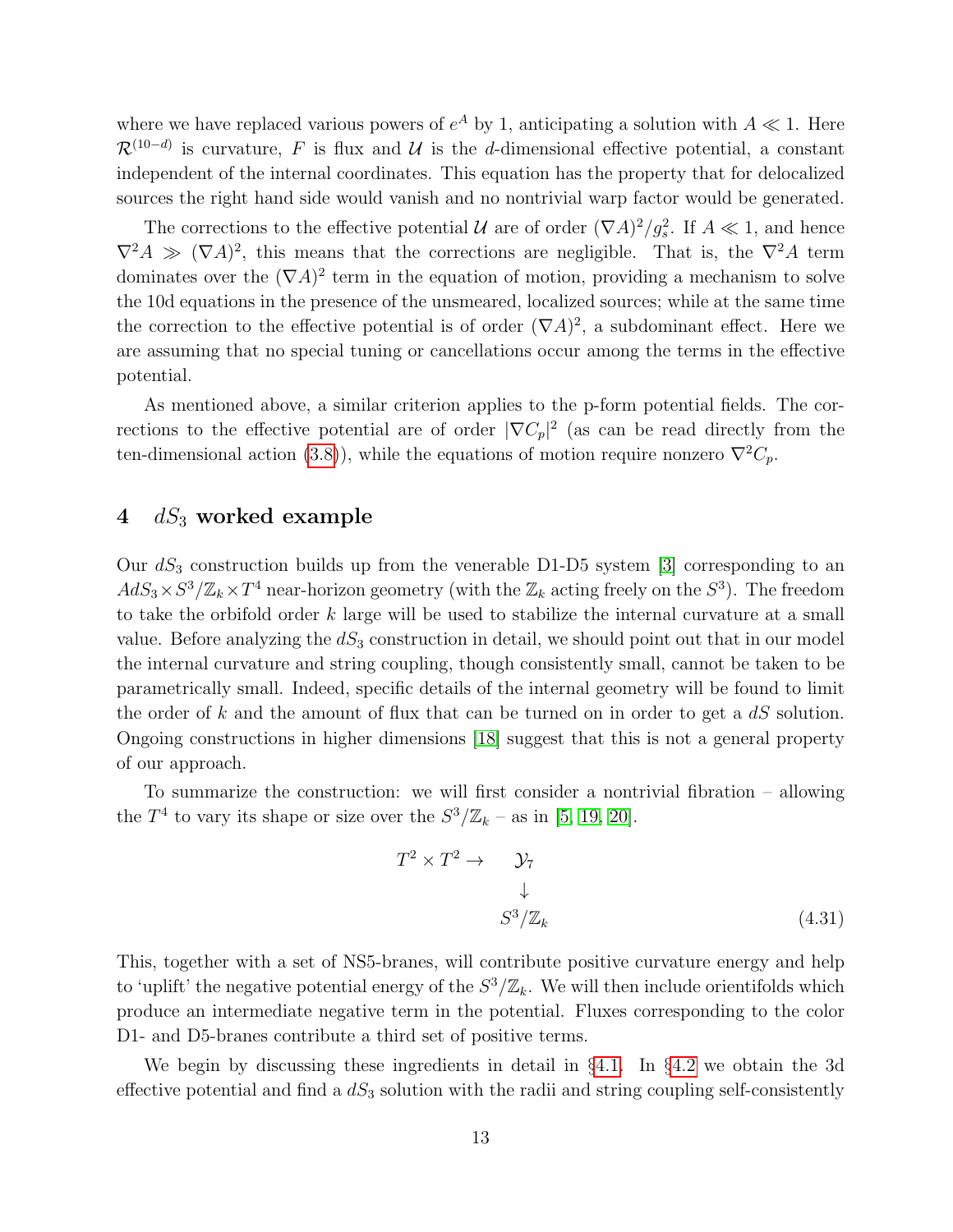where we have replaced various powers of $e^A$ by 1, anticipating a solution with $A \ll 1$. Here $\mathcal{R}^{(10-d)}$ is curvature, $F$ is flux and $\mathcal{U}$ is the $d$-dimensional effective potential, a constant independent of the internal coordinates. This equation has the property that for delocalized sources the right hand side would vanish and no nontrivial warp factor would be generated.

The corrections to the effective potential $\mathcal{U}$ are of order $(\nabla A)^2/g_s^2$. If $A \ll 1$, and hence $\nabla^2 A \gg (\nabla A)^2$, this means that the corrections are negligible. That is, the $\nabla^2 A$ term dominates over the $(\nabla A)^2$ term in the equation of motion, providing a mechanism to solve the 10d equations in the presence of the unsmeared, localized sources; while at the same time the correction to the effective potential is of order $(\nabla A)^2$, a subdominant effect. Here we are assuming that no special tuning or cancellations occur among the terms in the effective potential.

As mentioned above, a similar criterion applies to the p-form potential fields. The corrections to the effective potential are of order $|\nabla C_p|^2$ (as can be read directly from the ten-dimensional action (3.8)), while the equations of motion require nonzero $\nabla^2 C_p$.

## 4 $dS_3$ worked example

Our $dS_3$ construction builds up from the venerable D1-D5 system [3] corresponding to an $AdS_3 \times S^3/\mathbb{Z}_k \times T^4$ near-horizon geometry (with the $\mathbb{Z}_k$ acting freely on the $S^3$). The freedom to take the orbifold order $k$ large will be used to stabilize the internal curvature at a small value. Before analyzing the $dS_3$ construction in detail, we should point out that in our model the internal curvature and string coupling, though consistently small, cannot be taken to be parametrically small. Indeed, specific details of the internal geometry will be found to limit the order of $k$ and the amount of flux that can be turned on in order to get a $dS$ solution. Ongoing constructions in higher dimensions [18] suggest that this is not a general property of our approach.

To summarize the construction: we will first consider a nontrivial fibration – allowing the $T^4$ to vary its shape or size over the $S^3/\mathbb{Z}_k$ – as in [5, 19, 20].

$$
\begin{array}{ccc}
T^2 \times T^2 \to & \mathcal{Y}_7 & \\
 & \downarrow & \\
 & S^3/\mathbb{Z}_k &
\end{array}
\tag{4.31}
$$

This, together with a set of NS5-branes, will contribute positive curvature energy and help to 'uplift' the negative potential energy of the $S^3/\mathbb{Z}_k$. We will then include orientifolds which produce an intermediate negative term in the potential. Fluxes corresponding to the color D1- and D5-branes contribute a third set of positive terms.

We begin by discussing these ingredients in detail in §4.1. In §4.2 we obtain the 3d effective potential and find a $dS_3$ solution with the radii and string coupling self-consistently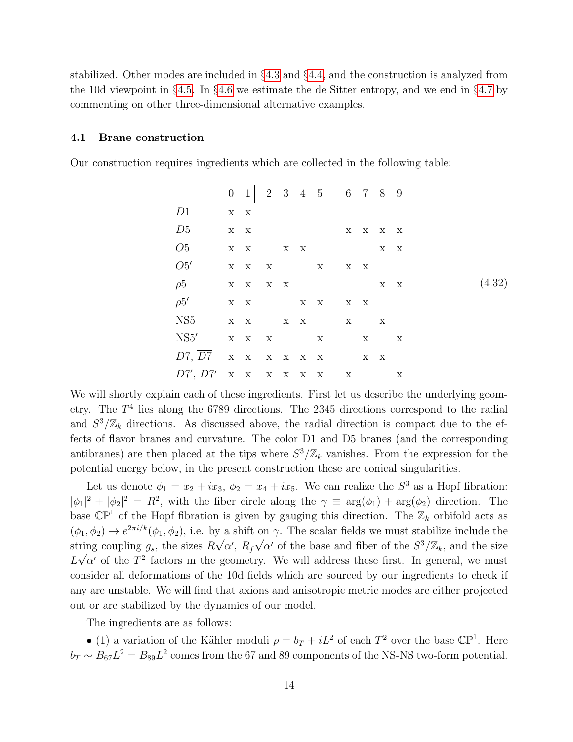stabilized. Other modes are included in §4.3 and §4.4, and the construction is analyzed from the 10d viewpoint in §4.5. In §4.6 we estimate the de Sitter entropy, and we end in §4.7 by commenting on other three-dimensional alternative examples.

### 4.1 Brane construction

Our construction requires ingredients which are collected in the following table:

| | 0 | 1 | 2 | 3 | 4 | 5 | 6 | 7 | 8 | 9 |
|---|---|---|---|---|---|---|---|---|---|---|
| $D1$ | x | x | | | | | | | | |
| $D5$ | x | x | | | | | x | x | x | x |
| $O5$ | x | x | | x | x | | | | x | x |
| $O5'$ | x | x | x | | | x | x | x | | |
| $\rho 5$ | x | x | x | x | | | | | x | x |
| $\rho 5'$ | x | x | | | x | x | x | x | | |
| NS5 | x | x | | x | x | | x | | x | |
| NS5$'$ | x | x | x | | | x | | x | | x |
| $D7$, $\overline{D7}$ | x | x | x | x | x | x | | x | x | |
| $D7'$, $\overline{D7'}$ | x | x | x | x | x | x | x | | | x |

(4.32)

We will shortly explain each of these ingredients. First let us describe the underlying geometry. The $T^4$ lies along the 6789 directions. The 2345 directions correspond to the radial and $S^3/\mathbb{Z}_k$ directions. As discussed above, the radial direction is compact due to the effects of flavor branes and curvature. The color D1 and D5 branes (and the corresponding antibranes) are then placed at the tips where $S^3/\mathbb{Z}_k$ vanishes. From the expression for the potential energy below, in the present construction these are conical singularities.

Let us denote $\phi_1 = x_2 + ix_3$, $\phi_2 = x_4 + ix_5$. We can realize the $S^3$ as a Hopf fibration: $|\phi_1|^2 + |\phi_2|^2 = R^2$, with the fiber circle along the $\gamma \equiv \arg(\phi_1) + \arg(\phi_2)$ direction. The base $\mathbb{CP}^1$ of the Hopf fibration is given by gauging this direction. The $\mathbb{Z}_k$ orbifold acts as $(\phi_1, \phi_2) \to e^{2\pi i/k}(\phi_1, \phi_2)$, i.e. by a shift on $\gamma$. The scalar fields we must stabilize include the string coupling $g_s$, the sizes $R\sqrt{\alpha'}$, $R_f\sqrt{\alpha'}$ of the base and fiber of the $S^3/\mathbb{Z}_k$, and the size $L\sqrt{\alpha'}$ of the $T^2$ factors in the geometry. We will address these first. In general, we must consider all deformations of the 10d fields which are sourced by our ingredients to check if any are unstable. We will find that axions and anisotropic metric modes are either projected out or are stabilized by the dynamics of our model.

The ingredients are as follows:

• (1) a variation of the Kähler moduli $\rho = b_T + iL^2$ of each $T^2$ over the base $\mathbb{CP}^1$. Here $b_T \sim B_{67}L^2 = B_{89}L^2$ comes from the 67 and 89 components of the NS-NS two-form potential.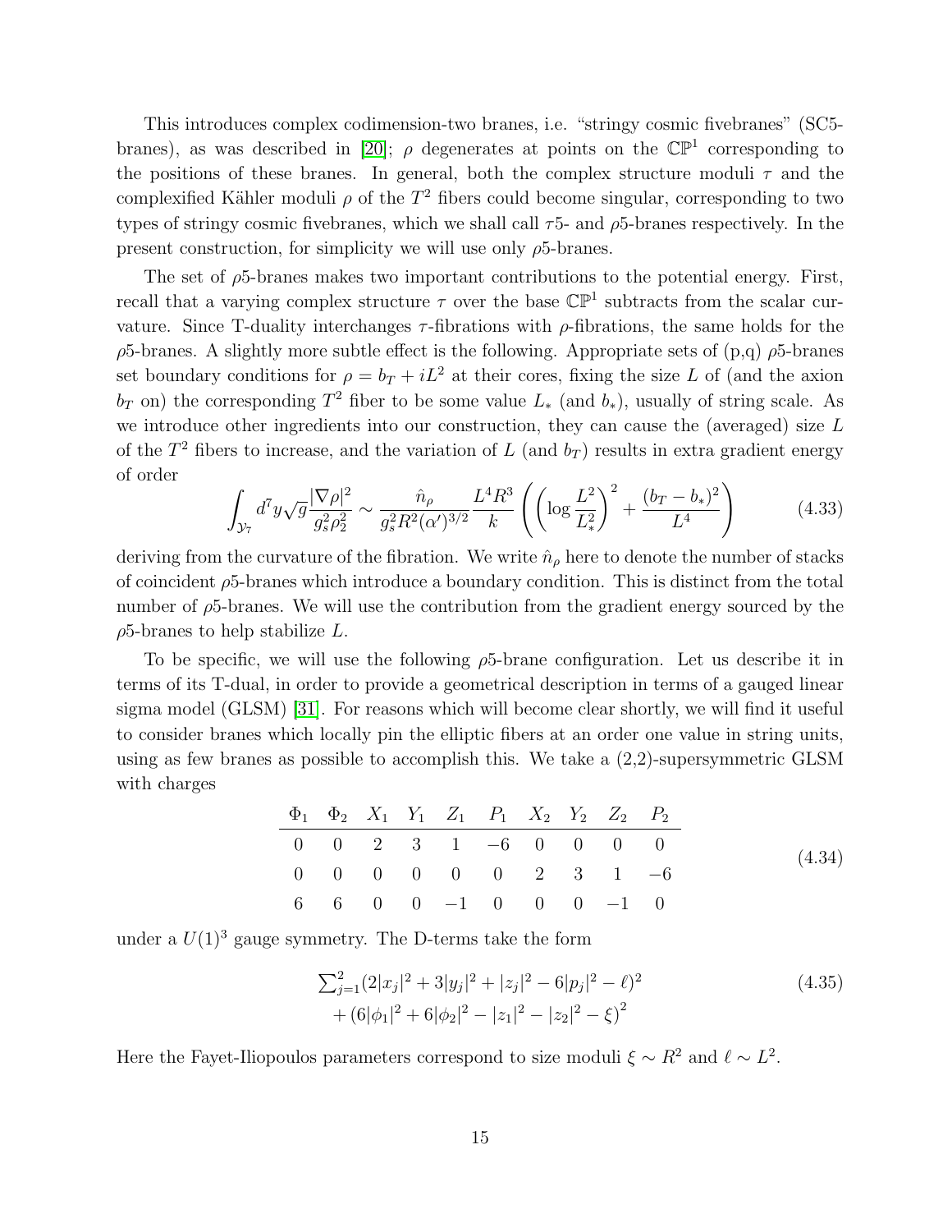This introduces complex codimension-two branes, i.e. "stringy cosmic fivebranes" (SC5-branes), as was described in [20]; $\rho$ degenerates at points on the $\mathbb{CP}^1$ corresponding to the positions of these branes. In general, both the complex structure moduli $\tau$ and the complexified Kähler moduli $\rho$ of the $T^2$ fibers could become singular, corresponding to two types of stringy cosmic fivebranes, which we shall call $\tau$5- and $\rho$5-branes respectively. In the present construction, for simplicity we will use only $\rho$5-branes.

The set of $\rho$5-branes makes two important contributions to the potential energy. First, recall that a varying complex structure $\tau$ over the base $\mathbb{CP}^1$ subtracts from the scalar curvature. Since T-duality interchanges $\tau$-fibrations with $\rho$-fibrations, the same holds for the $\rho$5-branes. A slightly more subtle effect is the following. Appropriate sets of (p,q) $\rho$5-branes set boundary conditions for $\rho = b_T + iL^2$ at their cores, fixing the size $L$ of (and the axion $b_T$ on) the corresponding $T^2$ fiber to be some value $L_*$ (and $b_*$), usually of string scale. As we introduce other ingredients into our construction, they can cause the (averaged) size $L$ of the $T^2$ fibers to increase, and the variation of $L$ (and $b_T$) results in extra gradient energy of order

$$\int_{\mathcal{Y}_7} d^7y\sqrt{g}\frac{|\nabla\rho|^2}{g_s^2\rho_2^2} \sim \frac{\hat{n}_\rho}{g_s^2 R^2(\alpha')^{3/2}}\frac{L^4R^3}{k}\left(\left(\log\frac{L^2}{L_*^2}\right)^2 + \frac{(b_T-b_*)^2}{L^4}\right) \tag{4.33}$$

deriving from the curvature of the fibration. We write $\hat{n}_\rho$ here to denote the number of stacks of coincident $\rho$5-branes which introduce a boundary condition. This is distinct from the total number of $\rho$5-branes. We will use the contribution from the gradient energy sourced by the $\rho$5-branes to help stabilize $L$.

To be specific, we will use the following $\rho$5-brane configuration. Let us describe it in terms of its T-dual, in order to provide a geometrical description in terms of a gauged linear sigma model (GLSM) [31]. For reasons which will become clear shortly, we will find it useful to consider branes which locally pin the elliptic fibers at an order one value in string units, using as few branes as possible to accomplish this. We take a (2,2)-supersymmetric GLSM with charges

| $\Phi_1$ | $\Phi_2$ | $X_1$ | $Y_1$ | $Z_1$ | $P_1$ | $X_2$ | $Y_2$ | $Z_2$ | $P_2$ |
|---|---|---|---|---|---|---|---|---|---|
| 0 | 0 | 2 | 3 | 1 | −6 | 0 | 0 | 0 | 0 |
| 0 | 0 | 0 | 0 | 0 | 0 | 2 | 3 | 1 | −6 |
| 6 | 6 | 0 | 0 | −1 | 0 | 0 | 0 | −1 | 0 |

(4.34)

under a $U(1)^3$ gauge symmetry. The D-terms take the form

$$\begin{aligned}&\sum_{j=1}^{2}(2|x_j|^2 + 3|y_j|^2 + |z_j|^2 - 6|p_j|^2 - \ell)^2 \\ &+ \left(6|\phi_1|^2 + 6|\phi_2|^2 - |z_1|^2 - |z_2|^2 - \xi\right)^2\end{aligned} \tag{4.35}$$

Here the Fayet-Iliopoulos parameters correspond to size moduli $\xi \sim R^2$ and $\ell \sim L^2$.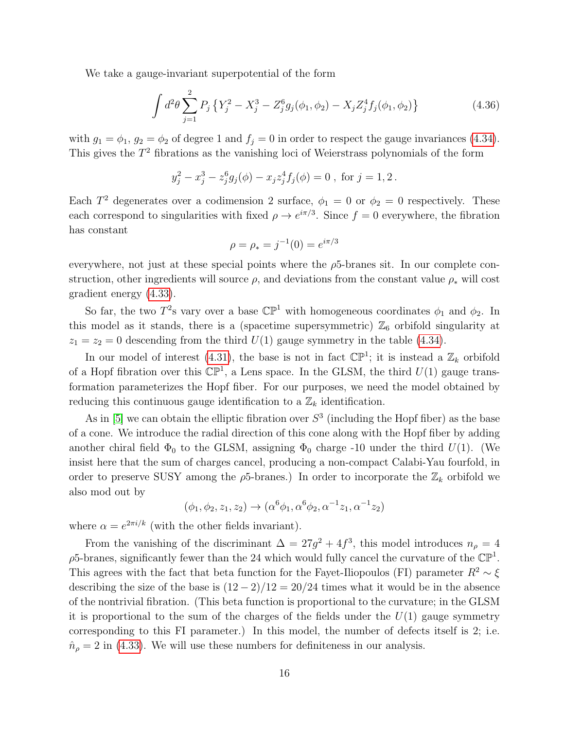We take a gauge-invariant superpotential of the form

$$\int d^2\theta \sum_{j=1}^{2} P_j \left\{ Y_j^2 - X_j^3 - Z_j^6 g_j(\phi_1, \phi_2) - X_j Z_j^4 f_j(\phi_1, \phi_2) \right\} \tag{4.36}$$

with $g_1 = \phi_1$, $g_2 = \phi_2$ of degree 1 and $f_j = 0$ in order to respect the gauge invariances (4.34). This gives the $T^2$ fibrations as the vanishing loci of Weierstrass polynomials of the form

$$y_j^2 - x_j^3 - z_j^6 g_j(\phi) - x_j z_j^4 f_j(\phi) = 0 \text{ , for } j = 1, 2 \, .$$

Each $T^2$ degenerates over a codimension 2 surface, $\phi_1 = 0$ or $\phi_2 = 0$ respectively. These each correspond to singularities with fixed $\rho \to e^{i\pi/3}$. Since $f = 0$ everywhere, the fibration has constant

$$\rho = \rho_* = j^{-1}(0) = e^{i\pi/3}$$

everywhere, not just at these special points where the $\rho$5-branes sit. In our complete construction, other ingredients will source $\rho$, and deviations from the constant value $\rho_*$ will cost gradient energy (4.33).

So far, the two $T^2$s vary over a base $\mathbb{CP}^1$ with homogeneous coordinates $\phi_1$ and $\phi_2$. In this model as it stands, there is a (spacetime supersymmetric) $\mathbb{Z}_6$ orbifold singularity at $z_1 = z_2 = 0$ descending from the third $U(1)$ gauge symmetry in the table (4.34).

In our model of interest (4.31), the base is not in fact $\mathbb{CP}^1$; it is instead a $\mathbb{Z}_k$ orbifold of a Hopf fibration over this $\mathbb{CP}^1$, a Lens space. In the GLSM, the third $U(1)$ gauge transformation parameterizes the Hopf fiber. For our purposes, we need the model obtained by reducing this continuous gauge identification to a $\mathbb{Z}_k$ identification.

As in [5] we can obtain the elliptic fibration over $S^3$ (including the Hopf fiber) as the base of a cone. We introduce the radial direction of this cone along with the Hopf fiber by adding another chiral field $\Phi_0$ to the GLSM, assigning $\Phi_0$ charge -10 under the third $U(1)$. (We insist here that the sum of charges cancel, producing a non-compact Calabi-Yau fourfold, in order to preserve SUSY among the $\rho$5-branes.) In order to incorporate the $\mathbb{Z}_k$ orbifold we also mod out by

$$(\phi_1, \phi_2, z_1, z_2) \to (\alpha^6 \phi_1, \alpha^6 \phi_2, \alpha^{-1} z_1, \alpha^{-1} z_2)$$

where $\alpha = e^{2\pi i/k}$ (with the other fields invariant).

From the vanishing of the discriminant $\Delta = 27g^2 + 4f^3$, this model introduces $n_\rho = 4$ $\rho$5-branes, significantly fewer than the 24 which would fully cancel the curvature of the $\mathbb{CP}^1$. This agrees with the fact that beta function for the Fayet-Iliopoulos (FI) parameter $R^2 \sim \xi$ describing the size of the base is $(12-2)/12 = 20/24$ times what it would be in the absence of the nontrivial fibration. (This beta function is proportional to the curvature; in the GLSM it is proportional to the sum of the charges of the fields under the $U(1)$ gauge symmetry corresponding to this FI parameter.) In this model, the number of defects itself is 2; i.e. $\hat{n}_\rho = 2$ in (4.33). We will use these numbers for definiteness in our analysis.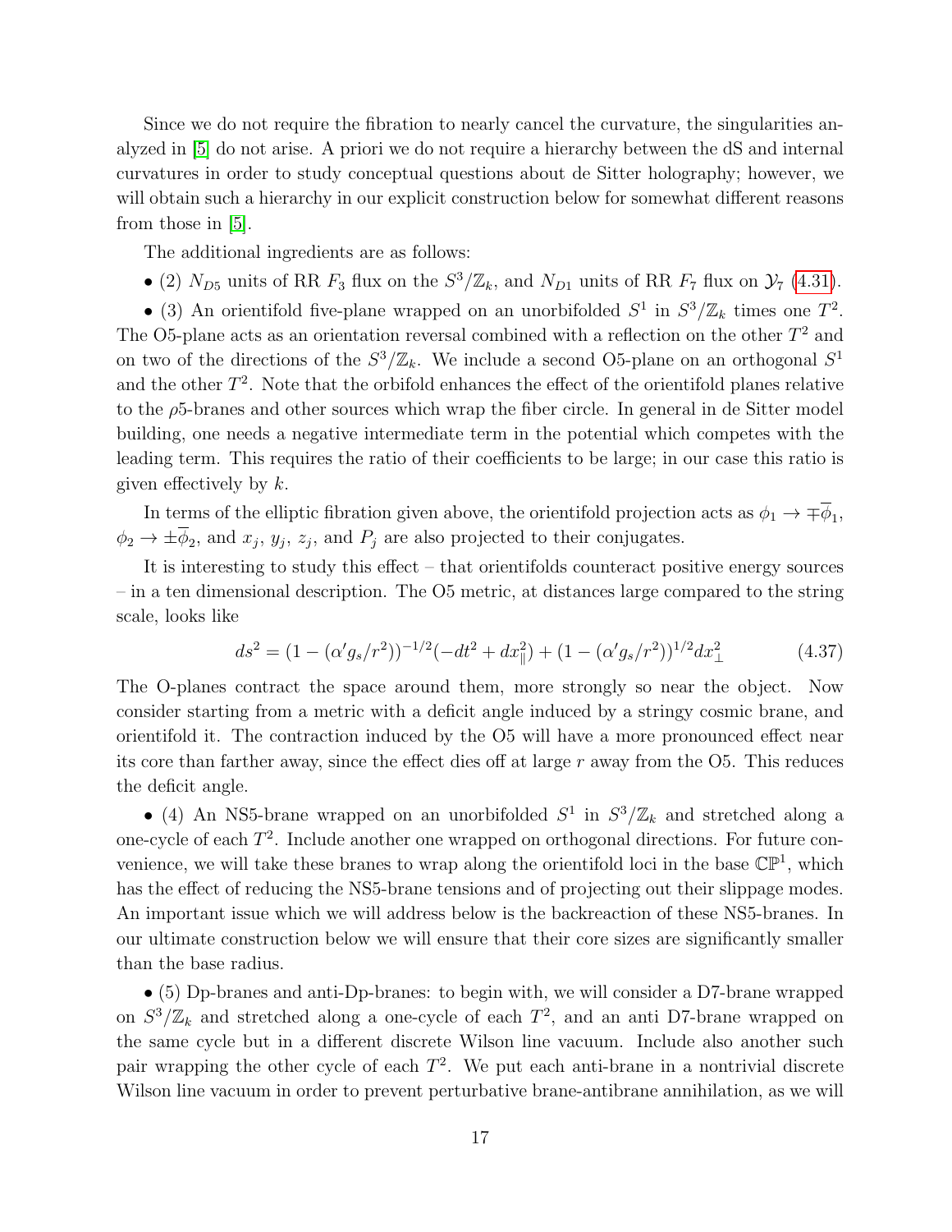Since we do not require the fibration to nearly cancel the curvature, the singularities analyzed in [5] do not arise. A priori we do not require a hierarchy between the dS and internal curvatures in order to study conceptual questions about de Sitter holography; however, we will obtain such a hierarchy in our explicit construction below for somewhat different reasons from those in [5].

The additional ingredients are as follows:

• (2) $N_{D5}$ units of RR $F_3$ flux on the $S^3/\mathbb{Z}_k$, and $N_{D1}$ units of RR $F_7$ flux on $\mathcal{Y}_7$ (4.31).

• (3) An orientifold five-plane wrapped on an unorbifolded $S^1$ in $S^3/\mathbb{Z}_k$ times one $T^2$. The O5-plane acts as an orientation reversal combined with a reflection on the other $T^2$ and on two of the directions of the $S^3/\mathbb{Z}_k$. We include a second O5-plane on an orthogonal $S^1$ and the other $T^2$. Note that the orbifold enhances the effect of the orientifold planes relative to the $\rho$5-branes and other sources which wrap the fiber circle. In general in de Sitter model building, one needs a negative intermediate term in the potential which competes with the leading term. This requires the ratio of their coefficients to be large; in our case this ratio is given effectively by $k$.

In terms of the elliptic fibration given above, the orientifold projection acts as $\phi_1 \to \mp\overline{\phi}_1$, $\phi_2 \to \pm\overline{\phi}_2$, and $x_j$, $y_j$, $z_j$, and $P_j$ are also projected to their conjugates.

It is interesting to study this effect – that orientifolds counteract positive energy sources – in a ten dimensional description. The O5 metric, at distances large compared to the string scale, looks like

$$ds^2 = (1 - (\alpha' g_s/r^2))^{-1/2}(-dt^2 + dx_\parallel^2) + (1 - (\alpha' g_s/r^2))^{1/2} dx_\perp^2 \tag{4.37}$$

The O-planes contract the space around them, more strongly so near the object. Now consider starting from a metric with a deficit angle induced by a stringy cosmic brane, and orientifold it. The contraction induced by the O5 will have a more pronounced effect near its core than farther away, since the effect dies off at large $r$ away from the O5. This reduces the deficit angle.

• (4) An NS5-brane wrapped on an unorbifolded $S^1$ in $S^3/\mathbb{Z}_k$ and stretched along a one-cycle of each $T^2$. Include another one wrapped on orthogonal directions. For future convenience, we will take these branes to wrap along the orientifold loci in the base $\mathbb{CP}^1$, which has the effect of reducing the NS5-brane tensions and of projecting out their slippage modes. An important issue which we will address below is the backreaction of these NS5-branes. In our ultimate construction below we will ensure that their core sizes are significantly smaller than the base radius.

• (5) Dp-branes and anti-Dp-branes: to begin with, we will consider a D7-brane wrapped on $S^3/\mathbb{Z}_k$ and stretched along a one-cycle of each $T^2$, and an anti D7-brane wrapped on the same cycle but in a different discrete Wilson line vacuum. Include also another such pair wrapping the other cycle of each $T^2$. We put each anti-brane in a nontrivial discrete Wilson line vacuum in order to prevent perturbative brane-antibrane annihilation, as we will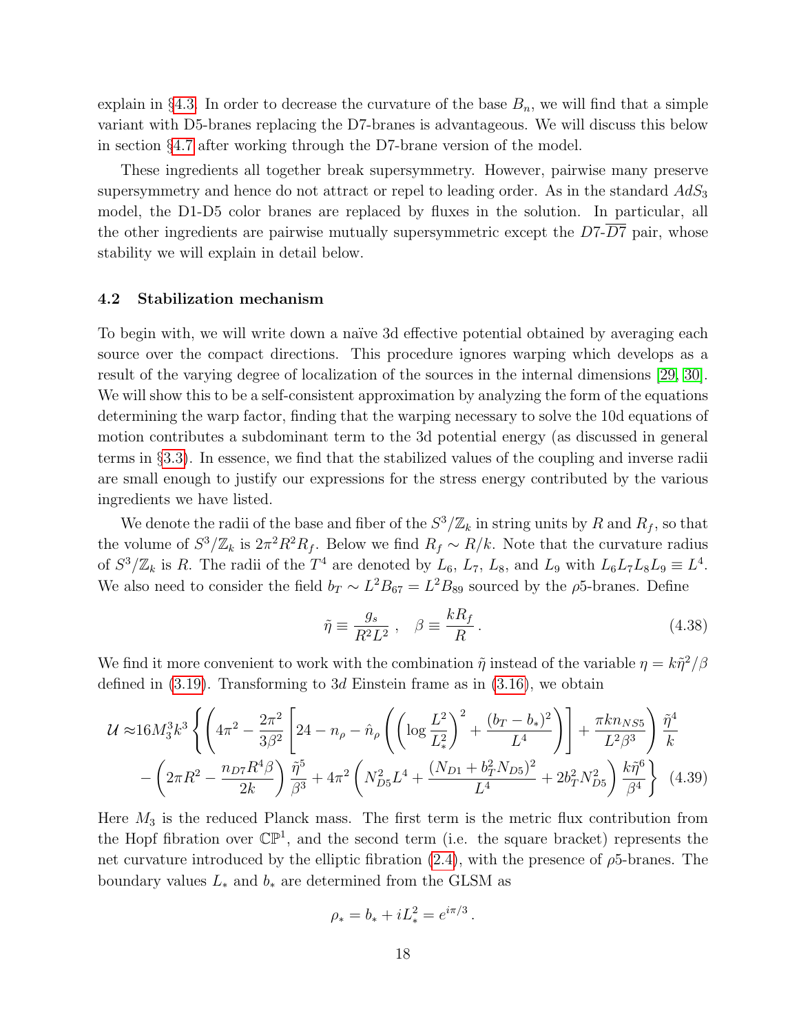explain in §4.3. In order to decrease the curvature of the base $B_n$, we will find that a simple variant with D5-branes replacing the D7-branes is advantageous. We will discuss this below in section §4.7 after working through the D7-brane version of the model.

These ingredients all together break supersymmetry. However, pairwise many preserve supersymmetry and hence do not attract or repel to leading order. As in the standard $AdS_3$ model, the D1-D5 color branes are replaced by fluxes in the solution. In particular, all the other ingredients are pairwise mutually supersymmetric except the $D7$-$\overline{D7}$ pair, whose stability we will explain in detail below.

### 4.2 Stabilization mechanism

To begin with, we will write down a naïve 3d effective potential obtained by averaging each source over the compact directions. This procedure ignores warping which develops as a result of the varying degree of localization of the sources in the internal dimensions [29, 30]. We will show this to be a self-consistent approximation by analyzing the form of the equations determining the warp factor, finding that the warping necessary to solve the 10d equations of motion contributes a subdominant term to the 3d potential energy (as discussed in general terms in §3.3). In essence, we find that the stabilized values of the coupling and inverse radii are small enough to justify our expressions for the stress energy contributed by the various ingredients we have listed.

We denote the radii of the base and fiber of the $S^3/\mathbb{Z}_k$ in string units by $R$ and $R_f$, so that the volume of $S^3/\mathbb{Z}_k$ is $2\pi^2 R^2 R_f$. Below we find $R_f \sim R/k$. Note that the curvature radius of $S^3/\mathbb{Z}_k$ is $R$. The radii of the $T^4$ are denoted by $L_6$, $L_7$, $L_8$, and $L_9$ with $L_6 L_7 L_8 L_9 \equiv L^4$. We also need to consider the field $b_T \sim L^2 B_{67} = L^2 B_{89}$ sourced by the $\rho$5-branes. Define

$$\tilde{\eta} \equiv \frac{g_s}{R^2 L^2}\,, \quad \beta \equiv \frac{k R_f}{R}\,. \tag{4.38}$$

We find it more convenient to work with the combination $\tilde{\eta}$ instead of the variable $\eta = k\tilde{\eta}^2/\beta$ defined in (3.19). Transforming to $3d$ Einstein frame as in (3.16), we obtain

$$\begin{aligned}\mathcal{U} \approx 16 M_3^3 k^3 \Bigg\{ &\left(4\pi^2 - \frac{2\pi^2}{3\beta^2}\left[24 - n_\rho - \hat{n}_\rho\left(\left(\log\frac{L^2}{L_*^2}\right)^2 + \frac{(b_T - b_*)^2}{L^4}\right)\right] + \frac{\pi k n_{NS5}}{L^2\beta^3}\right)\frac{\tilde{\eta}^4}{k} \\ &- \left(2\pi R^2 - \frac{n_{D7} R^4 \beta}{2k}\right)\frac{\tilde{\eta}^5}{\beta^3} + 4\pi^2\left(N_{D5}^2 L^4 + \frac{(N_{D1} + b_T^2 N_{D5})^2}{L^4} + 2 b_T^2 N_{D5}^2\right)\frac{k\tilde{\eta}^6}{\beta^4}\Bigg\}\end{aligned} \tag{4.39}$$

Here $M_3$ is the reduced Planck mass. The first term is the metric flux contribution from the Hopf fibration over $\mathbb{CP}^1$, and the second term (i.e. the square bracket) represents the net curvature introduced by the elliptic fibration (2.4), with the presence of $\rho$5-branes. The boundary values $L_*$ and $b_*$ are determined from the GLSM as

$$\rho_* = b_* + i L_*^2 = e^{i\pi/3}\,.$$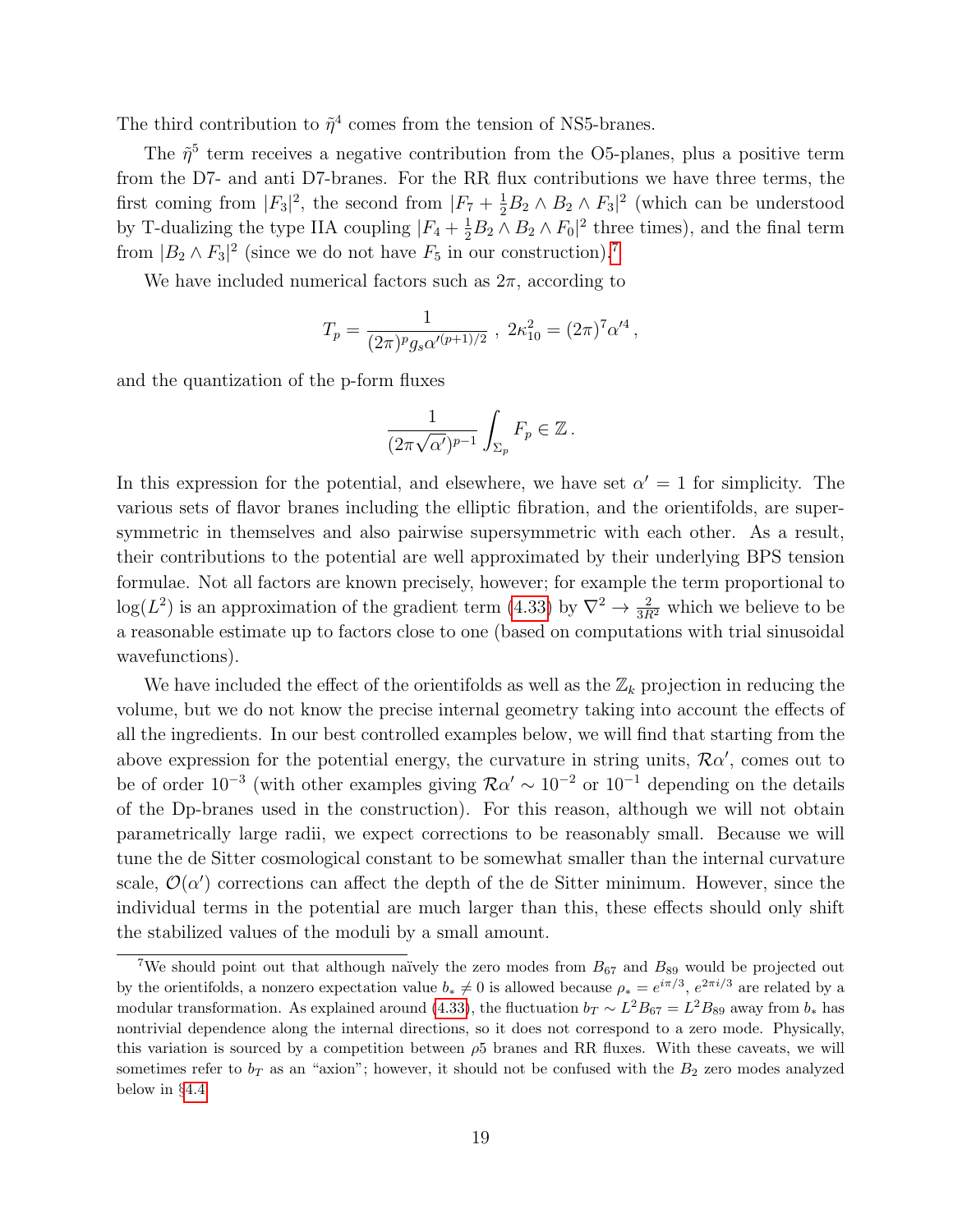The third contribution to $\tilde{\eta}^4$ comes from the tension of NS5-branes.

The $\tilde{\eta}^5$ term receives a negative contribution from the O5-planes, plus a positive term from the D7- and anti D7-branes. For the RR flux contributions we have three terms, the first coming from $|F_3|^2$, the second from $|F_7 + \frac{1}{2}B_2 \wedge B_2 \wedge F_3|^2$ (which can be understood by T-dualizing the type IIA coupling $|F_4 + \frac{1}{2}B_2 \wedge B_2 \wedge F_0|^2$ three times), and the final term from $|B_2 \wedge F_3|^2$ (since we do not have $F_5$ in our construction).[7]

We have included numerical factors such as $2\pi$, according to

$$T_p = \frac{1}{(2\pi)^p g_s \alpha'^{(p+1)/2}} \,,\; 2\kappa_{10}^2 = (2\pi)^7 \alpha'^4 \,,$$

and the quantization of the p-form fluxes

$$\frac{1}{(2\pi\sqrt{\alpha'})^{p-1}} \int_{\Sigma_p} F_p \in \mathbb{Z} \,.$$

In this expression for the potential, and elsewhere, we have set $\alpha' = 1$ for simplicity. The various sets of flavor branes including the elliptic fibration, and the orientifolds, are supersymmetric in themselves and also pairwise supersymmetric with each other. As a result, their contributions to the potential are well approximated by their underlying BPS tension formulae. Not all factors are known precisely, however; for example the term proportional to $\log(L^2)$ is an approximation of the gradient term (4.33) by $\nabla^2 \to \frac{2}{3R^2}$ which we believe to be a reasonable estimate up to factors close to one (based on computations with trial sinusoidal wavefunctions).

We have included the effect of the orientifolds as well as the $\mathbb{Z}_k$ projection in reducing the volume, but we do not know the precise internal geometry taking into account the effects of all the ingredients. In our best controlled examples below, we will find that starting from the above expression for the potential energy, the curvature in string units, $\mathcal{R}\alpha'$, comes out to be of order $10^{-3}$ (with other examples giving $\mathcal{R}\alpha' \sim 10^{-2}$ or $10^{-1}$ depending on the details of the Dp-branes used in the construction). For this reason, although we will not obtain parametrically large radii, we expect corrections to be reasonably small. Because we will tune the de Sitter cosmological constant to be somewhat smaller than the internal curvature scale, $\mathcal{O}(\alpha')$ corrections can affect the depth of the de Sitter minimum. However, since the individual terms in the potential are much larger than this, these effects should only shift the stabilized values of the moduli by a small amount.

[7] We should point out that although naïvely the zero modes from $B_{67}$ and $B_{89}$ would be projected out by the orientifolds, a nonzero expectation value $b_* \neq 0$ is allowed because $\rho_* = e^{i\pi/3}$, $e^{2\pi i/3}$ are related by a modular transformation. As explained around (4.33), the fluctuation $b_T \sim L^2 B_{67} = L^2 B_{89}$ away from $b_*$ has nontrivial dependence along the internal directions, so it does not correspond to a zero mode. Physically, this variation is sourced by a competition between $\rho 5$ branes and RR fluxes. With these caveats, we will sometimes refer to $b_T$ as an "axion"; however, it should not be confused with the $B_2$ zero modes analyzed below in §4.4.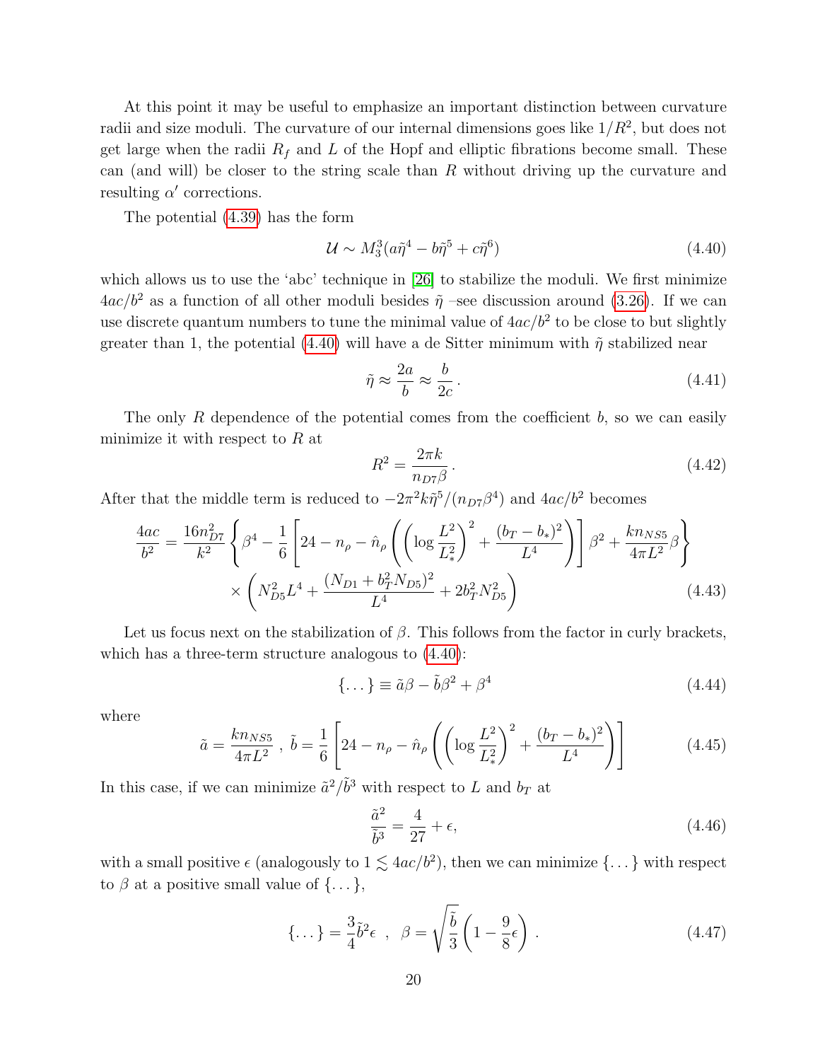At this point it may be useful to emphasize an important distinction between curvature radii and size moduli. The curvature of our internal dimensions goes like $1/R^2$, but does not get large when the radii $R_f$ and $L$ of the Hopf and elliptic fibrations become small. These can (and will) be closer to the string scale than $R$ without driving up the curvature and resulting $\alpha'$ corrections.

The potential (4.39) has the form

$$\mathcal{U} \sim M_3^3(a\tilde{\eta}^4 - b\tilde{\eta}^5 + c\tilde{\eta}^6) \tag{4.40}$$

which allows us to use the 'abc' technique in [26] to stabilize the moduli. We first minimize $4ac/b^2$ as a function of all other moduli besides $\tilde{\eta}$ –see discussion around (3.26). If we can use discrete quantum numbers to tune the minimal value of $4ac/b^2$ to be close to but slightly greater than 1, the potential (4.40) will have a de Sitter minimum with $\tilde{\eta}$ stabilized near

$$\tilde{\eta} \approx \frac{2a}{b} \approx \frac{b}{2c}\,. \tag{4.41}$$

The only $R$ dependence of the potential comes from the coefficient $b$, so we can easily minimize it with respect to $R$ at

$$R^2 = \frac{2\pi k}{n_{D7}\beta}\,. \tag{4.42}$$

After that the middle term is reduced to $-2\pi^2 k\tilde{\eta}^5/(n_{D7}\beta^4)$ and $4ac/b^2$ becomes

$$\begin{aligned}\frac{4ac}{b^2} = \frac{16 n_{D7}^2}{k^2}\left\{\beta^4 - \frac{1}{6}\left[24 - n_\rho - \hat{n}_\rho\left(\left(\log\frac{L^2}{L_*^2}\right)^2 + \frac{(b_T-b_*)^2}{L^4}\right)\right]\beta^2 + \frac{k n_{NS5}}{4\pi L^2}\beta\right\}\\ \times\left(N_{D5}^2 L^4 + \frac{(N_{D1}+b_T^2 N_{D5})^2}{L^4} + 2b_T^2 N_{D5}^2\right)\end{aligned} \tag{4.43}$$

Let us focus next on the stabilization of $\beta$. This follows from the factor in curly brackets, which has a three-term structure analogous to (4.40):

$$\{\dots\} \equiv \tilde{a}\beta - \tilde{b}\beta^2 + \beta^4 \tag{4.44}$$

where

$$\tilde{a} = \frac{k n_{NS5}}{4\pi L^2}\ ,\ \tilde{b} = \frac{1}{6}\left[24 - n_\rho - \hat{n}_\rho\left(\left(\log\frac{L^2}{L_*^2}\right)^2 + \frac{(b_T-b_*)^2}{L^4}\right)\right] \tag{4.45}$$

In this case, if we can minimize $\tilde{a}^2/\tilde{b}^3$ with respect to $L$ and $b_T$ at

$$\frac{\tilde{a}^2}{\tilde{b}^3} = \frac{4}{27} + \epsilon, \tag{4.46}$$

with a small positive $\epsilon$ (analogously to $1 \lesssim 4ac/b^2$), then we can minimize $\{\dots\}$ with respect to $\beta$ at a positive small value of $\{\dots\}$,

$$\{\dots\} = \frac{3}{4}\tilde{b}^2\epsilon\ \ ,\ \ \beta = \sqrt{\frac{\tilde{b}}{3}}\left(1 - \frac{9}{8}\epsilon\right)\,. \tag{4.47}$$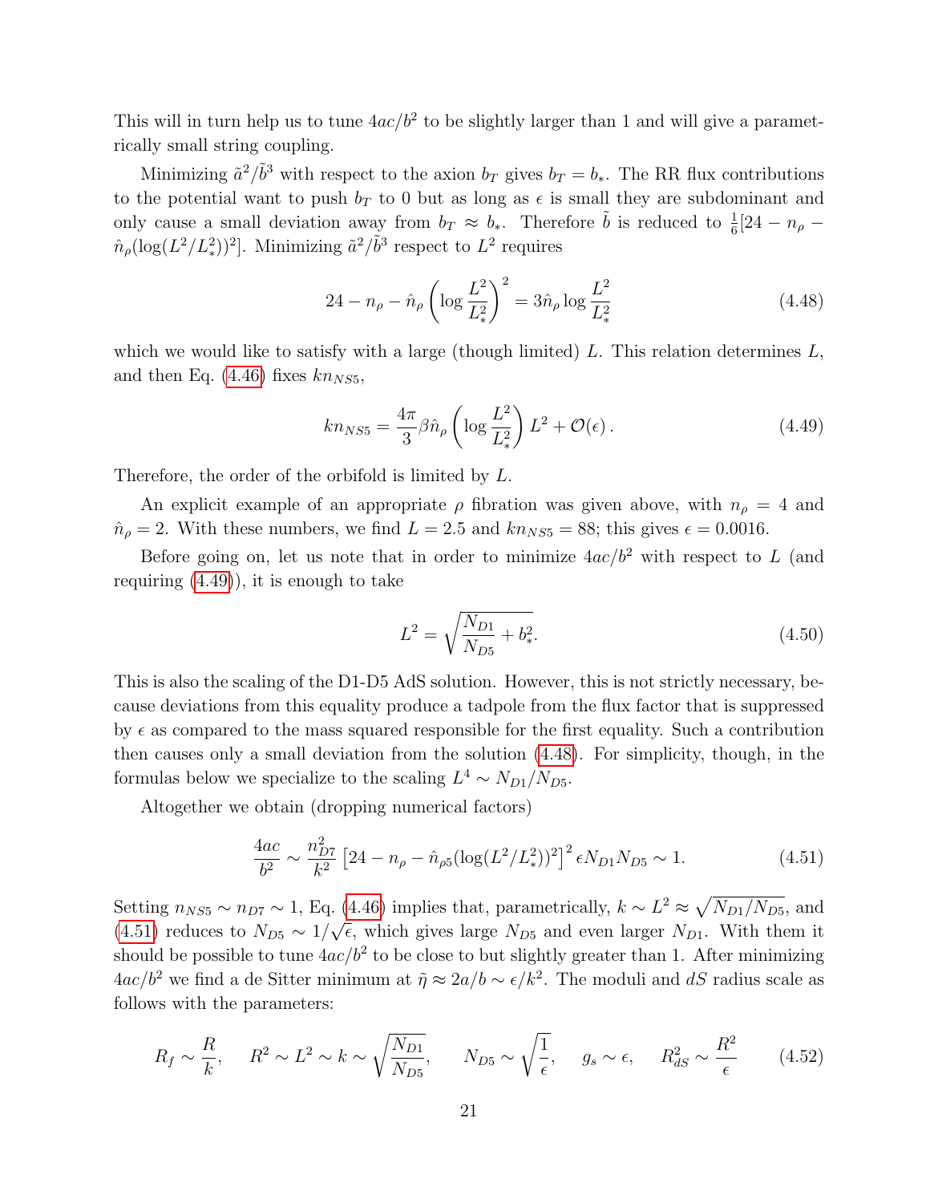This will in turn help us to tune $4ac/b^2$ to be slightly larger than 1 and will give a parametrically small string coupling.

Minimizing $\tilde{a}^2/\tilde{b}^3$ with respect to the axion $b_T$ gives $b_T = b_*$. The RR flux contributions to the potential want to push $b_T$ to 0 but as long as $\epsilon$ is small they are subdominant and only cause a small deviation away from $b_T \approx b_*$. Therefore $\tilde{b}$ is reduced to $\frac{1}{6}[24 - n_\rho - \hat{n}_\rho(\log(L^2/L_*^2))^2]$. Minimizing $\tilde{a}^2/\tilde{b}^3$ respect to $L^2$ requires

$$24 - n_\rho - \hat{n}_\rho \left(\log \frac{L^2}{L_*^2}\right)^2 = 3\hat{n}_\rho \log \frac{L^2}{L_*^2} \tag{4.48}$$

which we would like to satisfy with a large (though limited) $L$. This relation determines $L$, and then Eq. (4.46) fixes $kn_{NS5}$,

$$kn_{NS5} = \frac{4\pi}{3}\beta\hat{n}_\rho \left(\log \frac{L^2}{L_*^2}\right) L^2 + \mathcal{O}(\epsilon)\,. \tag{4.49}$$

Therefore, the order of the orbifold is limited by $L$.

An explicit example of an appropriate $\rho$ fibration was given above, with $n_\rho = 4$ and $\hat{n}_\rho = 2$. With these numbers, we find $L = 2.5$ and $kn_{NS5} = 88$; this gives $\epsilon = 0.0016$.

Before going on, let us note that in order to minimize $4ac/b^2$ with respect to $L$ (and requiring (4.49)), it is enough to take

$$L^2 = \sqrt{\frac{N_{D1}}{N_{D5}} + b_*^2}. \tag{4.50}$$

This is also the scaling of the D1-D5 AdS solution. However, this is not strictly necessary, because deviations from this equality produce a tadpole from the flux factor that is suppressed by $\epsilon$ as compared to the mass squared responsible for the first equality. Such a contribution then causes only a small deviation from the solution (4.48). For simplicity, though, in the formulas below we specialize to the scaling $L^4 \sim N_{D1}/N_{D5}$.

Altogether we obtain (dropping numerical factors)

$$\frac{4ac}{b^2} \sim \frac{n_{D7}^2}{k^2}\left[24 - n_\rho - \hat{n}_{\rho 5}(\log(L^2/L_*^2))^2\right]^2 \epsilon N_{D1} N_{D5} \sim 1. \tag{4.51}$$

Setting $n_{NS5} \sim n_{D7} \sim 1$, Eq. (4.46) implies that, parametrically, $k \sim L^2 \approx \sqrt{N_{D1}/N_{D5}}$, and (4.51) reduces to $N_{D5} \sim 1/\sqrt{\epsilon}$, which gives large $N_{D5}$ and even larger $N_{D1}$. With them it should be possible to tune $4ac/b^2$ to be close to but slightly greater than 1. After minimizing $4ac/b^2$ we find a de Sitter minimum at $\tilde{\eta} \approx 2a/b \sim \epsilon/k^2$. The moduli and $dS$ radius scale as follows with the parameters:

$$R_f \sim \frac{R}{k}, \quad R^2 \sim L^2 \sim k \sim \sqrt{\frac{N_{D1}}{N_{D5}}}, \quad N_{D5} \sim \sqrt{\frac{1}{\epsilon}}, \quad g_s \sim \epsilon, \quad R_{dS}^2 \sim \frac{R^2}{\epsilon} \tag{4.52}$$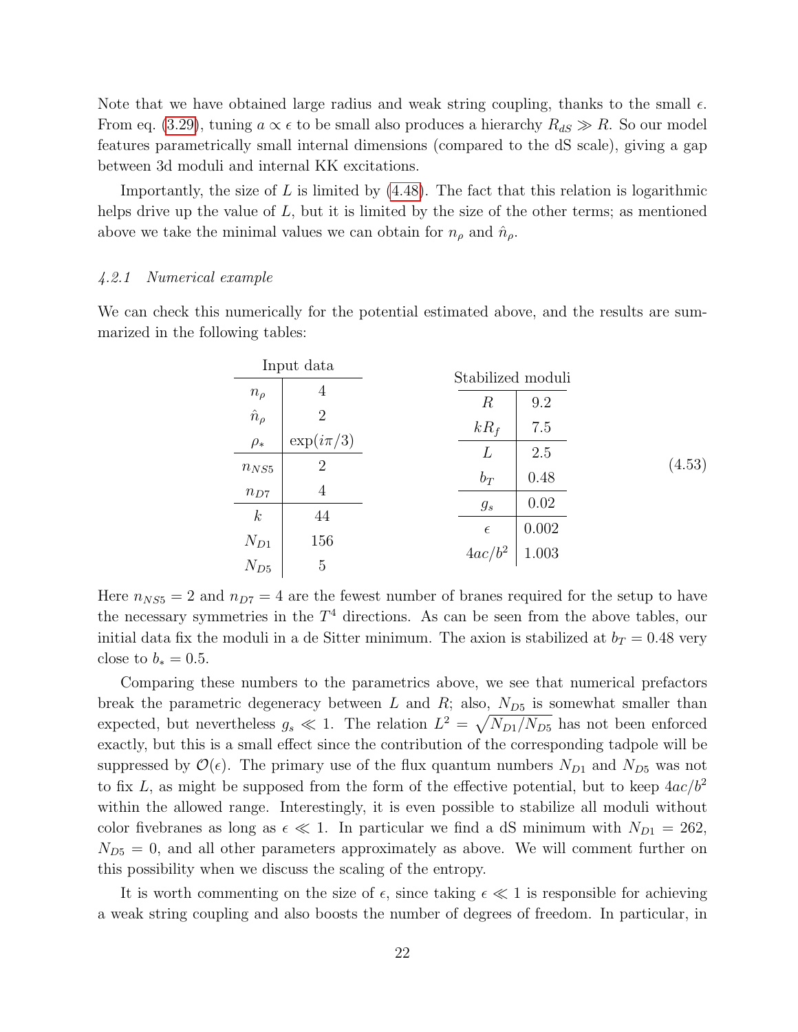Note that we have obtained large radius and weak string coupling, thanks to the small $\epsilon$. From eq. (3.29), tuning $a \propto \epsilon$ to be small also produces a hierarchy $R_{dS} \gg R$. So our model features parametrically small internal dimensions (compared to the dS scale), giving a gap between 3d moduli and internal KK excitations.

Importantly, the size of $L$ is limited by (4.48). The fact that this relation is logarithmic helps drive up the value of $L$, but it is limited by the size of the other terms; as mentioned above we take the minimal values we can obtain for $n_\rho$ and $\hat{n}_\rho$.

#### *4.2.1 Numerical example*

We can check this numerically for the potential estimated above, and the results are summarized in the following tables:

| Input data | |
|---|---|
| $n_\rho$ | 4 |
| $\hat{n}_\rho$ | 2 |
| $\rho_*$ | $\exp(i\pi/3)$ |
| $n_{NS5}$ | 2 |
| $n_{D7}$ | 4 |
| $k$ | 44 |
| $N_{D1}$ | 156 |
| $N_{D5}$ | 5 |

| Stabilized moduli | |
|---|---|
| $R$ | 9.2 |
| $kR_f$ | 7.5 |
| $L$ | 2.5 |
| $b_T$ | 0.48 |
| $g_s$ | 0.02 |
| $\epsilon$ | 0.002 |
| $4ac/b^2$ | 1.003 |

(4.53)

Here $n_{NS5} = 2$ and $n_{D7} = 4$ are the fewest number of branes required for the setup to have the necessary symmetries in the $T^4$ directions. As can be seen from the above tables, our initial data fix the moduli in a de Sitter minimum. The axion is stabilized at $b_T = 0.48$ very close to $b_* = 0.5$.

Comparing these numbers to the parametrics above, we see that numerical prefactors break the parametric degeneracy between $L$ and $R$; also, $N_{D5}$ is somewhat smaller than expected, but nevertheless $g_s \ll 1$. The relation $L^2 = \sqrt{N_{D1}/N_{D5}}$ has not been enforced exactly, but this is a small effect since the contribution of the corresponding tadpole will be suppressed by $\mathcal{O}(\epsilon)$. The primary use of the flux quantum numbers $N_{D1}$ and $N_{D5}$ was not to fix $L$, as might be supposed from the form of the effective potential, but to keep $4ac/b^2$ within the allowed range. Interestingly, it is even possible to stabilize all moduli without color fivebranes as long as $\epsilon \ll 1$. In particular we find a dS minimum with $N_{D1} = 262$, $N_{D5} = 0$, and all other parameters approximately as above. We will comment further on this possibility when we discuss the scaling of the entropy.

It is worth commenting on the size of $\epsilon$, since taking $\epsilon \ll 1$ is responsible for achieving a weak string coupling and also boosts the number of degrees of freedom. In particular, in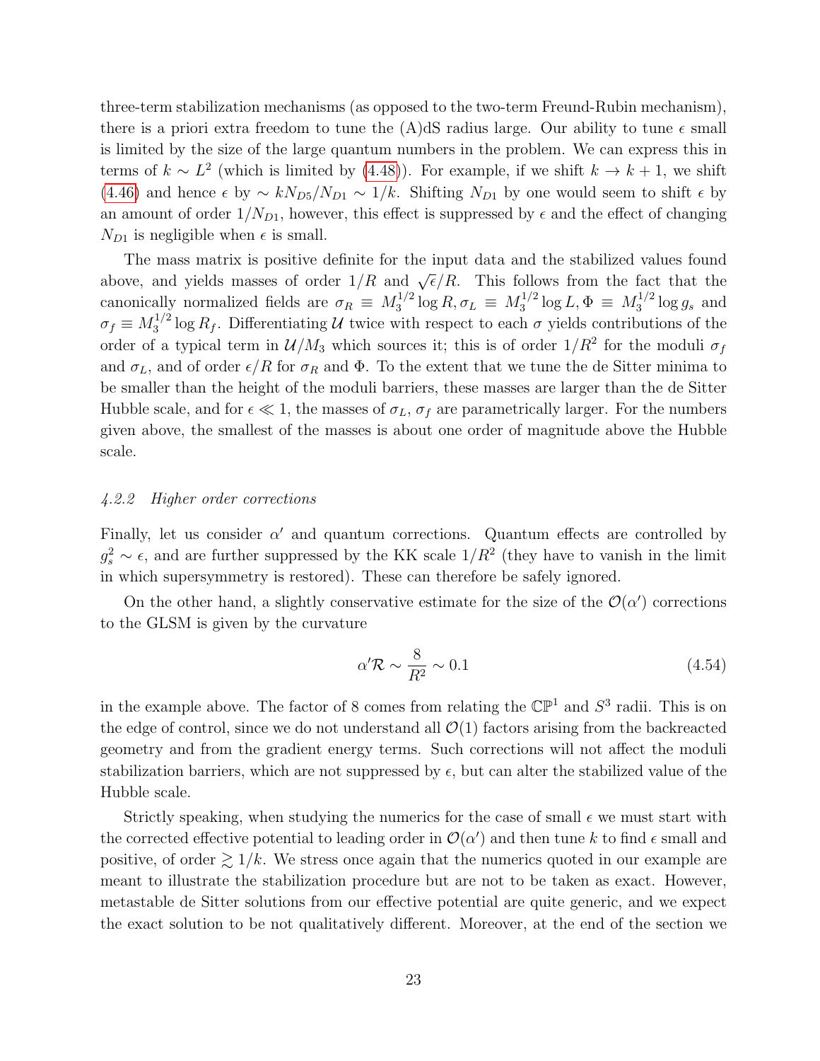three-term stabilization mechanisms (as opposed to the two-term Freund-Rubin mechanism), there is a priori extra freedom to tune the (A)dS radius large. Our ability to tune $\epsilon$ small is limited by the size of the large quantum numbers in the problem. We can express this in terms of $k \sim L^2$ (which is limited by (4.48)). For example, if we shift $k \to k+1$, we shift (4.46) and hence $\epsilon$ by $\sim kN_{D5}/N_{D1} \sim 1/k$. Shifting $N_{D1}$ by one would seem to shift $\epsilon$ by an amount of order $1/N_{D1}$, however, this effect is suppressed by $\epsilon$ and the effect of changing $N_{D1}$ is negligible when $\epsilon$ is small.

The mass matrix is positive definite for the input data and the stabilized values found above, and yields masses of order $1/R$ and $\sqrt{\epsilon}/R$. This follows from the fact that the canonically normalized fields are $\sigma_R \equiv M_3^{1/2} \log R, \sigma_L \equiv M_3^{1/2} \log L, \Phi \equiv M_3^{1/2} \log g_s$ and $\sigma_f \equiv M_3^{1/2} \log R_f$. Differentiating $\mathcal{U}$ twice with respect to each $\sigma$ yields contributions of the order of a typical term in $\mathcal{U}/M_3$ which sources it; this is of order $1/R^2$ for the moduli $\sigma_f$ and $\sigma_L$, and of order $\epsilon/R$ for $\sigma_R$ and $\Phi$. To the extent that we tune the de Sitter minima to be smaller than the height of the moduli barriers, these masses are larger than the de Sitter Hubble scale, and for $\epsilon \ll 1$, the masses of $\sigma_L$, $\sigma_f$ are parametrically larger. For the numbers given above, the smallest of the masses is about one order of magnitude above the Hubble scale.

#### *4.2.2 Higher order corrections*

Finally, let us consider $\alpha'$ and quantum corrections. Quantum effects are controlled by $g_s^2 \sim \epsilon$, and are further suppressed by the KK scale $1/R^2$ (they have to vanish in the limit in which supersymmetry is restored). These can therefore be safely ignored.

On the other hand, a slightly conservative estimate for the size of the $\mathcal{O}(\alpha')$ corrections to the GLSM is given by the curvature

$$\alpha' \mathcal{R} \sim \frac{8}{R^2} \sim 0.1 \tag{4.54}$$

in the example above. The factor of 8 comes from relating the $\mathbb{CP}^1$ and $S^3$ radii. This is on the edge of control, since we do not understand all $\mathcal{O}(1)$ factors arising from the backreacted geometry and from the gradient energy terms. Such corrections will not affect the moduli stabilization barriers, which are not suppressed by $\epsilon$, but can alter the stabilized value of the Hubble scale.

Strictly speaking, when studying the numerics for the case of small $\epsilon$ we must start with the corrected effective potential to leading order in $\mathcal{O}(\alpha')$ and then tune $k$ to find $\epsilon$ small and positive, of order $\gtrsim 1/k$. We stress once again that the numerics quoted in our example are meant to illustrate the stabilization procedure but are not to be taken as exact. However, metastable de Sitter solutions from our effective potential are quite generic, and we expect the exact solution to be not qualitatively different. Moreover, at the end of the section we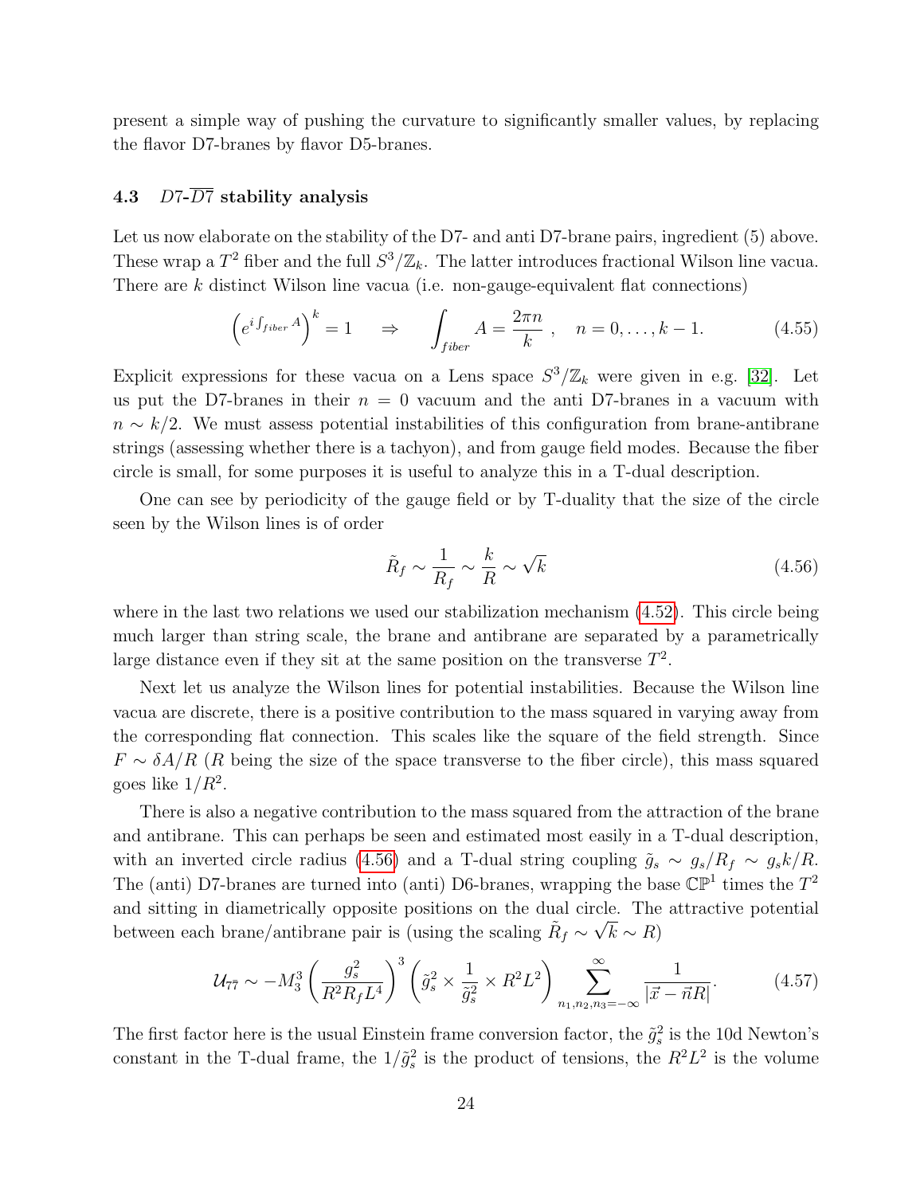present a simple way of pushing the curvature to significantly smaller values, by replacing the flavor D7-branes by flavor D5-branes.

### 4.3 $D7$-$\overline{D7}$ stability analysis

Let us now elaborate on the stability of the D7- and anti D7-brane pairs, ingredient (5) above. These wrap a $T^2$ fiber and the full $S^3/\mathbb{Z}_k$. The latter introduces fractional Wilson line vacua. There are $k$ distinct Wilson line vacua (i.e. non-gauge-equivalent flat connections)

$$\left(e^{i\int_{fiber} A}\right)^k = 1 \quad \Rightarrow \quad \int_{fiber} A = \frac{2\pi n}{k}\ , \quad n = 0, \ldots, k-1. \tag{4.55}$$

Explicit expressions for these vacua on a Lens space $S^3/\mathbb{Z}_k$ were given in e.g. [32]. Let us put the D7-branes in their $n = 0$ vacuum and the anti D7-branes in a vacuum with $n \sim k/2$. We must assess potential instabilities of this configuration from brane-antibrane strings (assessing whether there is a tachyon), and from gauge field modes. Because the fiber circle is small, for some purposes it is useful to analyze this in a T-dual description.

One can see by periodicity of the gauge field or by T-duality that the size of the circle seen by the Wilson lines is of order

$$\tilde{R}_f \sim \frac{1}{R_f} \sim \frac{k}{R} \sim \sqrt{k} \tag{4.56}$$

where in the last two relations we used our stabilization mechanism (4.52). This circle being much larger than string scale, the brane and antibrane are separated by a parametrically large distance even if they sit at the same position on the transverse $T^2$.

Next let us analyze the Wilson lines for potential instabilities. Because the Wilson line vacua are discrete, there is a positive contribution to the mass squared in varying away from the corresponding flat connection. This scales like the square of the field strength. Since $F \sim \delta A/R$ ($R$ being the size of the space transverse to the fiber circle), this mass squared goes like $1/R^2$.

There is also a negative contribution to the mass squared from the attraction of the brane and antibrane. This can perhaps be seen and estimated most easily in a T-dual description, with an inverted circle radius (4.56) and a T-dual string coupling $\tilde{g}_s \sim g_s/R_f \sim g_s k/R$. The (anti) D7-branes are turned into (anti) D6-branes, wrapping the base $\mathbb{CP}^1$ times the $T^2$ and sitting in diametrically opposite positions on the dual circle. The attractive potential between each brane/antibrane pair is (using the scaling $\tilde{R}_f \sim \sqrt{k} \sim R$)

$$\mathcal{U}_{7\bar{7}} \sim -M_3^3 \left(\frac{g_s^2}{R^2 R_f L^4}\right)^3 \left(\tilde{g}_s^2 \times \frac{1}{\tilde{g}_s^2} \times R^2 L^2\right) \sum_{n_1,n_2,n_3=-\infty}^{\infty} \frac{1}{|\vec{x} - \vec{n}R|}. \tag{4.57}$$

The first factor here is the usual Einstein frame conversion factor, the $\tilde{g}_s^2$ is the 10d Newton's constant in the T-dual frame, the $1/\tilde{g}_s^2$ is the product of tensions, the $R^2L^2$ is the volume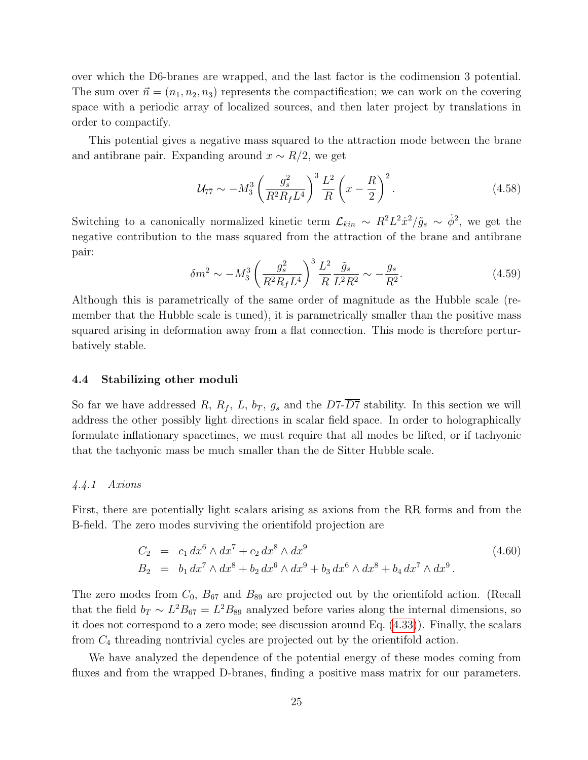over which the D6-branes are wrapped, and the last factor is the codimension 3 potential. The sum over $\vec{n} = (n_1, n_2, n_3)$ represents the compactification; we can work on the covering space with a periodic array of localized sources, and then later project by translations in order to compactify.

This potential gives a negative mass squared to the attraction mode between the brane and antibrane pair. Expanding around $x \sim R/2$, we get

$$\mathcal{U}_{7\bar{7}} \sim -M_3^3 \left(\frac{g_s^2}{R^2 R_f L^4}\right)^3 \frac{L^2}{R} \left(x - \frac{R}{2}\right)^2 . \tag{4.58}$$

Switching to a canonically normalized kinetic term $\mathcal{L}_{kin} \sim R^2 L^2 \dot{x}^2 / \tilde{g}_s \sim \dot{\phi}^2$, we get the negative contribution to the mass squared from the attraction of the brane and antibrane pair:

$$\delta m^2 \sim -M_3^3 \left(\frac{g_s^2}{R^2 R_f L^4}\right)^3 \frac{L^2}{R} \frac{\tilde{g}_s}{L^2 R^2} \sim -\frac{g_s}{R^2}. \tag{4.59}$$

Although this is parametrically of the same order of magnitude as the Hubble scale (remember that the Hubble scale is tuned), it is parametrically smaller than the positive mass squared arising in deformation away from a flat connection. This mode is therefore perturbatively stable.

### 4.4 Stabilizing other moduli

So far we have addressed $R$, $R_f$, $L$, $b_T$, $g_s$ and the D7-$\overline{D7}$ stability. In this section we will address the other possibly light directions in scalar field space. In order to holographically formulate inflationary spacetimes, we must require that all modes be lifted, or if tachyonic that the tachyonic mass be much smaller than the de Sitter Hubble scale.

#### *4.4.1 Axions*

First, there are potentially light scalars arising as axions from the RR forms and from the B-field. The zero modes surviving the orientifold projection are

$$\begin{aligned} C_2 &= c_1\, dx^6 \wedge dx^7 + c_2\, dx^8 \wedge dx^9 \\ B_2 &= b_1\, dx^7 \wedge dx^8 + b_2\, dx^6 \wedge dx^9 + b_3\, dx^6 \wedge dx^8 + b_4\, dx^7 \wedge dx^9 \,. \end{aligned} \tag{4.60}$$

The zero modes from $C_0$, $B_{67}$ and $B_{89}$ are projected out by the orientifold action. (Recall that the field $b_T \sim L^2 B_{67} = L^2 B_{89}$ analyzed before varies along the internal dimensions, so it does not correspond to a zero mode; see discussion around Eq. (4.33)). Finally, the scalars from $C_4$ threading nontrivial cycles are projected out by the orientifold action.

We have analyzed the dependence of the potential energy of these modes coming from fluxes and from the wrapped D-branes, finding a positive mass matrix for our parameters.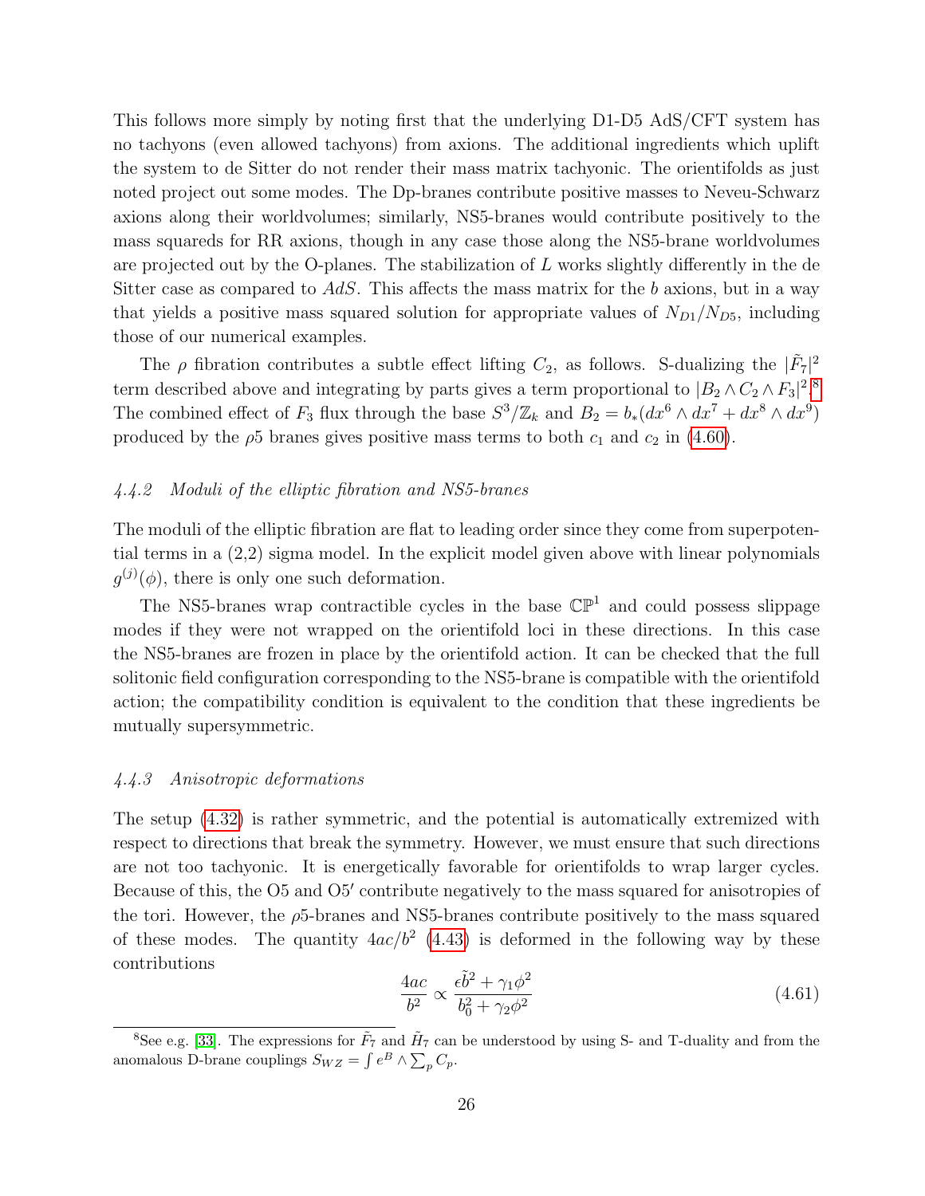This follows more simply by noting first that the underlying D1-D5 AdS/CFT system has no tachyons (even allowed tachyons) from axions. The additional ingredients which uplift the system to de Sitter do not render their mass matrix tachyonic. The orientifolds as just noted project out some modes. The Dp-branes contribute positive masses to Neveu-Schwarz axions along their worldvolumes; similarly, NS5-branes would contribute positively to the mass squareds for RR axions, though in any case those along the NS5-brane worldvolumes are projected out by the O-planes. The stabilization of $L$ works slightly differently in the de Sitter case as compared to $AdS$. This affects the mass matrix for the $b$ axions, but in a way that yields a positive mass squared solution for appropriate values of $N_{D1}/N_{D5}$, including those of our numerical examples.

The $\rho$ fibration contributes a subtle effect lifting $C_2$, as follows. S-dualizing the $|\tilde{F}_7|^2$ term described above and integrating by parts gives a term proportional to $|B_2 \wedge C_2 \wedge F_3|^2$.[8] The combined effect of $F_3$ flux through the base $S^3/\mathbb{Z}_k$ and $B_2 = b_*(dx^6 \wedge dx^7 + dx^8 \wedge dx^9)$ produced by the $\rho 5$ branes gives positive mass terms to both $c_1$ and $c_2$ in (4.60).

### *4.4.2 Moduli of the elliptic fibration and NS5-branes*

The moduli of the elliptic fibration are flat to leading order since they come from superpotential terms in a (2,2) sigma model. In the explicit model given above with linear polynomials $g^{(j)}(\phi)$, there is only one such deformation.

The NS5-branes wrap contractible cycles in the base $\mathbb{CP}^1$ and could possess slippage modes if they were not wrapped on the orientifold loci in these directions. In this case the NS5-branes are frozen in place by the orientifold action. It can be checked that the full solitonic field configuration corresponding to the NS5-brane is compatible with the orientifold action; the compatibility condition is equivalent to the condition that these ingredients be mutually supersymmetric.

### *4.4.3 Anisotropic deformations*

The setup (4.32) is rather symmetric, and the potential is automatically extremized with respect to directions that break the symmetry. However, we must ensure that such directions are not too tachyonic. It is energetically favorable for orientifolds to wrap larger cycles. Because of this, the O5 and O5$'$ contribute negatively to the mass squared for anisotropies of the tori. However, the $\rho$5-branes and NS5-branes contribute positively to the mass squared of these modes. The quantity $4ac/b^2$ (4.43) is deformed in the following way by these contributions

$$\frac{4ac}{b^2} \propto \frac{\epsilon \tilde{b}^2 + \gamma_1 \phi^2}{b_0^2 + \gamma_2 \phi^2} \tag{4.61}$$

[8] See e.g. [33]. The expressions for $\tilde{F}_7$ and $\tilde{H}_7$ can be understood by using S- and T-duality and from the anomalous D-brane couplings $S_{WZ} = \int e^B \wedge \sum_p C_p$.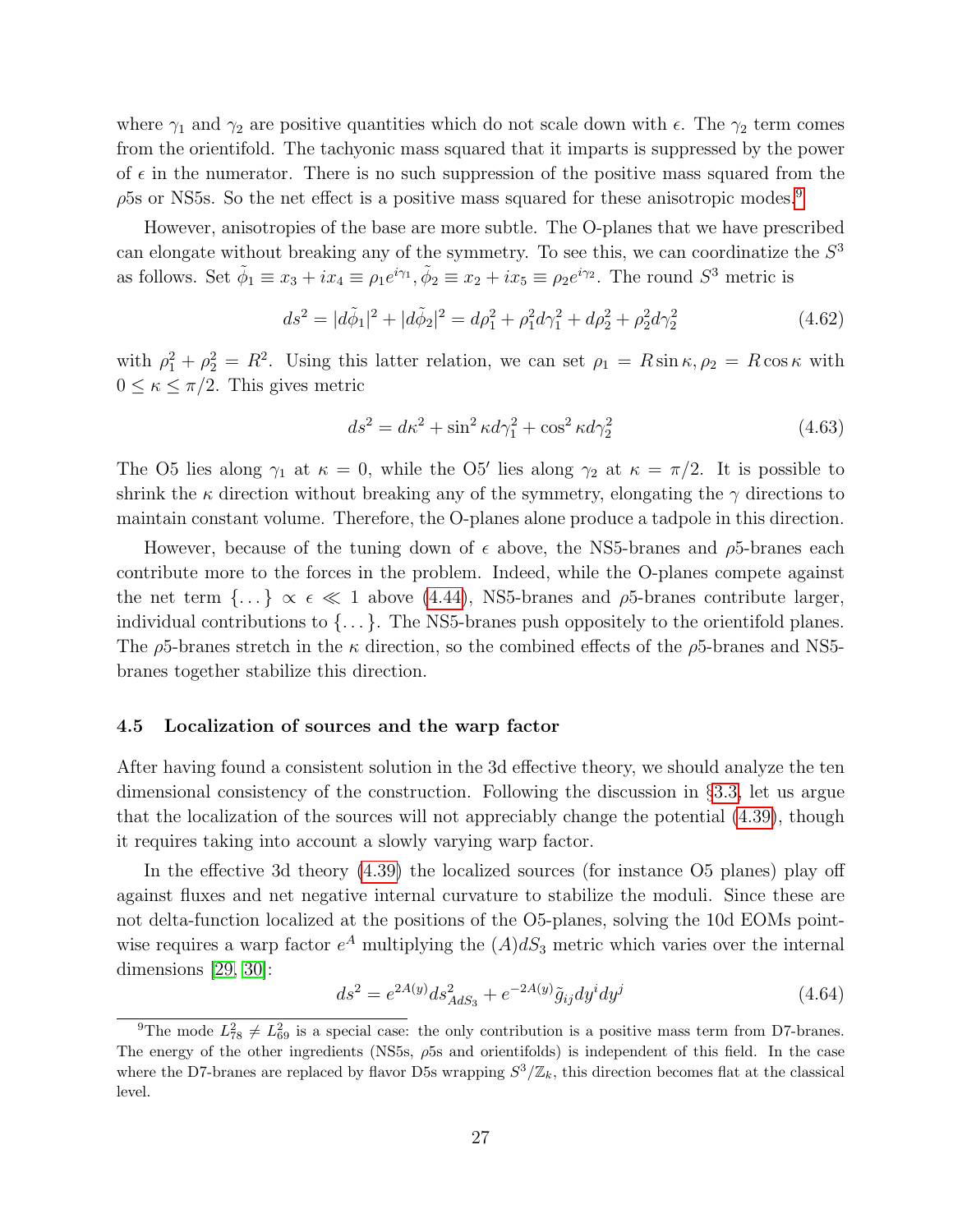where $\gamma_1$ and $\gamma_2$ are positive quantities which do not scale down with $\epsilon$. The $\gamma_2$ term comes from the orientifold. The tachyonic mass squared that it imparts is suppressed by the power of $\epsilon$ in the numerator. There is no such suppression of the positive mass squared from the $\rho$5s or NS5s. So the net effect is a positive mass squared for these anisotropic modes.[9]

However, anisotropies of the base are more subtle. The O-planes that we have prescribed can elongate without breaking any of the symmetry. To see this, we can coordinatize the $S^3$ as follows. Set $\tilde{\phi}_1 \equiv x_3 + ix_4 \equiv \rho_1 e^{i\gamma_1}, \tilde{\phi}_2 \equiv x_2 + ix_5 \equiv \rho_2 e^{i\gamma_2}$. The round $S^3$ metric is

$$ds^2 = |d\tilde{\phi}_1|^2 + |d\tilde{\phi}_2|^2 = d\rho_1^2 + \rho_1^2 d\gamma_1^2 + d\rho_2^2 + \rho_2^2 d\gamma_2^2 \tag{4.62}$$

with $\rho_1^2 + \rho_2^2 = R^2$. Using this latter relation, we can set $\rho_1 = R\sin\kappa, \rho_2 = R\cos\kappa$ with $0 \leq \kappa \leq \pi/2$. This gives metric

$$ds^2 = d\kappa^2 + \sin^2\kappa d\gamma_1^2 + \cos^2\kappa d\gamma_2^2 \tag{4.63}$$

The O5 lies along $\gamma_1$ at $\kappa = 0$, while the O5$'$ lies along $\gamma_2$ at $\kappa = \pi/2$. It is possible to shrink the $\kappa$ direction without breaking any of the symmetry, elongating the $\gamma$ directions to maintain constant volume. Therefore, the O-planes alone produce a tadpole in this direction.

However, because of the tuning down of $\epsilon$ above, the NS5-branes and $\rho$5-branes each contribute more to the forces in the problem. Indeed, while the O-planes compete against the net term $\{\dots\} \propto \epsilon \ll 1$ above (4.44), NS5-branes and $\rho$5-branes contribute larger, individual contributions to $\{\dots\}$. The NS5-branes push oppositely to the orientifold planes. The $\rho$5-branes stretch in the $\kappa$ direction, so the combined effects of the $\rho$5-branes and NS5-branes together stabilize this direction.

### 4.5 Localization of sources and the warp factor

After having found a consistent solution in the 3d effective theory, we should analyze the ten dimensional consistency of the construction. Following the discussion in §3.3, let us argue that the localization of the sources will not appreciably change the potential (4.39), though it requires taking into account a slowly varying warp factor.

In the effective 3d theory (4.39) the localized sources (for instance O5 planes) play off against fluxes and net negative internal curvature to stabilize the moduli. Since these are not delta-function localized at the positions of the O5-planes, solving the 10d EOMs point-wise requires a warp factor $e^A$ multiplying the $(A)dS_3$ metric which varies over the internal dimensions [29, 30]:

$$ds^2 = e^{2A(y)} ds^2_{AdS_3} + e^{-2A(y)} \tilde{g}_{ij} dy^i dy^j \tag{4.64}$$

[9] The mode $L_{78}^2 \neq L_{69}^2$ is a special case: the only contribution is a positive mass term from D7-branes. The energy of the other ingredients (NS5s, $\rho$5s and orientifolds) is independent of this field. In the case where the D7-branes are replaced by flavor D5s wrapping $S^3/\mathbb{Z}_k$, this direction becomes flat at the classical level.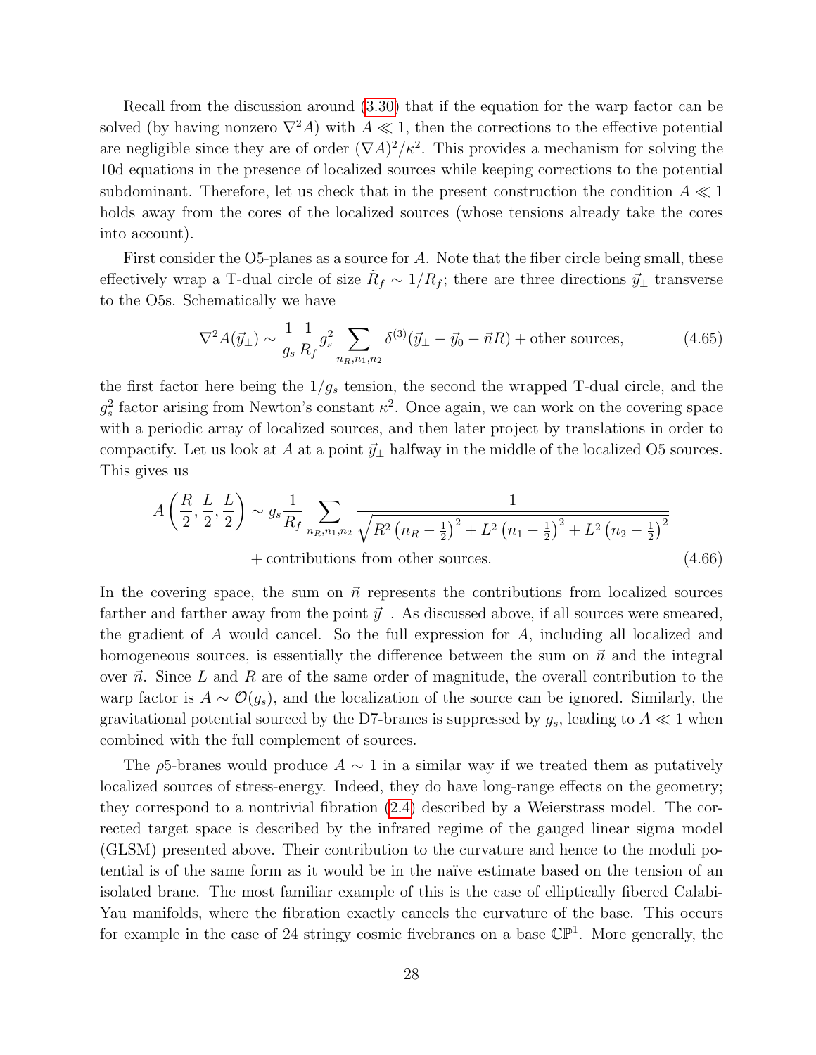Recall from the discussion around (3.30) that if the equation for the warp factor can be solved (by having nonzero $\nabla^2 A$) with $A \ll 1$, then the corrections to the effective potential are negligible since they are of order $(\nabla A)^2/\kappa^2$. This provides a mechanism for solving the 10d equations in the presence of localized sources while keeping corrections to the potential subdominant. Therefore, let us check that in the present construction the condition $A \ll 1$ holds away from the cores of the localized sources (whose tensions already take the cores into account).

First consider the O5-planes as a source for $A$. Note that the fiber circle being small, these effectively wrap a T-dual circle of size $\tilde{R}_f \sim 1/R_f$; there are three directions $\vec{y}_\perp$ transverse to the O5s. Schematically we have

$$\nabla^2 A(\vec{y}_\perp) \sim \frac{1}{g_s}\frac{1}{R_f} g_s^2 \sum_{n_R,n_1,n_2} \delta^{(3)}(\vec{y}_\perp - \vec{y}_0 - \vec{n}R) + \text{other sources}, \tag{4.65}$$

the first factor here being the $1/g_s$ tension, the second the wrapped T-dual circle, and the $g_s^2$ factor arising from Newton's constant $\kappa^2$. Once again, we can work on the covering space with a periodic array of localized sources, and then later project by translations in order to compactify. Let us look at $A$ at a point $\vec{y}_\perp$ halfway in the middle of the localized O5 sources. This gives us

$$\begin{aligned} A\left(\frac{R}{2}, \frac{L}{2}, \frac{L}{2}\right) \sim g_s \frac{1}{R_f} \sum_{n_R,n_1,n_2} \frac{1}{\sqrt{R^2\left(n_R - \frac{1}{2}\right)^2 + L^2\left(n_1 - \frac{1}{2}\right)^2 + L^2\left(n_2 - \frac{1}{2}\right)^2}} \\ + \text{contributions from other sources.} \end{aligned} \tag{4.66}$$

In the covering space, the sum on $\vec{n}$ represents the contributions from localized sources farther and farther away from the point $\vec{y}_\perp$. As discussed above, if all sources were smeared, the gradient of $A$ would cancel. So the full expression for $A$, including all localized and homogeneous sources, is essentially the difference between the sum on $\vec{n}$ and the integral over $\vec{n}$. Since $L$ and $R$ are of the same order of magnitude, the overall contribution to the warp factor is $A \sim \mathcal{O}(g_s)$, and the localization of the source can be ignored. Similarly, the gravitational potential sourced by the D7-branes is suppressed by $g_s$, leading to $A \ll 1$ when combined with the full complement of sources.

The $\rho$5-branes would produce $A \sim 1$ in a similar way if we treated them as putatively localized sources of stress-energy. Indeed, they do have long-range effects on the geometry; they correspond to a nontrivial fibration (2.4) described by a Weierstrass model. The corrected target space is described by the infrared regime of the gauged linear sigma model (GLSM) presented above. Their contribution to the curvature and hence to the moduli potential is of the same form as it would be in the naïve estimate based on the tension of an isolated brane. The most familiar example of this is the case of elliptically fibered Calabi-Yau manifolds, where the fibration exactly cancels the curvature of the base. This occurs for example in the case of 24 stringy cosmic fivebranes on a base $\mathbb{CP}^1$. More generally, the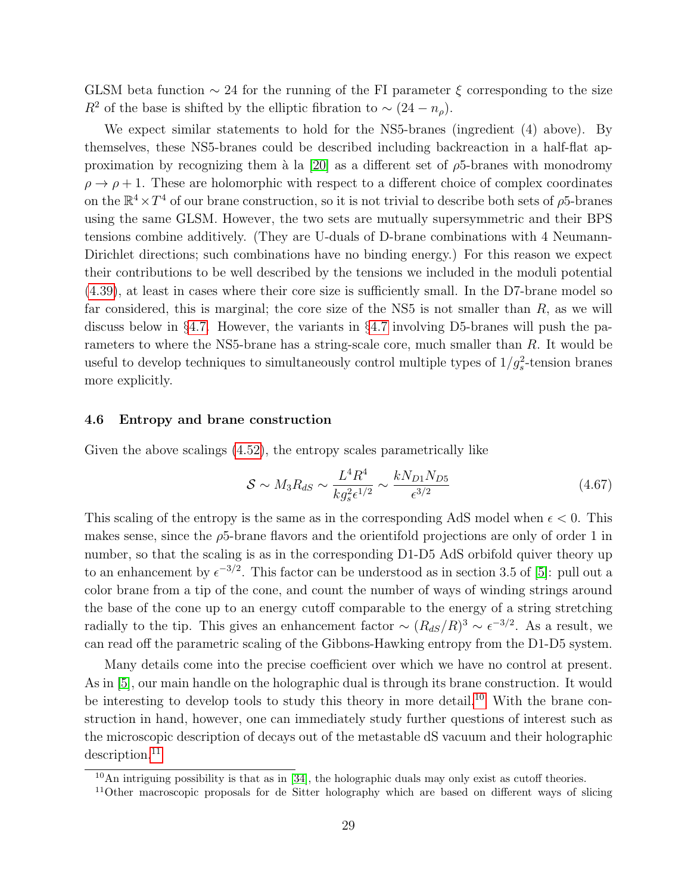GLSM beta function $\sim 24$ for the running of the FI parameter $\xi$ corresponding to the size $R^2$ of the base is shifted by the elliptic fibration to $\sim (24 - n_\rho)$.

We expect similar statements to hold for the NS5-branes (ingredient (4) above). By themselves, these NS5-branes could be described including backreaction in a half-flat approximation by recognizing them à la [20] as a different set of $\rho$5-branes with monodromy $\rho \to \rho + 1$. These are holomorphic with respect to a different choice of complex coordinates on the $\mathbb{R}^4 \times T^4$ of our brane construction, so it is not trivial to describe both sets of $\rho$5-branes using the same GLSM. However, the two sets are mutually supersymmetric and their BPS tensions combine additively. (They are U-duals of D-brane combinations with 4 Neumann-Dirichlet directions; such combinations have no binding energy.) For this reason we expect their contributions to be well described by the tensions we included in the moduli potential (4.39), at least in cases where their core size is sufficiently small. In the D7-brane model so far considered, this is marginal; the core size of the NS5 is not smaller than $R$, as we will discuss below in §4.7. However, the variants in §4.7 involving D5-branes will push the parameters to where the NS5-brane has a string-scale core, much smaller than $R$. It would be useful to develop techniques to simultaneously control multiple types of $1/g_s^2$-tension branes more explicitly.

### 4.6 Entropy and brane construction

Given the above scalings (4.52), the entropy scales parametrically like

$$\mathcal{S} \sim M_3 R_{dS} \sim \frac{L^4 R^4}{k g_s^2 \epsilon^{1/2}} \sim \frac{k N_{D1} N_{D5}}{\epsilon^{3/2}} \tag{4.67}$$

This scaling of the entropy is the same as in the corresponding AdS model when $\epsilon < 0$. This makes sense, since the $\rho$5-brane flavors and the orientifold projections are only of order 1 in number, so that the scaling is as in the corresponding D1-D5 AdS orbifold quiver theory up to an enhancement by $\epsilon^{-3/2}$. This factor can be understood as in section 3.5 of [5]: pull out a color brane from a tip of the cone, and count the number of ways of winding strings around the base of the cone up to an energy cutoff comparable to the energy of a string stretching radially to the tip. This gives an enhancement factor $\sim (R_{dS}/R)^3 \sim \epsilon^{-3/2}$. As a result, we can read off the parametric scaling of the Gibbons-Hawking entropy from the D1-D5 system.

Many details come into the precise coefficient over which we have no control at present. As in [5], our main handle on the holographic dual is through its brane construction. It would be interesting to develop tools to study this theory in more detail.[10] With the brane construction in hand, however, one can immediately study further questions of interest such as the microscopic description of decays out of the metastable dS vacuum and their holographic description.[11]

[10] An intriguing possibility is that as in [34], the holographic duals may only exist as cutoff theories.

[11] Other macroscopic proposals for de Sitter holography which are based on different ways of slicing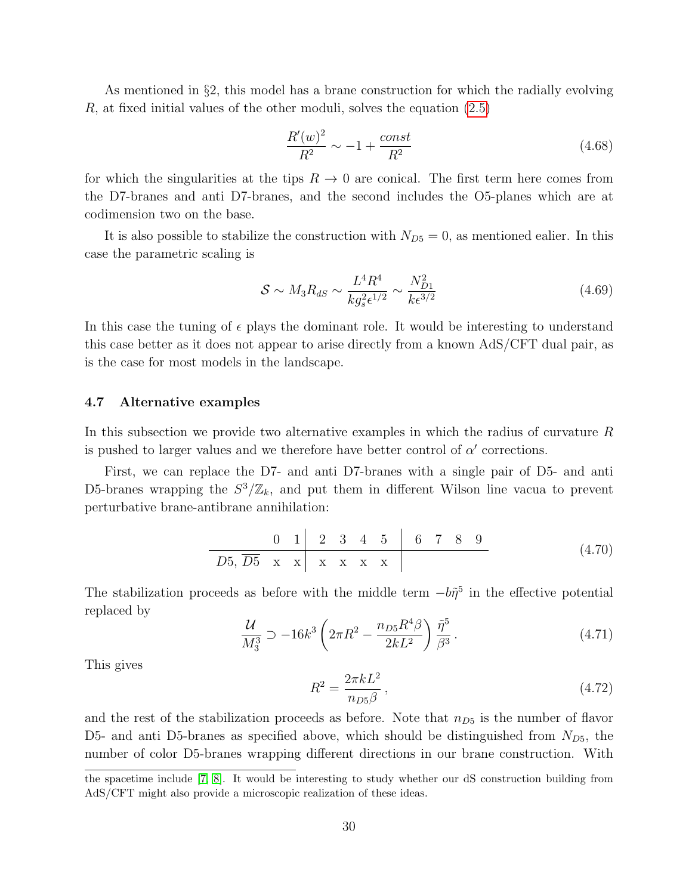As mentioned in §2, this model has a brane construction for which the radially evolving $R$, at fixed initial values of the other moduli, solves the equation (2.5)

$$\frac{R'(w)^2}{R^2} \sim -1 + \frac{const}{R^2} \tag{4.68}$$

for which the singularities at the tips $R \to 0$ are conical. The first term here comes from the D7-branes and anti D7-branes, and the second includes the O5-planes which are at codimension two on the base.

It is also possible to stabilize the construction with $N_{D5} = 0$, as mentioned ealier. In this case the parametric scaling is

$$\mathcal{S} \sim M_3 R_{dS} \sim \frac{L^4 R^4}{k g_s^2 \epsilon^{1/2}} \sim \frac{N_{D1}^2}{k \epsilon^{3/2}} \tag{4.69}$$

In this case the tuning of $\epsilon$ plays the dominant role. It would be interesting to understand this case better as it does not appear to arise directly from a known AdS/CFT dual pair, as is the case for most models in the landscape.

### 4.7 Alternative examples

In this subsection we provide two alternative examples in which the radius of curvature $R$ is pushed to larger values and we therefore have better control of $\alpha'$ corrections.

First, we can replace the D7- and anti D7-branes with a single pair of D5- and anti D5-branes wrapping the $S^3/\mathbb{Z}_k$, and put them in different Wilson line vacua to prevent perturbative brane-antibrane annihilation:

|  | 0 | 1 | 2 | 3 | 4 | 5 | 6 | 7 | 8 | 9 |
|---|---|---|---|---|---|---|---|---|---|---|
| $D5, \overline{D5}$ | x | x | x | x | x | x |  |  |  |  |

(4.70)

The stabilization proceeds as before with the middle term $-b\tilde{\eta}^5$ in the effective potential replaced by

$$\frac{\mathcal{U}}{M_3^3} \supset -16k^3 \left(2\pi R^2 - \frac{n_{D5} R^4 \beta}{2kL^2}\right) \frac{\tilde{\eta}^5}{\beta^3} \, . \tag{4.71}$$

This gives

$$R^2 = \frac{2\pi k L^2}{n_{D5} \beta} \, , \tag{4.72}$$

and the rest of the stabilization proceeds as before. Note that $n_{D5}$ is the number of flavor D5- and anti D5-branes as specified above, which should be distinguished from $N_{D5}$, the number of color D5-branes wrapping different directions in our brane construction. With

the spacetime include [7, 8]. It would be interesting to study whether our dS construction building from AdS/CFT might also provide a microscopic realization of these ideas.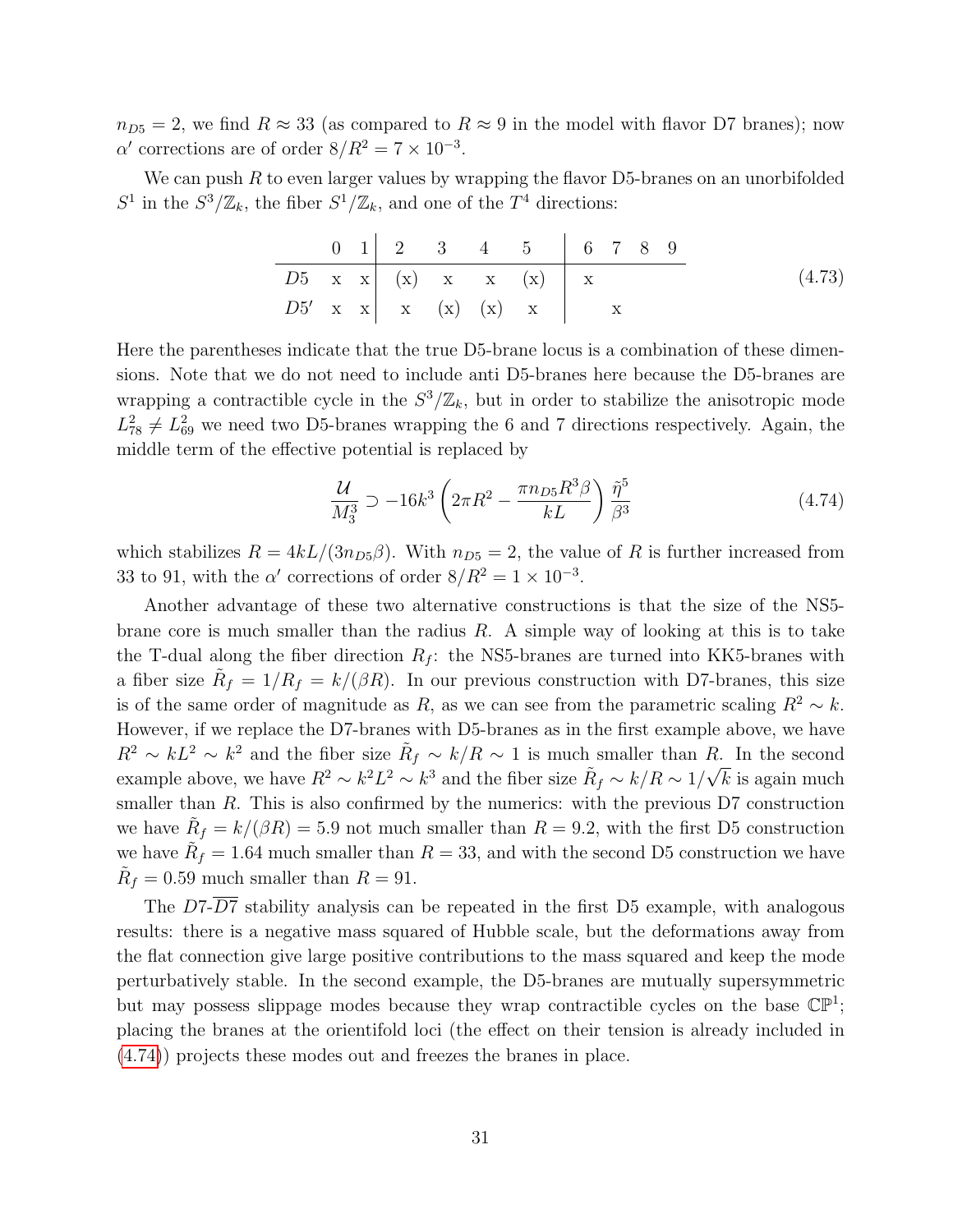$n_{D5} = 2$, we find $R \approx 33$ (as compared to $R \approx 9$ in the model with flavor D7 branes); now $\alpha'$ corrections are of order $8/R^2 = 7 \times 10^{-3}$.

We can push $R$ to even larger values by wrapping the flavor D5-branes on an unorbifolded $S^1$ in the $S^3/\mathbb{Z}_k$, the fiber $S^1/\mathbb{Z}_k$, and one of the $T^4$ directions:

$$
\begin{array}{c|cc|cccc|cccc}
 & 0 & 1 & 2 & 3 & 4 & 5 & 6 & 7 & 8 & 9 \\
\hline
D5 & \text{x} & \text{x} & (\text{x}) & \text{x} & \text{x} & (\text{x}) & \text{x} & & & \\
D5' & \text{x} & \text{x} & \text{x} & (\text{x}) & (\text{x}) & \text{x} & & \text{x} & &
\end{array}
\tag{4.73}
$$

Here the parentheses indicate that the true D5-brane locus is a combination of these dimensions. Note that we do not need to include anti D5-branes here because the D5-branes are wrapping a contractible cycle in the $S^3/\mathbb{Z}_k$, but in order to stabilize the anisotropic mode $L_{78}^2 \neq L_{69}^2$ we need two D5-branes wrapping the 6 and 7 directions respectively. Again, the middle term of the effective potential is replaced by

$$
\frac{\mathcal{U}}{M_3^3} \supset -16k^3 \left( 2\pi R^2 - \frac{\pi n_{D5} R^3 \beta}{kL} \right) \frac{\tilde{\eta}^5}{\beta^3} \tag{4.74}
$$

which stabilizes $R = 4kL/(3n_{D5}\beta)$. With $n_{D5} = 2$, the value of $R$ is further increased from 33 to 91, with the $\alpha'$ corrections of order $8/R^2 = 1 \times 10^{-3}$.

Another advantage of these two alternative constructions is that the size of the NS5-brane core is much smaller than the radius $R$. A simple way of looking at this is to take the T-dual along the fiber direction $R_f$: the NS5-branes are turned into KK5-branes with a fiber size $\tilde{R}_f = 1/R_f = k/(\beta R)$. In our previous construction with D7-branes, this size is of the same order of magnitude as $R$, as we can see from the parametric scaling $R^2 \sim k$. However, if we replace the D7-branes with D5-branes as in the first example above, we have $R^2 \sim kL^2 \sim k^2$ and the fiber size $\tilde{R}_f \sim k/R \sim 1$ is much smaller than $R$. In the second example above, we have $R^2 \sim k^2 L^2 \sim k^3$ and the fiber size $\tilde{R}_f \sim k/R \sim 1/\sqrt{k}$ is again much smaller than $R$. This is also confirmed by the numerics: with the previous D7 construction we have $\tilde{R}_f = k/(\beta R) = 5.9$ not much smaller than $R = 9.2$, with the first D5 construction we have $\tilde{R}_f = 1.64$ much smaller than $R = 33$, and with the second D5 construction we have $\tilde{R}_f = 0.59$ much smaller than $R = 91$.

The $D7$-$\overline{D7}$ stability analysis can be repeated in the first D5 example, with analogous results: there is a negative mass squared of Hubble scale, but the deformations away from the flat connection give large positive contributions to the mass squared and keep the mode perturbatively stable. In the second example, the D5-branes are mutually supersymmetric but may possess slippage modes because they wrap contractible cycles on the base $\mathbb{CP}^1$; placing the branes at the orientifold loci (the effect on their tension is already included in (4.74)) projects these modes out and freezes the branes in place.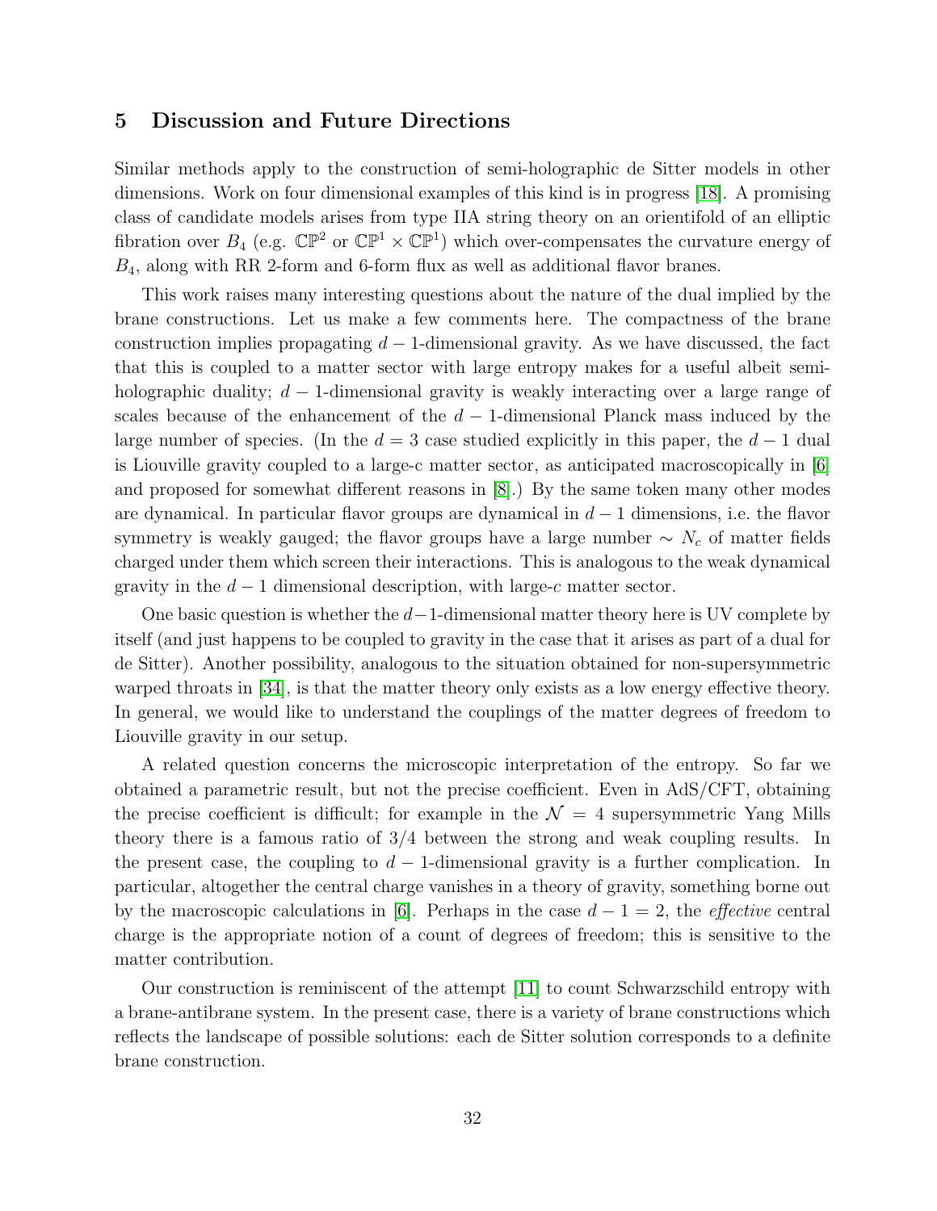## 5 Discussion and Future Directions

Similar methods apply to the construction of semi-holographic de Sitter models in other dimensions. Work on four dimensional examples of this kind is in progress [18]. A promising class of candidate models arises from type IIA string theory on an orientifold of an elliptic fibration over $B_4$ (e.g. $\mathbb{CP}^2$ or $\mathbb{CP}^1 \times \mathbb{CP}^1$) which over-compensates the curvature energy of $B_4$, along with RR 2-form and 6-form flux as well as additional flavor branes.

This work raises many interesting questions about the nature of the dual implied by the brane constructions. Let us make a few comments here. The compactness of the brane construction implies propagating $d-1$-dimensional gravity. As we have discussed, the fact that this is coupled to a matter sector with large entropy makes for a useful albeit semi-holographic duality; $d-1$-dimensional gravity is weakly interacting over a large range of scales because of the enhancement of the $d-1$-dimensional Planck mass induced by the large number of species. (In the $d = 3$ case studied explicitly in this paper, the $d-1$ dual is Liouville gravity coupled to a large-c matter sector, as anticipated macroscopically in [6] and proposed for somewhat different reasons in [8].) By the same token many other modes are dynamical. In particular flavor groups are dynamical in $d-1$ dimensions, i.e. the flavor symmetry is weakly gauged; the flavor groups have a large number $\sim N_c$ of matter fields charged under them which screen their interactions. This is analogous to the weak dynamical gravity in the $d-1$ dimensional description, with large-$c$ matter sector.

One basic question is whether the $d-1$-dimensional matter theory here is UV complete by itself (and just happens to be coupled to gravity in the case that it arises as part of a dual for de Sitter). Another possibility, analogous to the situation obtained for non-supersymmetric warped throats in [34], is that the matter theory only exists as a low energy effective theory. In general, we would like to understand the couplings of the matter degrees of freedom to Liouville gravity in our setup.

A related question concerns the microscopic interpretation of the entropy. So far we obtained a parametric result, but not the precise coefficient. Even in AdS/CFT, obtaining the precise coefficient is difficult; for example in the $\mathcal{N} = 4$ supersymmetric Yang Mills theory there is a famous ratio of 3/4 between the strong and weak coupling results. In the present case, the coupling to $d-1$-dimensional gravity is a further complication. In particular, altogether the central charge vanishes in a theory of gravity, something borne out by the macroscopic calculations in [6]. Perhaps in the case $d-1 = 2$, the *effective* central charge is the appropriate notion of a count of degrees of freedom; this is sensitive to the matter contribution.

Our construction is reminiscent of the attempt [11] to count Schwarzschild entropy with a brane-antibrane system. In the present case, there is a variety of brane constructions which reflects the landscape of possible solutions: each de Sitter solution corresponds to a definite brane construction.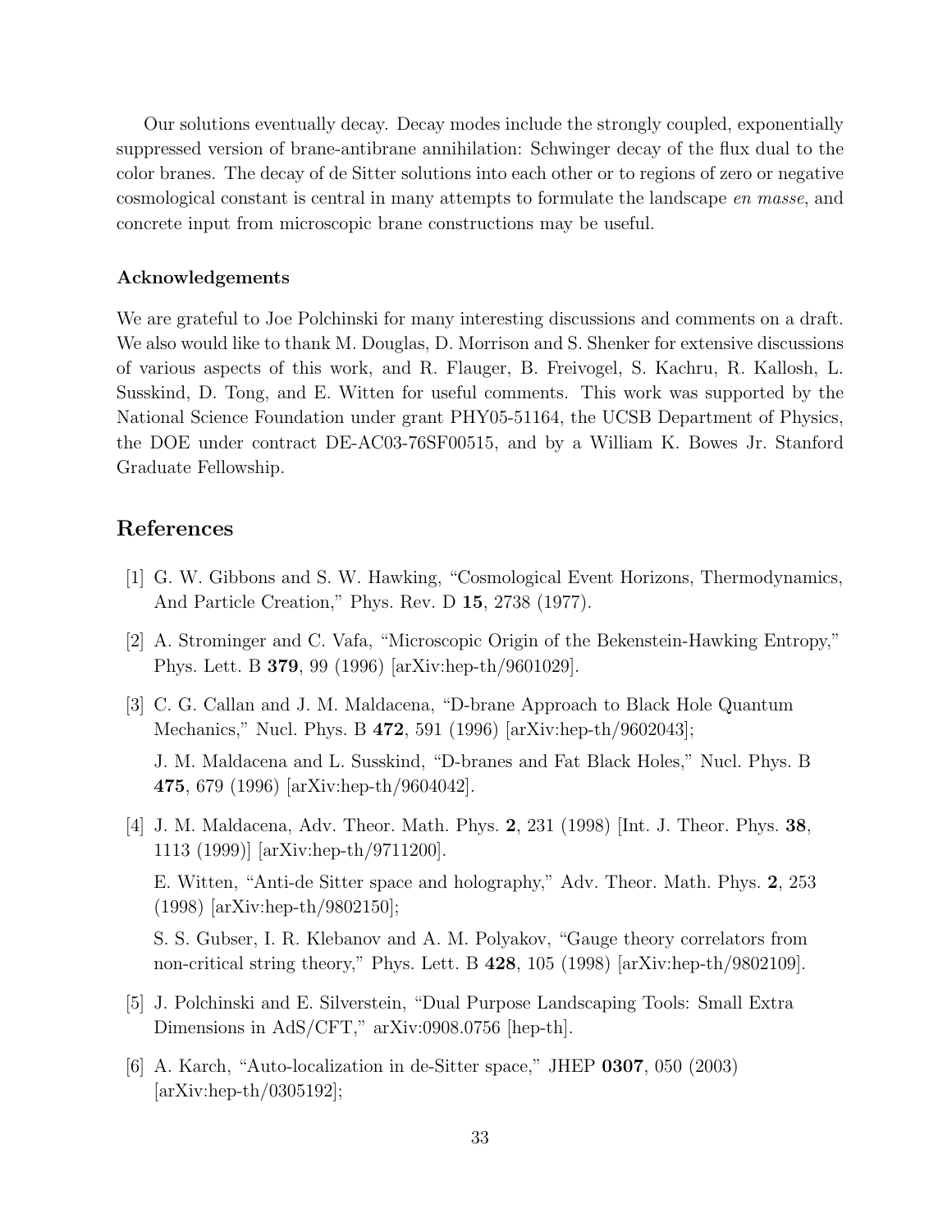Our solutions eventually decay. Decay modes include the strongly coupled, exponentially suppressed version of brane-antibrane annihilation: Schwinger decay of the flux dual to the color branes. The decay of de Sitter solutions into each other or to regions of zero or negative cosmological constant is central in many attempts to formulate the landscape *en masse*, and concrete input from microscopic brane constructions may be useful.

**Acknowledgements**

We are grateful to Joe Polchinski for many interesting discussions and comments on a draft. We also would like to thank M. Douglas, D. Morrison and S. Shenker for extensive discussions of various aspects of this work, and R. Flauger, B. Freivogel, S. Kachru, R. Kallosh, L. Susskind, D. Tong, and E. Witten for useful comments. This work was supported by the National Science Foundation under grant PHY05-51164, the UCSB Department of Physics, the DOE under contract DE-AC03-76SF00515, and by a William K. Bowes Jr. Stanford Graduate Fellowship.

## References

[1] G. W. Gibbons and S. W. Hawking, "Cosmological Event Horizons, Thermodynamics, And Particle Creation," Phys. Rev. D **15**, 2738 (1977).

[2] A. Strominger and C. Vafa, "Microscopic Origin of the Bekenstein-Hawking Entropy," Phys. Lett. B **379**, 99 (1996) [arXiv:hep-th/9601029].

[3] C. G. Callan and J. M. Maldacena, "D-brane Approach to Black Hole Quantum Mechanics," Nucl. Phys. B **472**, 591 (1996) [arXiv:hep-th/9602043];

J. M. Maldacena and L. Susskind, "D-branes and Fat Black Holes," Nucl. Phys. B **475**, 679 (1996) [arXiv:hep-th/9604042].

[4] J. M. Maldacena, Adv. Theor. Math. Phys. **2**, 231 (1998) [Int. J. Theor. Phys. **38**, 1113 (1999)] [arXiv:hep-th/9711200].

E. Witten, "Anti-de Sitter space and holography," Adv. Theor. Math. Phys. **2**, 253 (1998) [arXiv:hep-th/9802150];

S. S. Gubser, I. R. Klebanov and A. M. Polyakov, "Gauge theory correlators from non-critical string theory," Phys. Lett. B **428**, 105 (1998) [arXiv:hep-th/9802109].

[5] J. Polchinski and E. Silverstein, "Dual Purpose Landscaping Tools: Small Extra Dimensions in AdS/CFT," arXiv:0908.0756 [hep-th].

[6] A. Karch, "Auto-localization in de-Sitter space," JHEP **0307**, 050 (2003) [arXiv:hep-th/0305192];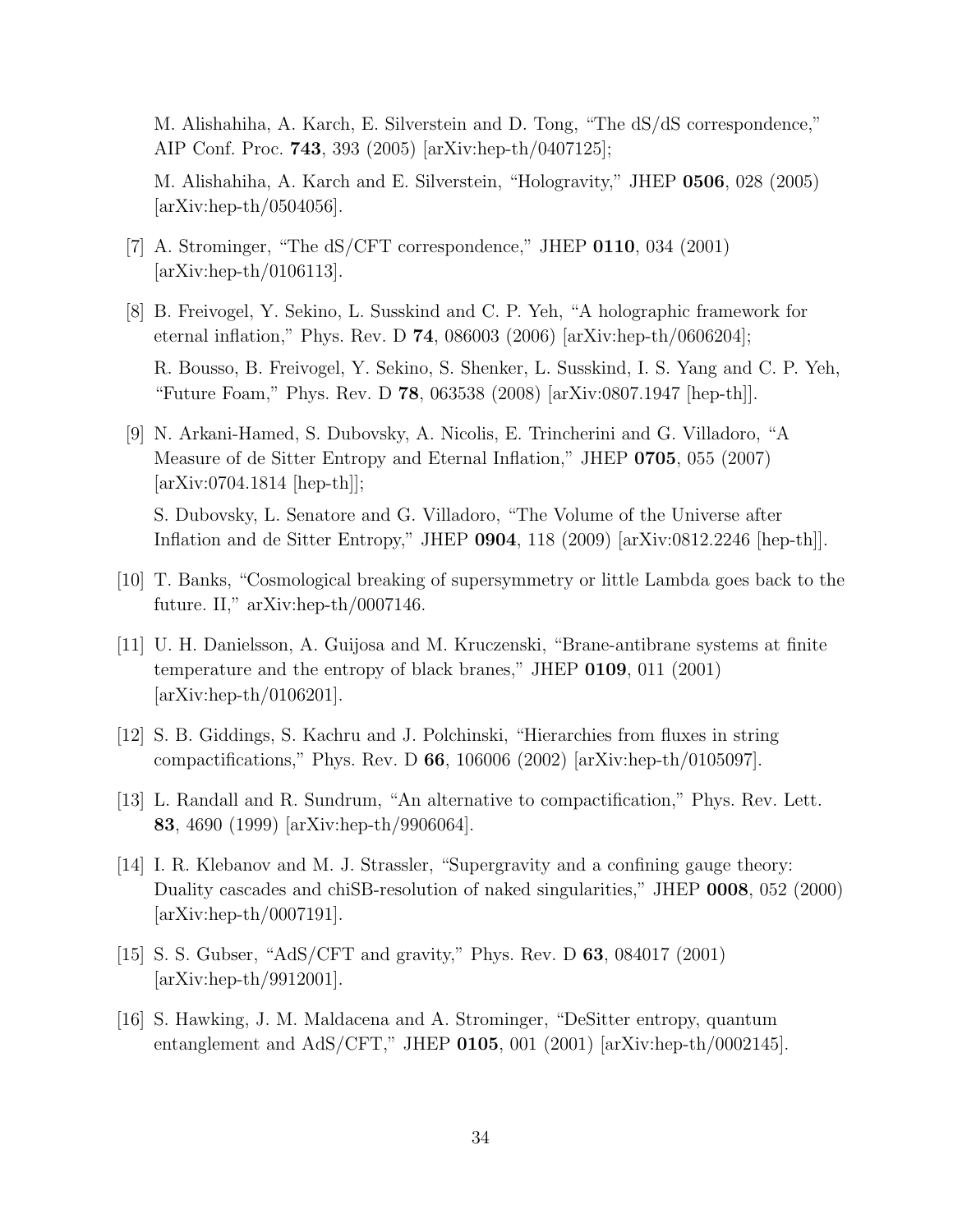M. Alishahiha, A. Karch, E. Silverstein and D. Tong, "The dS/dS correspondence," AIP Conf. Proc. **743**, 393 (2005) [arXiv:hep-th/0407125];

M. Alishahiha, A. Karch and E. Silverstein, "Hologravity," JHEP **0506**, 028 (2005) [arXiv:hep-th/0504056].

[7] A. Strominger, "The dS/CFT correspondence," JHEP **0110**, 034 (2001) [arXiv:hep-th/0106113].

[8] B. Freivogel, Y. Sekino, L. Susskind and C. P. Yeh, "A holographic framework for eternal inflation," Phys. Rev. D **74**, 086003 (2006) [arXiv:hep-th/0606204];

R. Bousso, B. Freivogel, Y. Sekino, S. Shenker, L. Susskind, I. S. Yang and C. P. Yeh, "Future Foam," Phys. Rev. D **78**, 063538 (2008) [arXiv:0807.1947 [hep-th]].

[9] N. Arkani-Hamed, S. Dubovsky, A. Nicolis, E. Trincherini and G. Villadoro, "A Measure of de Sitter Entropy and Eternal Inflation," JHEP **0705**, 055 (2007) [arXiv:0704.1814 [hep-th]];

S. Dubovsky, L. Senatore and G. Villadoro, "The Volume of the Universe after Inflation and de Sitter Entropy," JHEP **0904**, 118 (2009) [arXiv:0812.2246 [hep-th]].

[10] T. Banks, "Cosmological breaking of supersymmetry or little Lambda goes back to the future. II," arXiv:hep-th/0007146.

[11] U. H. Danielsson, A. Guijosa and M. Kruczenski, "Brane-antibrane systems at finite temperature and the entropy of black branes," JHEP **0109**, 011 (2001) [arXiv:hep-th/0106201].

[12] S. B. Giddings, S. Kachru and J. Polchinski, "Hierarchies from fluxes in string compactifications," Phys. Rev. D **66**, 106006 (2002) [arXiv:hep-th/0105097].

[13] L. Randall and R. Sundrum, "An alternative to compactification," Phys. Rev. Lett. **83**, 4690 (1999) [arXiv:hep-th/9906064].

[14] I. R. Klebanov and M. J. Strassler, "Supergravity and a confining gauge theory: Duality cascades and chiSB-resolution of naked singularities," JHEP **0008**, 052 (2000) [arXiv:hep-th/0007191].

[15] S. S. Gubser, "AdS/CFT and gravity," Phys. Rev. D **63**, 084017 (2001) [arXiv:hep-th/9912001].

[16] S. Hawking, J. M. Maldacena and A. Strominger, "DeSitter entropy, quantum entanglement and AdS/CFT," JHEP **0105**, 001 (2001) [arXiv:hep-th/0002145].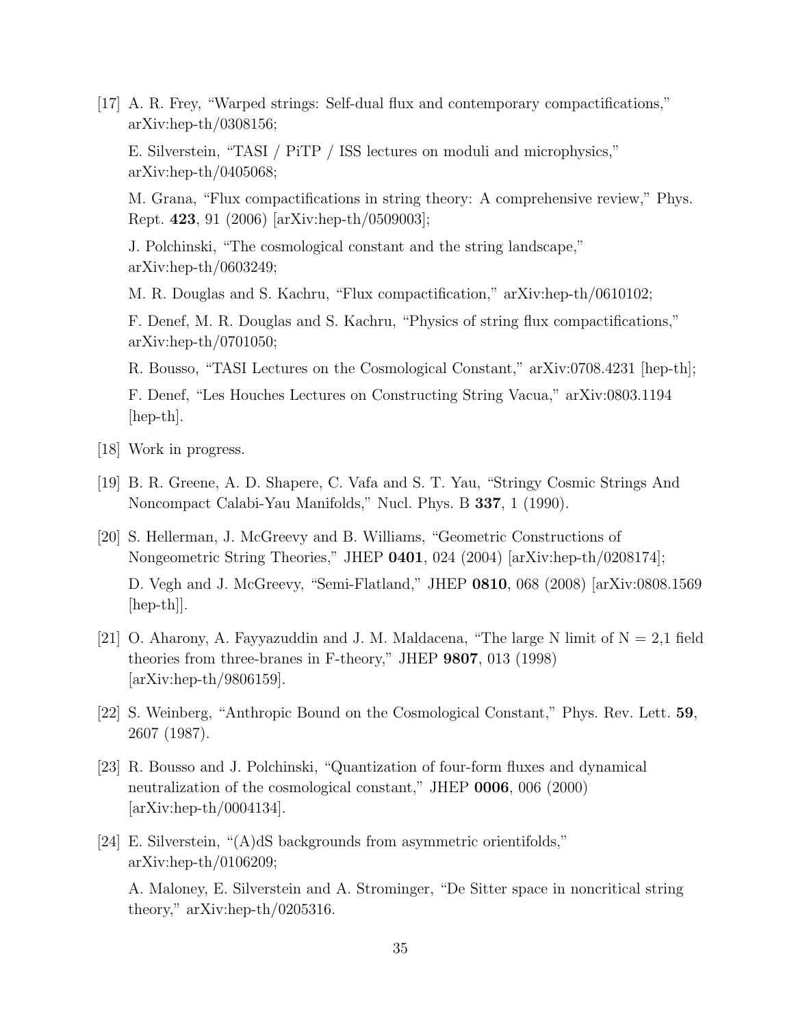[17] A. R. Frey, "Warped strings: Self-dual flux and contemporary compactifications," arXiv:hep-th/0308156;

E. Silverstein, "TASI / PiTP / ISS lectures on moduli and microphysics," arXiv:hep-th/0405068;

M. Grana, "Flux compactifications in string theory: A comprehensive review," Phys. Rept. **423**, 91 (2006) [arXiv:hep-th/0509003];

J. Polchinski, "The cosmological constant and the string landscape," arXiv:hep-th/0603249;

M. R. Douglas and S. Kachru, "Flux compactification," arXiv:hep-th/0610102;

F. Denef, M. R. Douglas and S. Kachru, "Physics of string flux compactifications," arXiv:hep-th/0701050;

R. Bousso, "TASI Lectures on the Cosmological Constant," arXiv:0708.4231 [hep-th];

F. Denef, "Les Houches Lectures on Constructing String Vacua," arXiv:0803.1194 [hep-th].

[18] Work in progress.

[19] B. R. Greene, A. D. Shapere, C. Vafa and S. T. Yau, "Stringy Cosmic Strings And Noncompact Calabi-Yau Manifolds," Nucl. Phys. B **337**, 1 (1990).

[20] S. Hellerman, J. McGreevy and B. Williams, "Geometric Constructions of Nongeometric String Theories," JHEP **0401**, 024 (2004) [arXiv:hep-th/0208174];

D. Vegh and J. McGreevy, "Semi-Flatland," JHEP **0810**, 068 (2008) [arXiv:0808.1569 [hep-th]].

[21] O. Aharony, A. Fayyazuddin and J. M. Maldacena, "The large N limit of N = 2,1 field theories from three-branes in F-theory," JHEP **9807**, 013 (1998) [arXiv:hep-th/9806159].

[22] S. Weinberg, "Anthropic Bound on the Cosmological Constant," Phys. Rev. Lett. **59**, 2607 (1987).

[23] R. Bousso and J. Polchinski, "Quantization of four-form fluxes and dynamical neutralization of the cosmological constant," JHEP **0006**, 006 (2000) [arXiv:hep-th/0004134].

[24] E. Silverstein, "(A)dS backgrounds from asymmetric orientifolds," arXiv:hep-th/0106209;

A. Maloney, E. Silverstein and A. Strominger, "De Sitter space in noncritical string theory," arXiv:hep-th/0205316.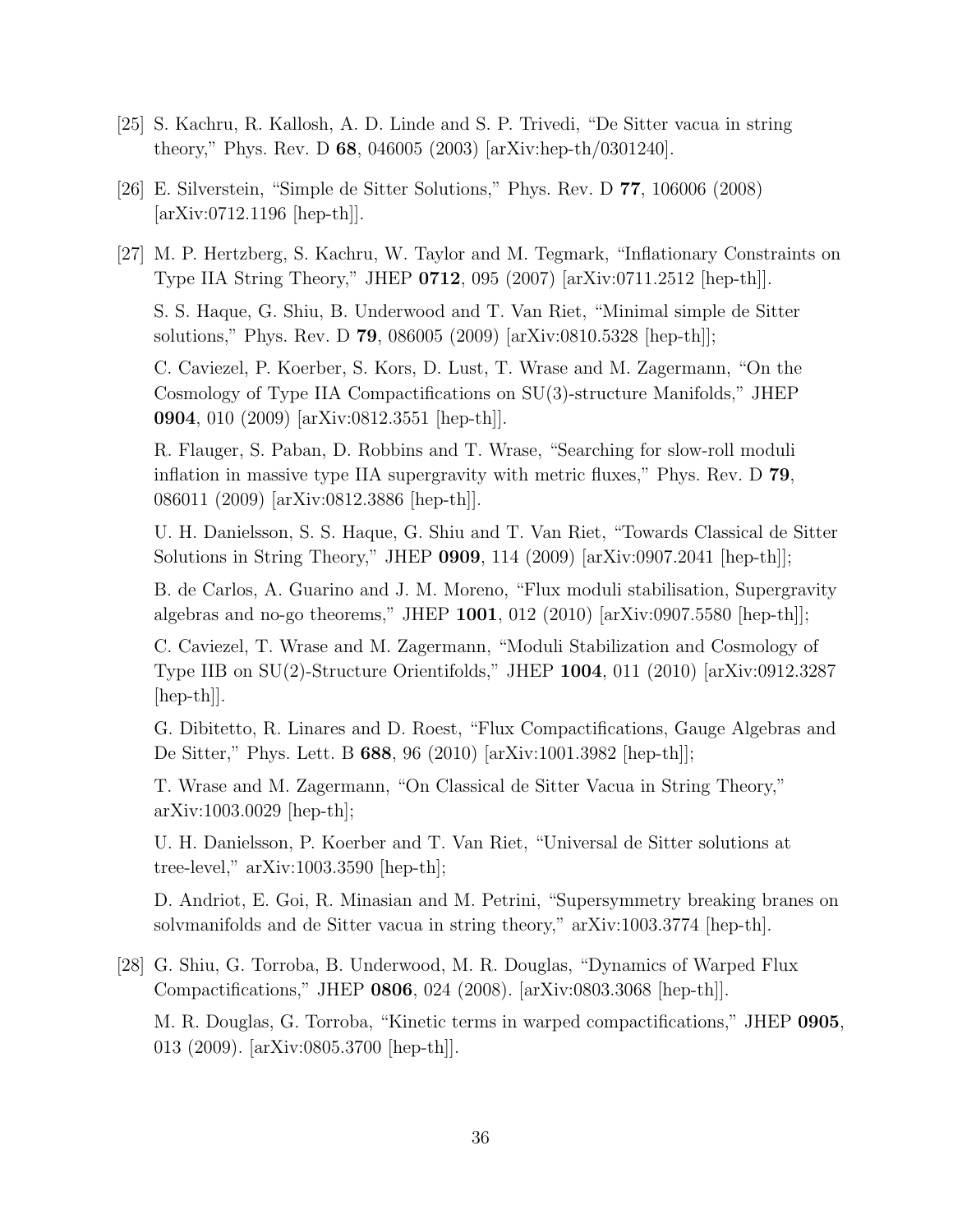[25] S. Kachru, R. Kallosh, A. D. Linde and S. P. Trivedi, "De Sitter vacua in string theory," Phys. Rev. D **68**, 046005 (2003) [arXiv:hep-th/0301240].

[26] E. Silverstein, "Simple de Sitter Solutions," Phys. Rev. D **77**, 106006 (2008) [arXiv:0712.1196 [hep-th]].

[27] M. P. Hertzberg, S. Kachru, W. Taylor and M. Tegmark, "Inflationary Constraints on Type IIA String Theory," JHEP **0712**, 095 (2007) [arXiv:0711.2512 [hep-th]].

S. S. Haque, G. Shiu, B. Underwood and T. Van Riet, "Minimal simple de Sitter solutions," Phys. Rev. D **79**, 086005 (2009) [arXiv:0810.5328 [hep-th]];

C. Caviezel, P. Koerber, S. Kors, D. Lust, T. Wrase and M. Zagermann, "On the Cosmology of Type IIA Compactifications on SU(3)-structure Manifolds," JHEP **0904**, 010 (2009) [arXiv:0812.3551 [hep-th]].

R. Flauger, S. Paban, D. Robbins and T. Wrase, "Searching for slow-roll moduli inflation in massive type IIA supergravity with metric fluxes," Phys. Rev. D **79**, 086011 (2009) [arXiv:0812.3886 [hep-th]].

U. H. Danielsson, S. S. Haque, G. Shiu and T. Van Riet, "Towards Classical de Sitter Solutions in String Theory," JHEP **0909**, 114 (2009) [arXiv:0907.2041 [hep-th]];

B. de Carlos, A. Guarino and J. M. Moreno, "Flux moduli stabilisation, Supergravity algebras and no-go theorems," JHEP **1001**, 012 (2010) [arXiv:0907.5580 [hep-th]];

C. Caviezel, T. Wrase and M. Zagermann, "Moduli Stabilization and Cosmology of Type IIB on SU(2)-Structure Orientifolds," JHEP **1004**, 011 (2010) [arXiv:0912.3287 [hep-th]].

G. Dibitetto, R. Linares and D. Roest, "Flux Compactifications, Gauge Algebras and De Sitter," Phys. Lett. B **688**, 96 (2010) [arXiv:1001.3982 [hep-th]];

T. Wrase and M. Zagermann, "On Classical de Sitter Vacua in String Theory," arXiv:1003.0029 [hep-th];

U. H. Danielsson, P. Koerber and T. Van Riet, "Universal de Sitter solutions at tree-level," arXiv:1003.3590 [hep-th];

D. Andriot, E. Goi, R. Minasian and M. Petrini, "Supersymmetry breaking branes on solvmanifolds and de Sitter vacua in string theory," arXiv:1003.3774 [hep-th].

[28] G. Shiu, G. Torroba, B. Underwood, M. R. Douglas, "Dynamics of Warped Flux Compactifications," JHEP **0806**, 024 (2008). [arXiv:0803.3068 [hep-th]].

M. R. Douglas, G. Torroba, "Kinetic terms in warped compactifications," JHEP **0905**, 013 (2009). [arXiv:0805.3700 [hep-th]].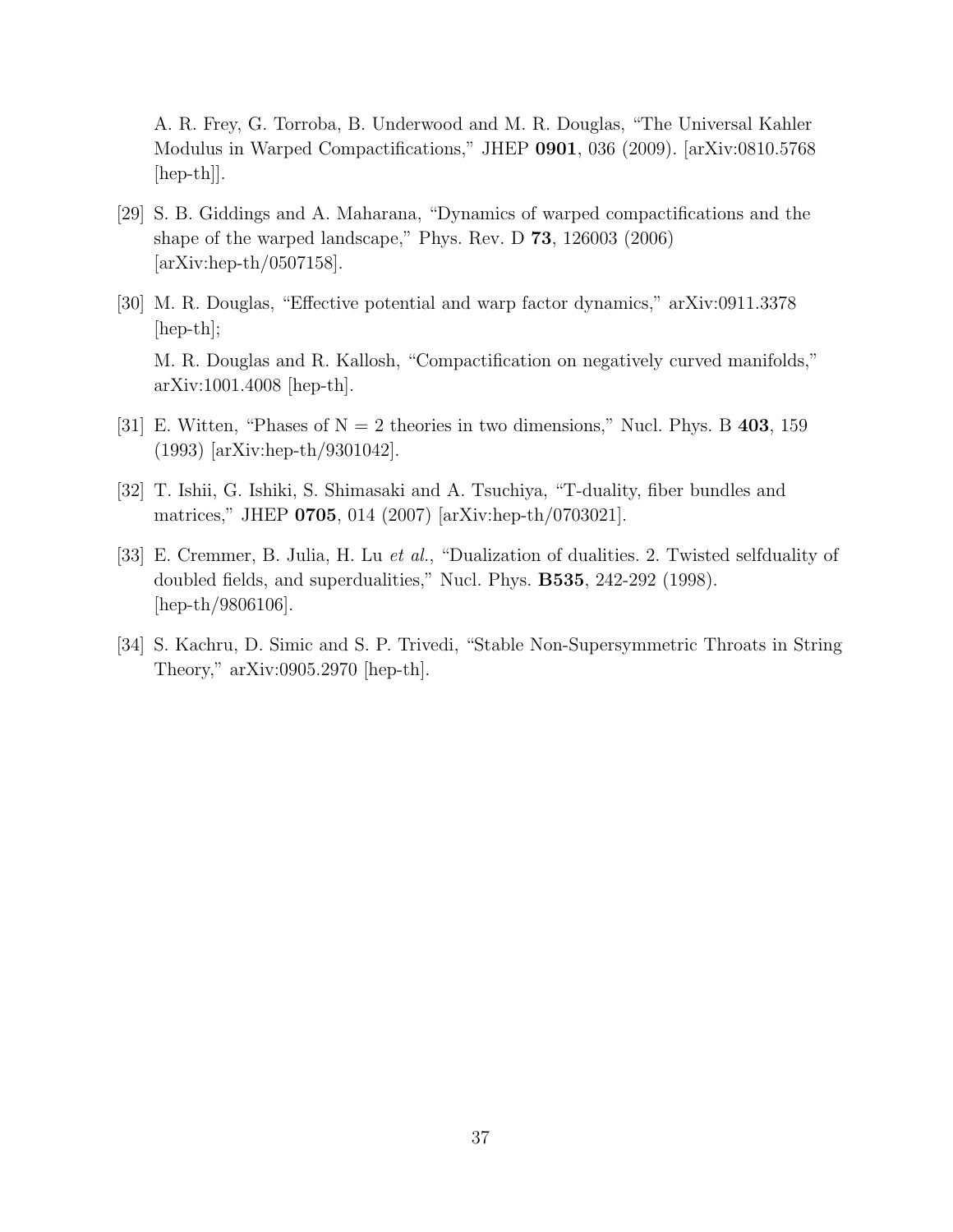A. R. Frey, G. Torroba, B. Underwood and M. R. Douglas, "The Universal Kahler Modulus in Warped Compactifications," JHEP **0901**, 036 (2009). [arXiv:0810.5768 [hep-th]].

[29] S. B. Giddings and A. Maharana, "Dynamics of warped compactifications and the shape of the warped landscape," Phys. Rev. D **73**, 126003 (2006) [arXiv:hep-th/0507158].

[30] M. R. Douglas, "Effective potential and warp factor dynamics," arXiv:0911.3378 [hep-th];

M. R. Douglas and R. Kallosh, "Compactification on negatively curved manifolds," arXiv:1001.4008 [hep-th].

[31] E. Witten, "Phases of N = 2 theories in two dimensions," Nucl. Phys. B **403**, 159 (1993) [arXiv:hep-th/9301042].

[32] T. Ishii, G. Ishiki, S. Shimasaki and A. Tsuchiya, "T-duality, fiber bundles and matrices," JHEP **0705**, 014 (2007) [arXiv:hep-th/0703021].

[33] E. Cremmer, B. Julia, H. Lu *et al.*, "Dualization of dualities. 2. Twisted selfduality of doubled fields, and superdualities," Nucl. Phys. **B535**, 242-292 (1998). [hep-th/9806106].

[34] S. Kachru, D. Simic and S. P. Trivedi, "Stable Non-Supersymmetric Throats in String Theory," arXiv:0905.2970 [hep-th].